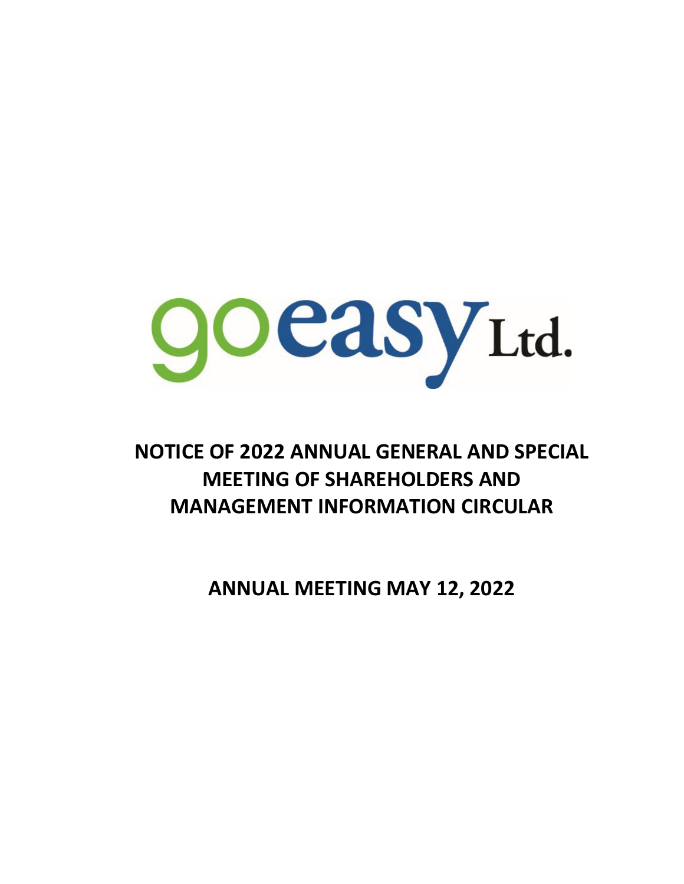goeasy Ltd.

# NOTICE OF 2022 ANNUAL GENERAL AND SPECIAL MEETING OF SHAREHOLDERS AND MANAGEMENT INFORMATION CIRCULAR

## ANNUAL MEETING MAY 12, 2022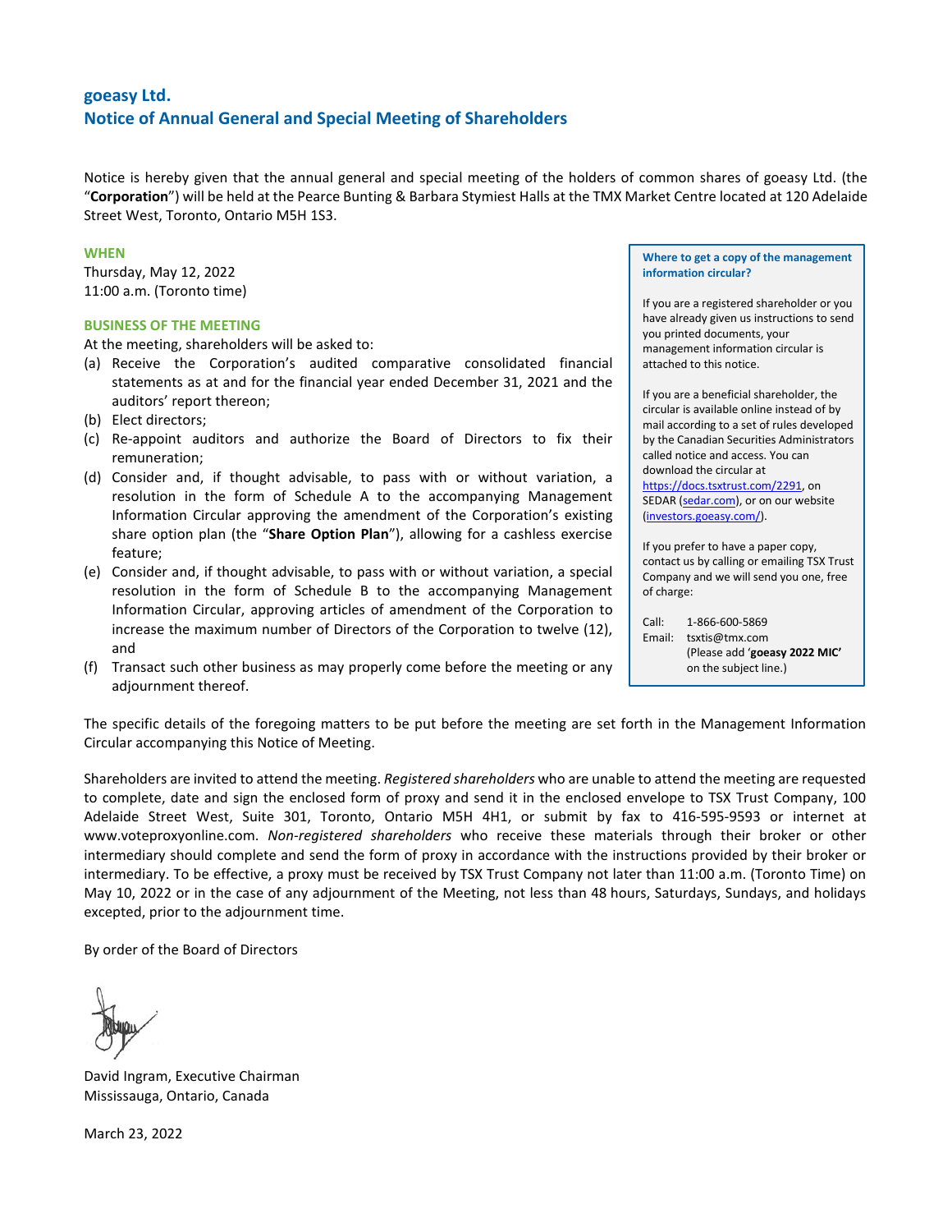# goeasy Ltd.
## Notice of Annual General and Special Meeting of Shareholders

Notice is hereby given that the annual general and special meeting of the holders of common shares of goeasy Ltd. (the "**Corporation**") will be held at the Pearce Bunting & Barbara Stymiest Halls at the TMX Market Centre located at 120 Adelaide Street West, Toronto, Ontario M5H 1S3.

### WHEN

Thursday, May 12, 2022
11:00 a.m. (Toronto time)

### BUSINESS OF THE MEETING

At the meeting, shareholders will be asked to:

(a) Receive the Corporation's audited comparative consolidated financial statements as at and for the financial year ended December 31, 2021 and the auditors' report thereon;
(b) Elect directors;
(c) Re-appoint auditors and authorize the Board of Directors to fix their remuneration;
(d) Consider and, if thought advisable, to pass with or without variation, a resolution in the form of Schedule A to the accompanying Management Information Circular approving the amendment of the Corporation's existing share option plan (the "**Share Option Plan**"), allowing for a cashless exercise feature;
(e) Consider and, if thought advisable, to pass with or without variation, a special resolution in the form of Schedule B to the accompanying Management Information Circular, approving articles of amendment of the Corporation to increase the maximum number of Directors of the Corporation to twelve (12), and
(f) Transact such other business as may properly come before the meeting or any adjournment thereof.

> **Where to get a copy of the management information circular?**
>
> If you are a registered shareholder or you have already given us instructions to send you printed documents, your management information circular is attached to this notice.
>
> If you are a beneficial shareholder, the circular is available online instead of by mail according to a set of rules developed by the Canadian Securities Administrators called notice and access. You can download the circular at https://docs.tsxtrust.com/2291, on SEDAR (sedar.com), or on our website (investors.goeasy.com/).
>
> If you prefer to have a paper copy, contact us by calling or emailing TSX Trust Company and we will send you one, free of charge:
>
> Call: 1-866-600-5869
> Email: tsxtis@tmx.com
> (Please add '**goeasy 2022 MIC**' on the subject line.)

The specific details of the foregoing matters to be put before the meeting are set forth in the Management Information Circular accompanying this Notice of Meeting.

Shareholders are invited to attend the meeting. *Registered shareholders* who are unable to attend the meeting are requested to complete, date and sign the enclosed form of proxy and send it in the enclosed envelope to TSX Trust Company, 100 Adelaide Street West, Suite 301, Toronto, Ontario M5H 4H1, or submit by fax to 416-595-9593 or internet at www.voteproxyonline.com. *Non-registered shareholders* who receive these materials through their broker or other intermediary should complete and send the form of proxy in accordance with the instructions provided by their broker or intermediary. To be effective, a proxy must be received by TSX Trust Company not later than 11:00 a.m. (Toronto Time) on May 10, 2022 or in the case of any adjournment of the Meeting, not less than 48 hours, Saturdays, Sundays, and holidays excepted, prior to the adjournment time.

By order of the Board of Directors

David Ingram, Executive Chairman
Mississauga, Ontario, Canada

March 23, 2022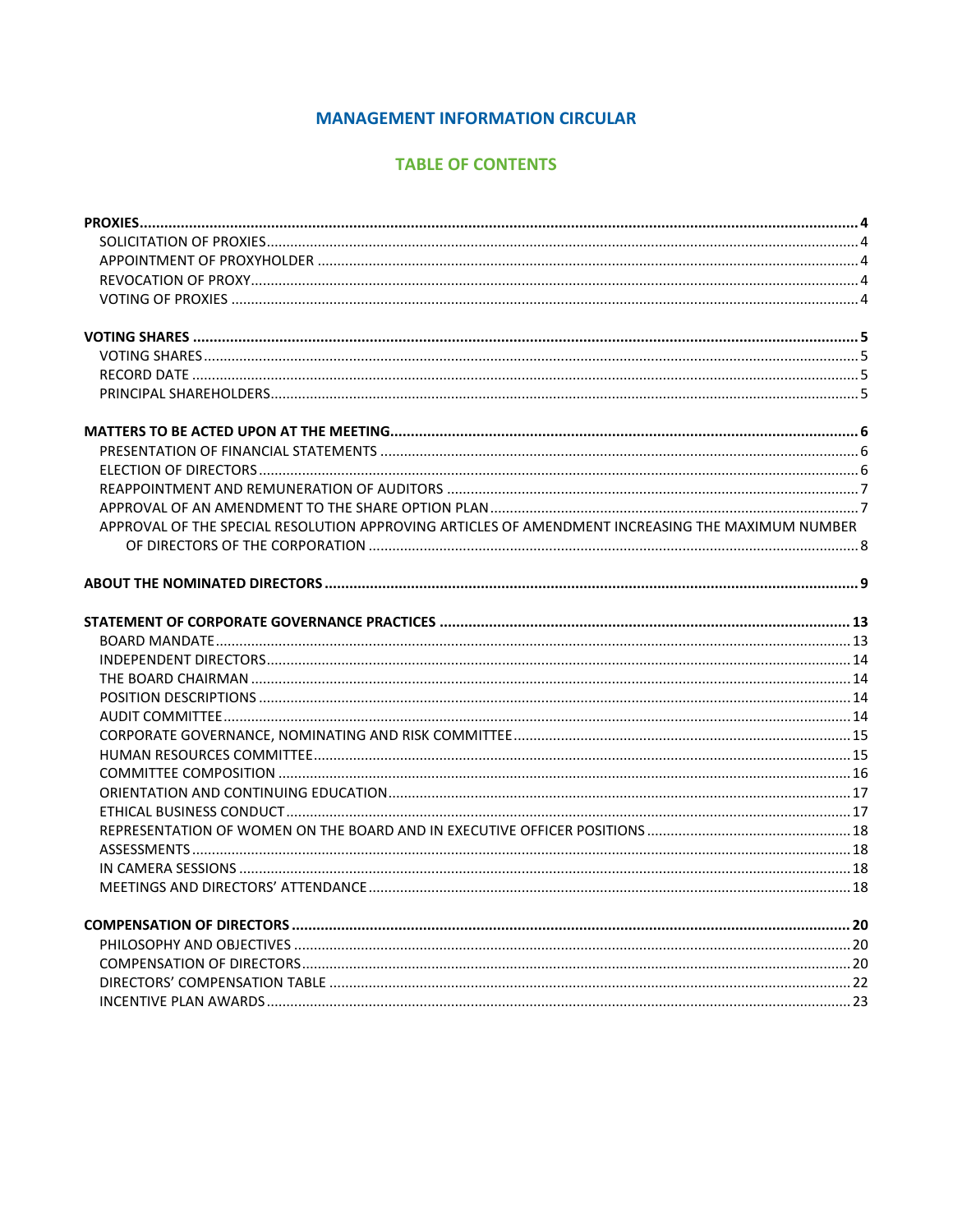# MANAGEMENT INFORMATION CIRCULAR

## TABLE OF CONTENTS

| | |
|---|---|
| **PROXIES** | **4** |
| SOLICITATION OF PROXIES | 4 |
| APPOINTMENT OF PROXYHOLDER | 4 |
| REVOCATION OF PROXY | 4 |
| VOTING OF PROXIES | 4 |
| **VOTING SHARES** | **5** |
| VOTING SHARES | 5 |
| RECORD DATE | 5 |
| PRINCIPAL SHAREHOLDERS | 5 |
| **MATTERS TO BE ACTED UPON AT THE MEETING** | **6** |
| PRESENTATION OF FINANCIAL STATEMENTS | 6 |
| ELECTION OF DIRECTORS | 6 |
| REAPPOINTMENT AND REMUNERATION OF AUDITORS | 7 |
| APPROVAL OF AN AMENDMENT TO THE SHARE OPTION PLAN | 7 |
| APPROVAL OF THE SPECIAL RESOLUTION APPROVING ARTICLES OF AMENDMENT INCREASING THE MAXIMUM NUMBER OF DIRECTORS OF THE CORPORATION | 8 |
| **ABOUT THE NOMINATED DIRECTORS** | **9** |
| **STATEMENT OF CORPORATE GOVERNANCE PRACTICES** | **13** |
| BOARD MANDATE | 13 |
| INDEPENDENT DIRECTORS | 14 |
| THE BOARD CHAIRMAN | 14 |
| POSITION DESCRIPTIONS | 14 |
| AUDIT COMMITTEE | 14 |
| CORPORATE GOVERNANCE, NOMINATING AND RISK COMMITTEE | 15 |
| HUMAN RESOURCES COMMITTEE | 15 |
| COMMITTEE COMPOSITION | 16 |
| ORIENTATION AND CONTINUING EDUCATION | 17 |
| ETHICAL BUSINESS CONDUCT | 17 |
| REPRESENTATION OF WOMEN ON THE BOARD AND IN EXECUTIVE OFFICER POSITIONS | 18 |
| ASSESSMENTS | 18 |
| IN CAMERA SESSIONS | 18 |
| MEETINGS AND DIRECTORS' ATTENDANCE | 18 |
| **COMPENSATION OF DIRECTORS** | **20** |
| PHILOSOPHY AND OBJECTIVES | 20 |
| COMPENSATION OF DIRECTORS | 20 |
| DIRECTORS' COMPENSATION TABLE | 22 |
| INCENTIVE PLAN AWARDS | 23 |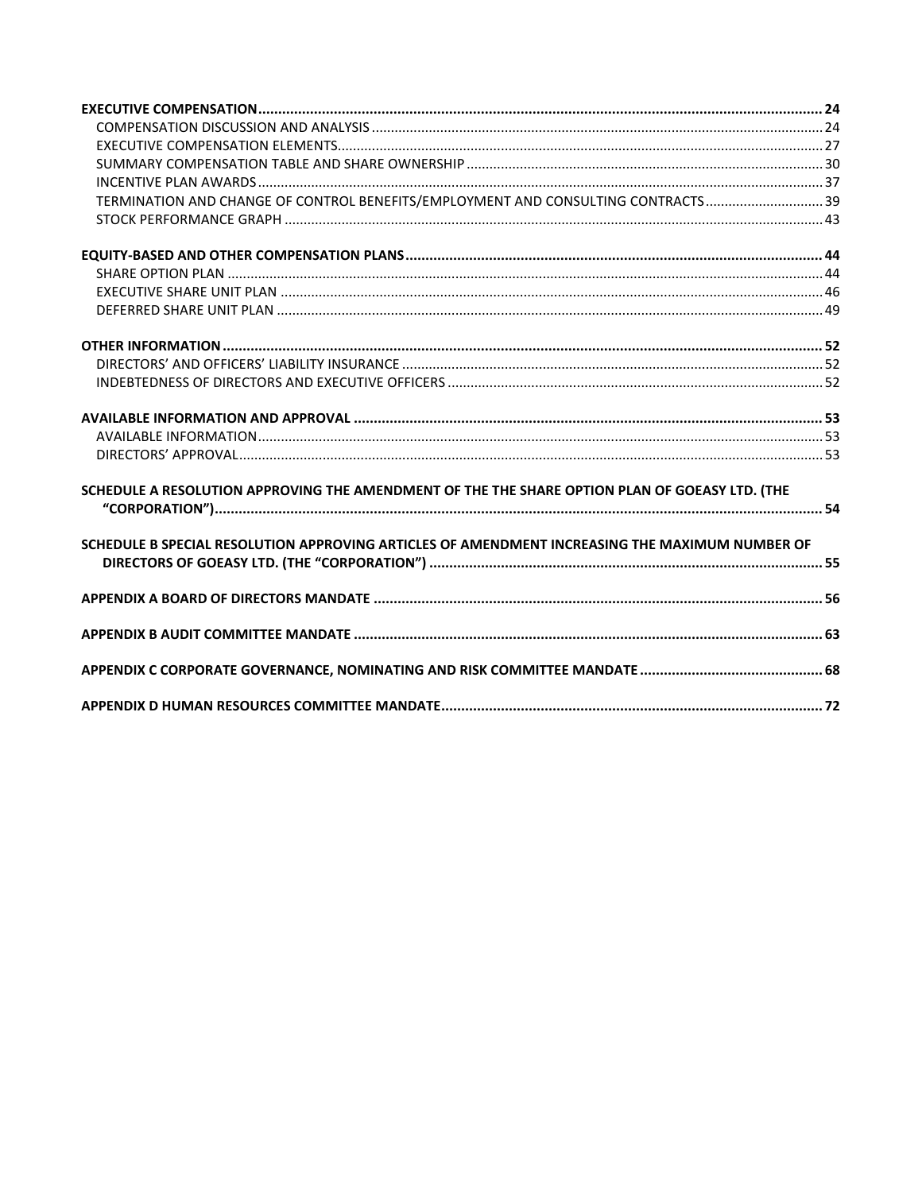**EXECUTIVE COMPENSATION** ........ 24
- COMPENSATION DISCUSSION AND ANALYSIS ........ 24
- EXECUTIVE COMPENSATION ELEMENTS ........ 27
- SUMMARY COMPENSATION TABLE AND SHARE OWNERSHIP ........ 30
- INCENTIVE PLAN AWARDS ........ 37
- TERMINATION AND CHANGE OF CONTROL BENEFITS/EMPLOYMENT AND CONSULTING CONTRACTS ........ 39
- STOCK PERFORMANCE GRAPH ........ 43

**EQUITY-BASED AND OTHER COMPENSATION PLANS** ........ 44
- SHARE OPTION PLAN ........ 44
- EXECUTIVE SHARE UNIT PLAN ........ 46
- DEFERRED SHARE UNIT PLAN ........ 49

**OTHER INFORMATION** ........ 52
- DIRECTORS' AND OFFICERS' LIABILITY INSURANCE ........ 52
- INDEBTEDNESS OF DIRECTORS AND EXECUTIVE OFFICERS ........ 52

**AVAILABLE INFORMATION AND APPROVAL** ........ 53
- AVAILABLE INFORMATION ........ 53
- DIRECTORS' APPROVAL ........ 53

**SCHEDULE A RESOLUTION APPROVING THE AMENDMENT OF THE THE SHARE OPTION PLAN OF GOEASY LTD. (THE "CORPORATION")** ........ 54

**SCHEDULE B SPECIAL RESOLUTION APPROVING ARTICLES OF AMENDMENT INCREASING THE MAXIMUM NUMBER OF DIRECTORS OF GOEASY LTD. (THE "CORPORATION")** ........ 55

**APPENDIX A BOARD OF DIRECTORS MANDATE** ........ 56

**APPENDIX B AUDIT COMMITTEE MANDATE** ........ 63

**APPENDIX C CORPORATE GOVERNANCE, NOMINATING AND RISK COMMITTEE MANDATE** ........ 68

**APPENDIX D HUMAN RESOURCES COMMITTEE MANDATE** ........ 72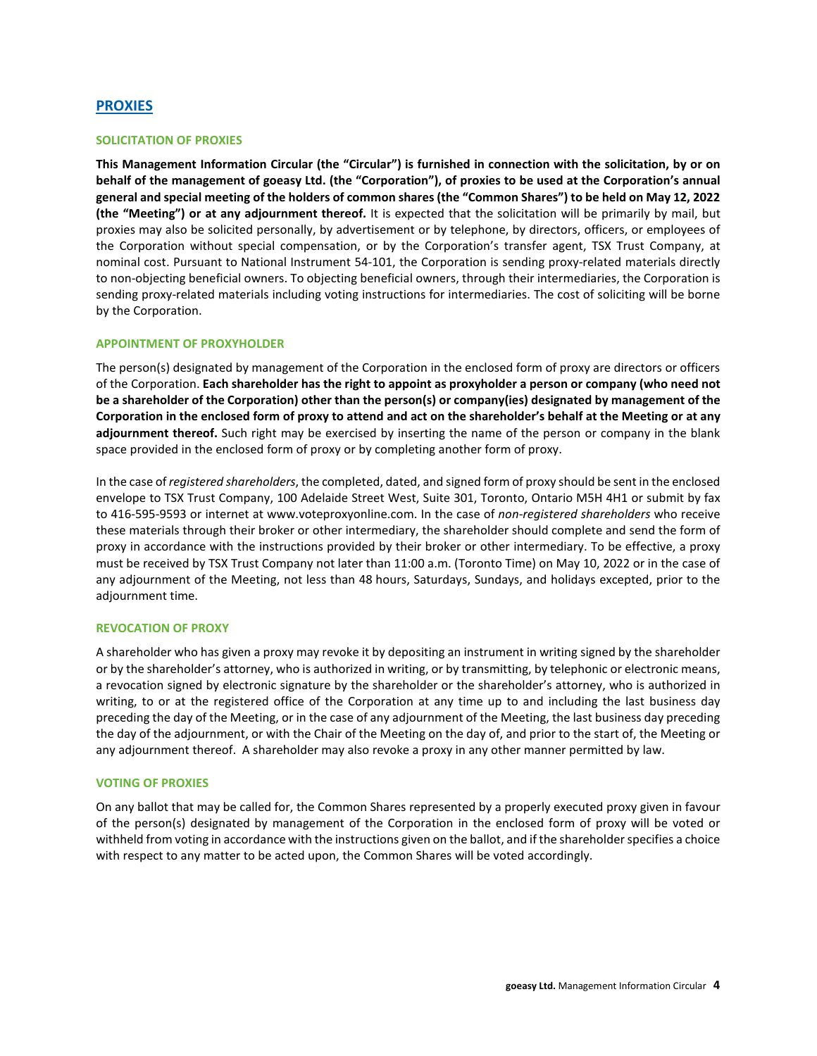## PROXIES

### SOLICITATION OF PROXIES

**This Management Information Circular (the "Circular") is furnished in connection with the solicitation, by or on behalf of the management of goeasy Ltd. (the "Corporation"), of proxies to be used at the Corporation's annual general and special meeting of the holders of common shares (the "Common Shares") to be held on May 12, 2022 (the "Meeting") or at any adjournment thereof.** It is expected that the solicitation will be primarily by mail, but proxies may also be solicited personally, by advertisement or by telephone, by directors, officers, or employees of the Corporation without special compensation, or by the Corporation's transfer agent, TSX Trust Company, at nominal cost. Pursuant to National Instrument 54-101, the Corporation is sending proxy-related materials directly to non-objecting beneficial owners. To objecting beneficial owners, through their intermediaries, the Corporation is sending proxy-related materials including voting instructions for intermediaries. The cost of soliciting will be borne by the Corporation.

### APPOINTMENT OF PROXYHOLDER

The person(s) designated by management of the Corporation in the enclosed form of proxy are directors or officers of the Corporation. **Each shareholder has the right to appoint as proxyholder a person or company (who need not be a shareholder of the Corporation) other than the person(s) or company(ies) designated by management of the Corporation in the enclosed form of proxy to attend and act on the shareholder's behalf at the Meeting or at any adjournment thereof.** Such right may be exercised by inserting the name of the person or company in the blank space provided in the enclosed form of proxy or by completing another form of proxy.

In the case of *registered shareholders*, the completed, dated, and signed form of proxy should be sent in the enclosed envelope to TSX Trust Company, 100 Adelaide Street West, Suite 301, Toronto, Ontario M5H 4H1 or submit by fax to 416-595-9593 or internet at www.voteproxyonline.com. In the case of *non-registered shareholders* who receive these materials through their broker or other intermediary, the shareholder should complete and send the form of proxy in accordance with the instructions provided by their broker or other intermediary. To be effective, a proxy must be received by TSX Trust Company not later than 11:00 a.m. (Toronto Time) on May 10, 2022 or in the case of any adjournment of the Meeting, not less than 48 hours, Saturdays, Sundays, and holidays excepted, prior to the adjournment time.

### REVOCATION OF PROXY

A shareholder who has given a proxy may revoke it by depositing an instrument in writing signed by the shareholder or by the shareholder's attorney, who is authorized in writing, or by transmitting, by telephonic or electronic means, a revocation signed by electronic signature by the shareholder or the shareholder's attorney, who is authorized in writing, to or at the registered office of the Corporation at any time up to and including the last business day preceding the day of the Meeting, or in the case of any adjournment of the Meeting, the last business day preceding the day of the adjournment, or with the Chair of the Meeting on the day of, and prior to the start of, the Meeting or any adjournment thereof. A shareholder may also revoke a proxy in any other manner permitted by law.

### VOTING OF PROXIES

On any ballot that may be called for, the Common Shares represented by a properly executed proxy given in favour of the person(s) designated by management of the Corporation in the enclosed form of proxy will be voted or withheld from voting in accordance with the instructions given on the ballot, and if the shareholder specifies a choice with respect to any matter to be acted upon, the Common Shares will be voted accordingly.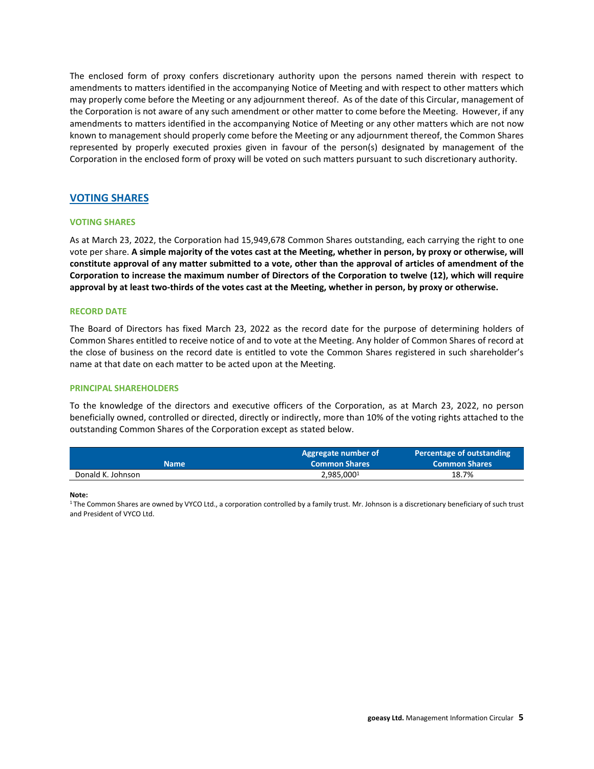The enclosed form of proxy confers discretionary authority upon the persons named therein with respect to amendments to matters identified in the accompanying Notice of Meeting and with respect to other matters which may properly come before the Meeting or any adjournment thereof. As of the date of this Circular, management of the Corporation is not aware of any such amendment or other matter to come before the Meeting. However, if any amendments to matters identified in the accompanying Notice of Meeting or any other matters which are not now known to management should properly come before the Meeting or any adjournment thereof, the Common Shares represented by properly executed proxies given in favour of the person(s) designated by management of the Corporation in the enclosed form of proxy will be voted on such matters pursuant to such discretionary authority.

## VOTING SHARES

### VOTING SHARES

As at March 23, 2022, the Corporation had 15,949,678 Common Shares outstanding, each carrying the right to one vote per share. **A simple majority of the votes cast at the Meeting, whether in person, by proxy or otherwise, will constitute approval of any matter submitted to a vote, other than the approval of articles of amendment of the Corporation to increase the maximum number of Directors of the Corporation to twelve (12), which will require approval by at least two-thirds of the votes cast at the Meeting, whether in person, by proxy or otherwise.**

### RECORD DATE

The Board of Directors has fixed March 23, 2022 as the record date for the purpose of determining holders of Common Shares entitled to receive notice of and to vote at the Meeting. Any holder of Common Shares of record at the close of business on the record date is entitled to vote the Common Shares registered in such shareholder's name at that date on each matter to be acted upon at the Meeting.

### PRINCIPAL SHAREHOLDERS

To the knowledge of the directors and executive officers of the Corporation, as at March 23, 2022, no person beneficially owned, controlled or directed, directly or indirectly, more than 10% of the voting rights attached to the outstanding Common Shares of the Corporation except as stated below.

| Name | Aggregate number of Common Shares | Percentage of outstanding Common Shares |
|---|---|---|
| Donald K. Johnson | 2,985,000[1] | 18.7% |

**Note:**

[1] The Common Shares are owned by VYCO Ltd., a corporation controlled by a family trust. Mr. Johnson is a discretionary beneficiary of such trust and President of VYCO Ltd.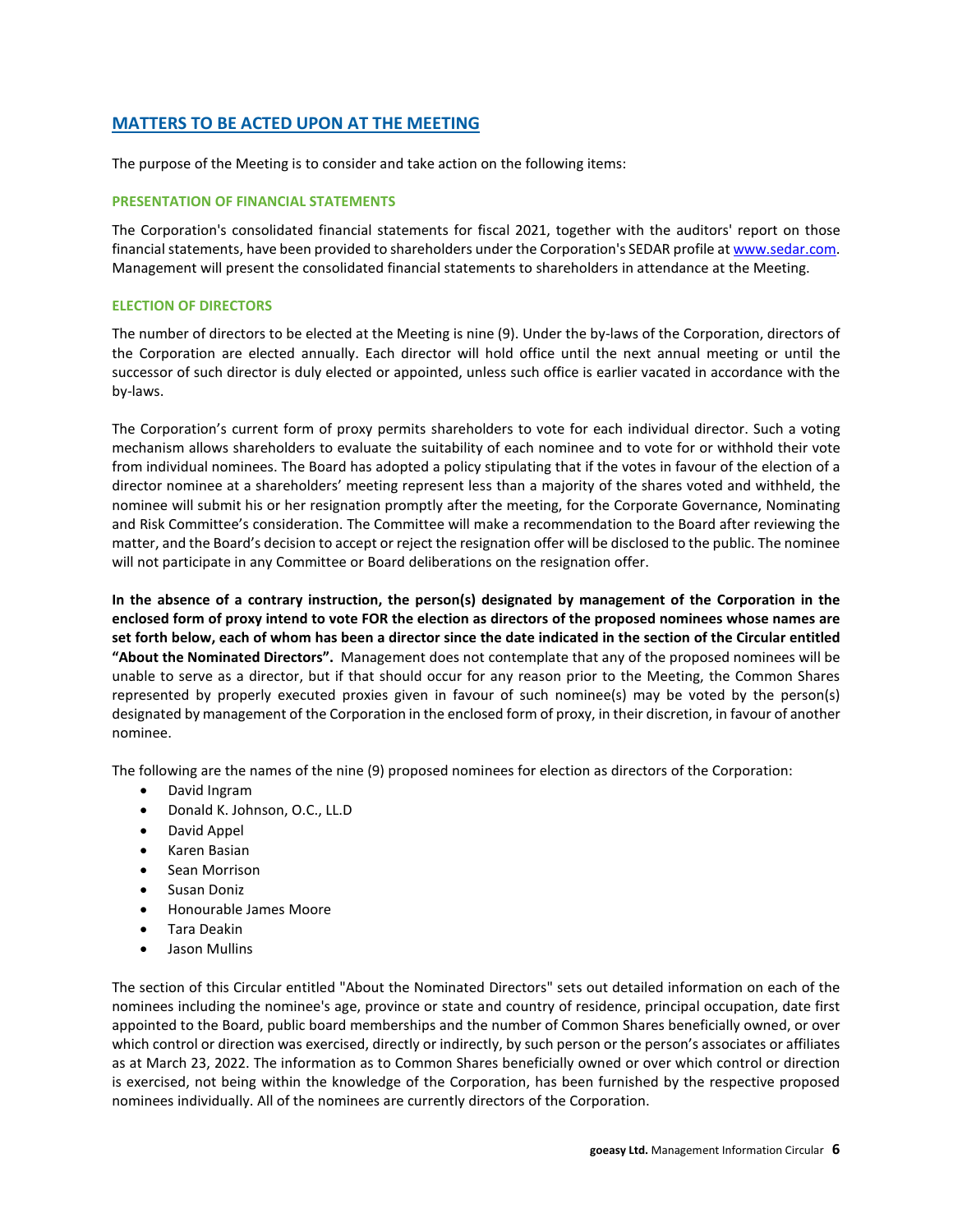## MATTERS TO BE ACTED UPON AT THE MEETING

The purpose of the Meeting is to consider and take action on the following items:

### PRESENTATION OF FINANCIAL STATEMENTS

The Corporation's consolidated financial statements for fiscal 2021, together with the auditors' report on those financial statements, have been provided to shareholders under the Corporation's SEDAR profile at www.sedar.com. Management will present the consolidated financial statements to shareholders in attendance at the Meeting.

### ELECTION OF DIRECTORS

The number of directors to be elected at the Meeting is nine (9). Under the by-laws of the Corporation, directors of the Corporation are elected annually. Each director will hold office until the next annual meeting or until the successor of such director is duly elected or appointed, unless such office is earlier vacated in accordance with the by-laws.

The Corporation's current form of proxy permits shareholders to vote for each individual director. Such a voting mechanism allows shareholders to evaluate the suitability of each nominee and to vote for or withhold their vote from individual nominees. The Board has adopted a policy stipulating that if the votes in favour of the election of a director nominee at a shareholders' meeting represent less than a majority of the shares voted and withheld, the nominee will submit his or her resignation promptly after the meeting, for the Corporate Governance, Nominating and Risk Committee's consideration. The Committee will make a recommendation to the Board after reviewing the matter, and the Board's decision to accept or reject the resignation offer will be disclosed to the public. The nominee will not participate in any Committee or Board deliberations on the resignation offer.

**In the absence of a contrary instruction, the person(s) designated by management of the Corporation in the enclosed form of proxy intend to vote FOR the election as directors of the proposed nominees whose names are set forth below, each of whom has been a director since the date indicated in the section of the Circular entitled "About the Nominated Directors".** Management does not contemplate that any of the proposed nominees will be unable to serve as a director, but if that should occur for any reason prior to the Meeting, the Common Shares represented by properly executed proxies given in favour of such nominee(s) may be voted by the person(s) designated by management of the Corporation in the enclosed form of proxy, in their discretion, in favour of another nominee.

The following are the names of the nine (9) proposed nominees for election as directors of the Corporation:

- David Ingram
- Donald K. Johnson, O.C., LL.D
- David Appel
- Karen Basian
- Sean Morrison
- Susan Doniz
- Honourable James Moore
- Tara Deakin
- Jason Mullins

The section of this Circular entitled "About the Nominated Directors" sets out detailed information on each of the nominees including the nominee's age, province or state and country of residence, principal occupation, date first appointed to the Board, public board memberships and the number of Common Shares beneficially owned, or over which control or direction was exercised, directly or indirectly, by such person or the person's associates or affiliates as at March 23, 2022. The information as to Common Shares beneficially owned or over which control or direction is exercised, not being within the knowledge of the Corporation, has been furnished by the respective proposed nominees individually. All of the nominees are currently directors of the Corporation.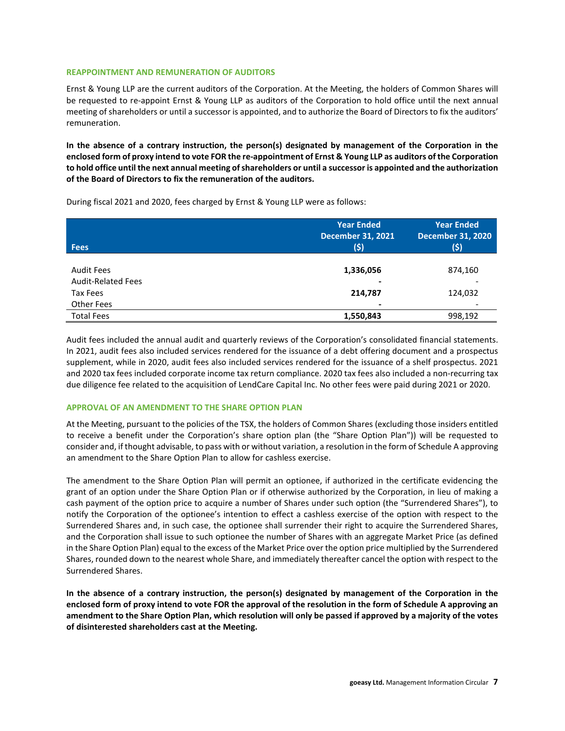## REAPPOINTMENT AND REMUNERATION OF AUDITORS

Ernst & Young LLP are the current auditors of the Corporation. At the Meeting, the holders of Common Shares will be requested to re-appoint Ernst & Young LLP as auditors of the Corporation to hold office until the next annual meeting of shareholders or until a successor is appointed, and to authorize the Board of Directors to fix the auditors' remuneration.

**In the absence of a contrary instruction, the person(s) designated by management of the Corporation in the enclosed form of proxy intend to vote FOR the re-appointment of Ernst & Young LLP as auditors of the Corporation to hold office until the next annual meeting of shareholders or until a successor is appointed and the authorization of the Board of Directors to fix the remuneration of the auditors.**

During fiscal 2021 and 2020, fees charged by Ernst & Young LLP were as follows:

| Fees | Year Ended December 31, 2021 ($) | Year Ended December 31, 2020 ($) |
|---|---|---|
| Audit Fees | **1,336,056** | 874,160 |
| Audit-Related Fees | **-** | - |
| Tax Fees | **214,787** | 124,032 |
| Other Fees | **-** | - |
| Total Fees | **1,550,843** | 998,192 |

Audit fees included the annual audit and quarterly reviews of the Corporation's consolidated financial statements. In 2021, audit fees also included services rendered for the issuance of a debt offering document and a prospectus supplement, while in 2020, audit fees also included services rendered for the issuance of a shelf prospectus. 2021 and 2020 tax fees included corporate income tax return compliance. 2020 tax fees also included a non-recurring tax due diligence fee related to the acquisition of LendCare Capital Inc. No other fees were paid during 2021 or 2020.

## APPROVAL OF AN AMENDMENT TO THE SHARE OPTION PLAN

At the Meeting, pursuant to the policies of the TSX, the holders of Common Shares (excluding those insiders entitled to receive a benefit under the Corporation's share option plan (the "Share Option Plan")) will be requested to consider and, if thought advisable, to pass with or without variation, a resolution in the form of Schedule A approving an amendment to the Share Option Plan to allow for cashless exercise.

The amendment to the Share Option Plan will permit an optionee, if authorized in the certificate evidencing the grant of an option under the Share Option Plan or if otherwise authorized by the Corporation, in lieu of making a cash payment of the option price to acquire a number of Shares under such option (the "Surrendered Shares"), to notify the Corporation of the optionee's intention to effect a cashless exercise of the option with respect to the Surrendered Shares and, in such case, the optionee shall surrender their right to acquire the Surrendered Shares, and the Corporation shall issue to such optionee the number of Shares with an aggregate Market Price (as defined in the Share Option Plan) equal to the excess of the Market Price over the option price multiplied by the Surrendered Shares, rounded down to the nearest whole Share, and immediately thereafter cancel the option with respect to the Surrendered Shares.

**In the absence of a contrary instruction, the person(s) designated by management of the Corporation in the enclosed form of proxy intend to vote FOR the approval of the resolution in the form of Schedule A approving an amendment to the Share Option Plan, which resolution will only be passed if approved by a majority of the votes of disinterested shareholders cast at the Meeting.**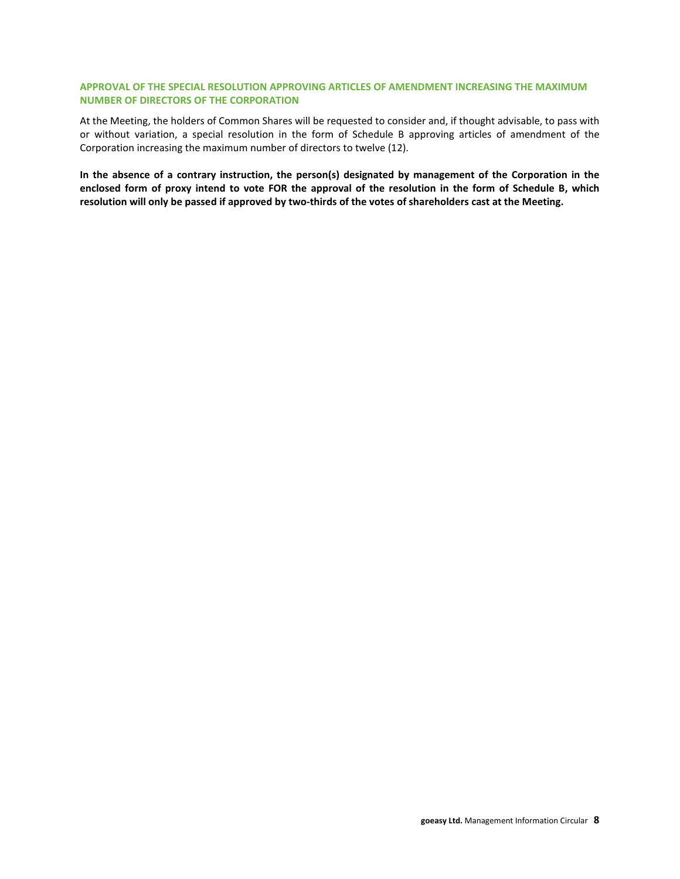### APPROVAL OF THE SPECIAL RESOLUTION APPROVING ARTICLES OF AMENDMENT INCREASING THE MAXIMUM NUMBER OF DIRECTORS OF THE CORPORATION

At the Meeting, the holders of Common Shares will be requested to consider and, if thought advisable, to pass with or without variation, a special resolution in the form of Schedule B approving articles of amendment of the Corporation increasing the maximum number of directors to twelve (12).

**In the absence of a contrary instruction, the person(s) designated by management of the Corporation in the enclosed form of proxy intend to vote FOR the approval of the resolution in the form of Schedule B, which resolution will only be passed if approved by two-thirds of the votes of shareholders cast at the Meeting.**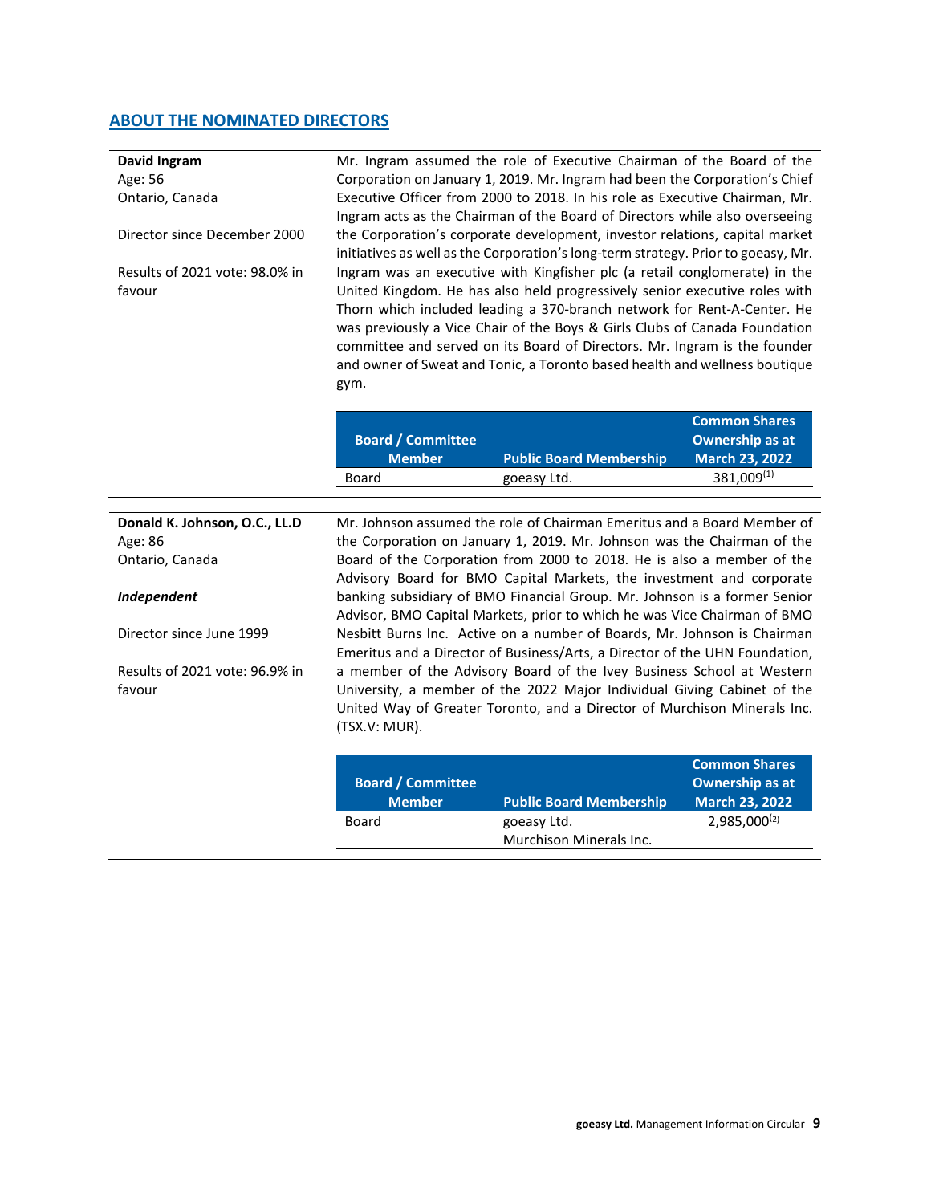## ABOUT THE NOMINATED DIRECTORS

**David Ingram**
Age: 56
Ontario, Canada

Director since December 2000

Results of 2021 vote: 98.0% in favour

Mr. Ingram assumed the role of Executive Chairman of the Board of the Corporation on January 1, 2019. Mr. Ingram had been the Corporation's Chief Executive Officer from 2000 to 2018. In his role as Executive Chairman, Mr. Ingram acts as the Chairman of the Board of Directors while also overseeing the Corporation's corporate development, investor relations, capital market initiatives as well as the Corporation's long-term strategy. Prior to goeasy, Mr. Ingram was an executive with Kingfisher plc (a retail conglomerate) in the United Kingdom. He has also held progressively senior executive roles with Thorn which included leading a 370-branch network for Rent-A-Center. He was previously a Vice Chair of the Boys & Girls Clubs of Canada Foundation committee and served on its Board of Directors. Mr. Ingram is the founder and owner of Sweat and Tonic, a Toronto based health and wellness boutique gym.

| Board / Committee Member | Public Board Membership | Common Shares Ownership as at March 23, 2022 |
|---|---|---|
| Board | goeasy Ltd. | 381,009[1] |

**Donald K. Johnson, O.C., LL.D**
Age: 86
Ontario, Canada

***Independent***

Director since June 1999

Results of 2021 vote: 96.9% in favour

Mr. Johnson assumed the role of Chairman Emeritus and a Board Member of the Corporation on January 1, 2019. Mr. Johnson was the Chairman of the Board of the Corporation from 2000 to 2018. He is also a member of the Advisory Board for BMO Capital Markets, the investment and corporate banking subsidiary of BMO Financial Group. Mr. Johnson is a former Senior Advisor, BMO Capital Markets, prior to which he was Vice Chairman of BMO Nesbitt Burns Inc. Active on a number of Boards, Mr. Johnson is Chairman Emeritus and a Director of Business/Arts, a Director of the UHN Foundation, a member of the Advisory Board of the Ivey Business School at Western University, a member of the 2022 Major Individual Giving Cabinet of the United Way of Greater Toronto, and a Director of Murchison Minerals Inc. (TSX.V: MUR).

| Board / Committee Member | Public Board Membership | Common Shares Ownership as at March 23, 2022 |
|---|---|---|
| Board | goeasy Ltd.<br>Murchison Minerals Inc. | 2,985,000[2] |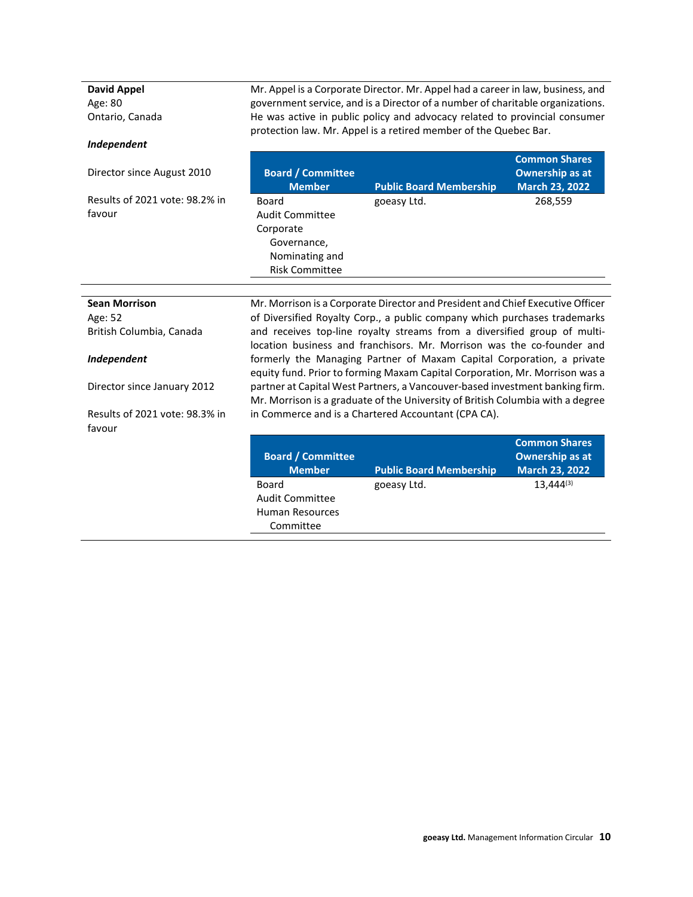**David Appel**
Age: 80
Ontario, Canada

***Independent***

Director since August 2010

Results of 2021 vote: 98.2% in favour

Mr. Appel is a Corporate Director. Mr. Appel had a career in law, business, and government service, and is a Director of a number of charitable organizations. He was active in public policy and advocacy related to provincial consumer protection law. Mr. Appel is a retired member of the Quebec Bar.

| Board / Committee Member | Public Board Membership | Common Shares Ownership as at March 23, 2022 |
|---|---|---|
| Board<br>Audit Committee<br>Corporate Governance, Nominating and Risk Committee | goeasy Ltd. | 268,559 |

---

**Sean Morrison**
Age: 52
British Columbia, Canada

***Independent***

Director since January 2012

Results of 2021 vote: 98.3% in favour

Mr. Morrison is a Corporate Director and President and Chief Executive Officer of Diversified Royalty Corp., a public company which purchases trademarks and receives top-line royalty streams from a diversified group of multi-location business and franchisors. Mr. Morrison was the co-founder and formerly the Managing Partner of Maxam Capital Corporation, a private equity fund. Prior to forming Maxam Capital Corporation, Mr. Morrison was a partner at Capital West Partners, a Vancouver-based investment banking firm. Mr. Morrison is a graduate of the University of British Columbia with a degree in Commerce and is a Chartered Accountant (CPA CA).

| Board / Committee Member | Public Board Membership | Common Shares Ownership as at March 23, 2022 |
|---|---|---|
| Board<br>Audit Committee<br>Human Resources Committee | goeasy Ltd. | 13,444[(3)] |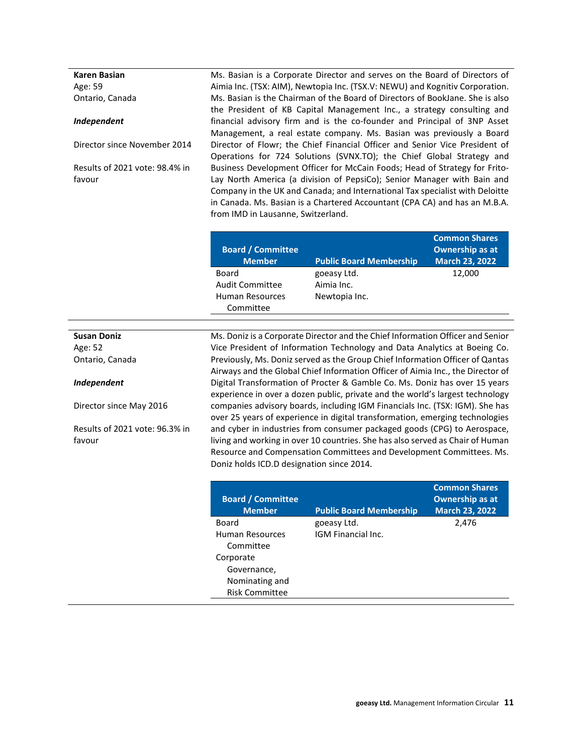**Karen Basian**
Age: 59
Ontario, Canada

***Independent***

Director since November 2014

Results of 2021 vote: 98.4% in favour

Ms. Basian is a Corporate Director and serves on the Board of Directors of Aimia Inc. (TSX: AIM), Newtopia Inc. (TSX.V: NEWU) and Kognitiv Corporation. Ms. Basian is the Chairman of the Board of Directors of BookJane. She is also the President of KB Capital Management Inc., a strategy consulting and financial advisory firm and is the co-founder and Principal of 3NP Asset Management, a real estate company. Ms. Basian was previously a Board Director of Flowr; the Chief Financial Officer and Senior Vice President of Operations for 724 Solutions (SVNX.TO); the Chief Global Strategy and Business Development Officer for McCain Foods; Head of Strategy for Frito-Lay North America (a division of PepsiCo); Senior Manager with Bain and Company in the UK and Canada; and International Tax specialist with Deloitte in Canada. Ms. Basian is a Chartered Accountant (CPA CA) and has an M.B.A. from IMD in Lausanne, Switzerland.

| Board / Committee Member | Public Board Membership | Common Shares Ownership as at March 23, 2022 |
|---|---|---|
| Board<br>Audit Committee<br>Human Resources Committee | goeasy Ltd.<br>Aimia Inc.<br>Newtopia Inc. | 12,000 |

---

**Susan Doniz**
Age: 52
Ontario, Canada

***Independent***

Director since May 2016

Results of 2021 vote: 96.3% in favour

Ms. Doniz is a Corporate Director and the Chief Information Officer and Senior Vice President of Information Technology and Data Analytics at Boeing Co. Previously, Ms. Doniz served as the Group Chief Information Officer of Qantas Airways and the Global Chief Information Officer of Aimia Inc., the Director of Digital Transformation of Procter & Gamble Co. Ms. Doniz has over 15 years experience in over a dozen public, private and the world's largest technology companies advisory boards, including IGM Financials Inc. (TSX: IGM). She has over 25 years of experience in digital transformation, emerging technologies and cyber in industries from consumer packaged goods (CPG) to Aerospace, living and working in over 10 countries. She has also served as Chair of Human Resource and Compensation Committees and Development Committees. Ms. Doniz holds ICD.D designation since 2014.

| Board / Committee Member | Public Board Membership | Common Shares Ownership as at March 23, 2022 |
|---|---|---|
| Board<br>Human Resources Committee<br>Corporate Governance, Nominating and Risk Committee | goeasy Ltd.<br>IGM Financial Inc. | 2,476 |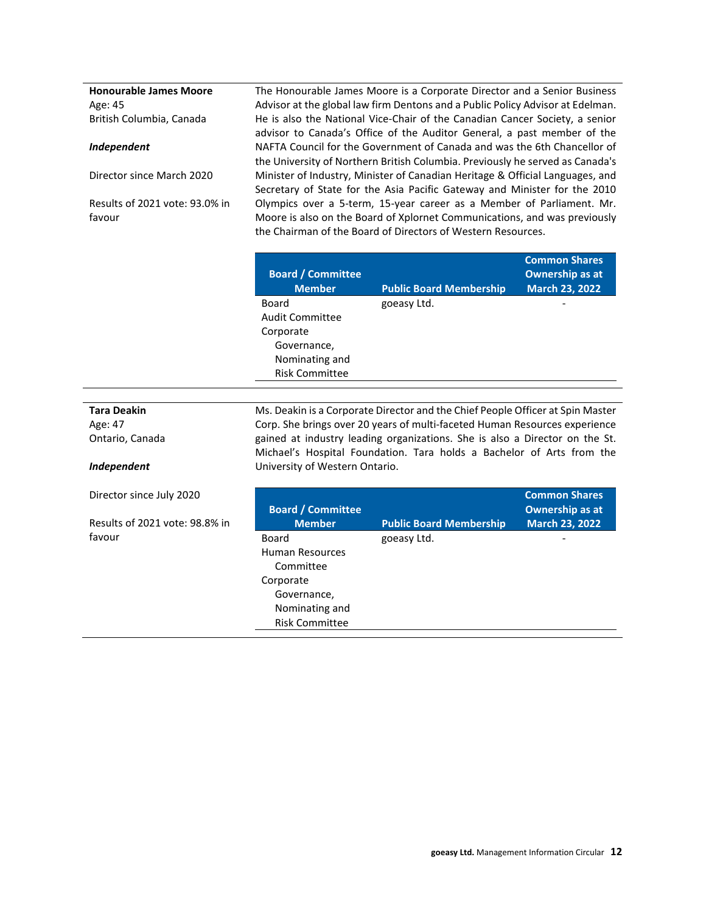**Honourable James Moore**
Age: 45
British Columbia, Canada

***Independent***

Director since March 2020

Results of 2021 vote: 93.0% in favour

The Honourable James Moore is a Corporate Director and a Senior Business Advisor at the global law firm Dentons and a Public Policy Advisor at Edelman. He is also the National Vice-Chair of the Canadian Cancer Society, a senior advisor to Canada's Office of the Auditor General, a past member of the NAFTA Council for the Government of Canada and was the 6th Chancellor of the University of Northern British Columbia. Previously he served as Canada's Minister of Industry, Minister of Canadian Heritage & Official Languages, and Secretary of State for the Asia Pacific Gateway and Minister for the 2010 Olympics over a 5-term, 15-year career as a Member of Parliament. Mr. Moore is also on the Board of Xplornet Communications, and was previously the Chairman of the Board of Directors of Western Resources.

| Board / Committee Member | Public Board Membership | Common Shares Ownership as at March 23, 2022 |
|---|---|---|
| Board<br>Audit Committee<br>Corporate Governance, Nominating and Risk Committee | goeasy Ltd. | - |

---

**Tara Deakin**
Age: 47
Ontario, Canada

***Independent***

Director since July 2020

Results of 2021 vote: 98.8% in favour

Ms. Deakin is a Corporate Director and the Chief People Officer at Spin Master Corp. She brings over 20 years of multi-faceted Human Resources experience gained at industry leading organizations. She is also a Director on the St. Michael's Hospital Foundation. Tara holds a Bachelor of Arts from the University of Western Ontario.

| Board / Committee Member | Public Board Membership | Common Shares Ownership as at March 23, 2022 |
|---|---|---|
| Board<br>Human Resources Committee<br>Corporate Governance, Nominating and Risk Committee | goeasy Ltd. | - |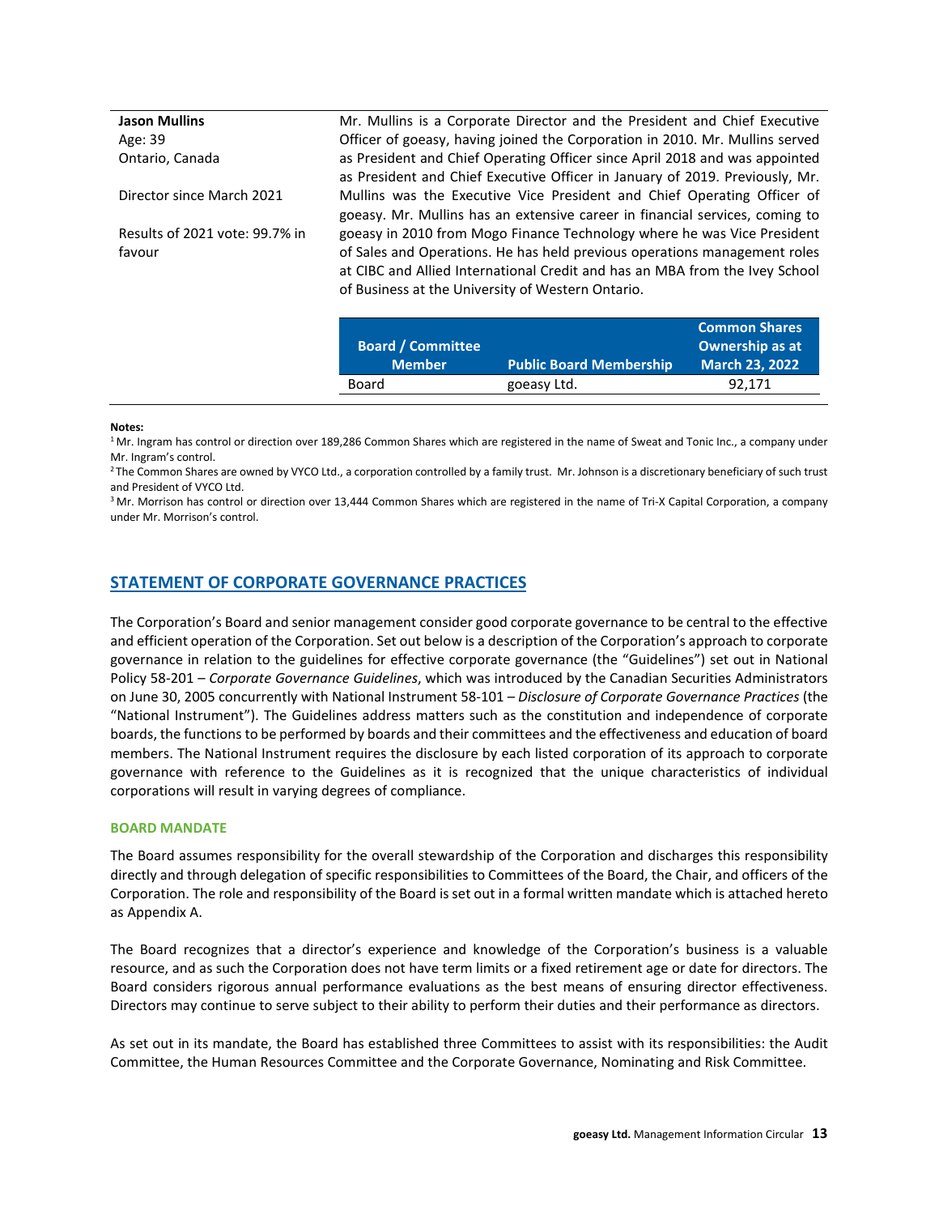| | |
|---|---|
| **Jason Mullins**<br>Age: 39<br>Ontario, Canada<br><br>Director since March 2021<br><br>Results of 2021 vote: 99.7% in favour | Mr. Mullins is a Corporate Director and the President and Chief Executive Officer of goeasy, having joined the Corporation in 2010. Mr. Mullins served as President and Chief Operating Officer since April 2018 and was appointed as President and Chief Executive Officer in January of 2019. Previously, Mr. Mullins was the Executive Vice President and Chief Operating Officer of goeasy. Mr. Mullins has an extensive career in financial services, coming to goeasy in 2010 from Mogo Finance Technology where he was Vice President of Sales and Operations. He has held previous operations management roles at CIBC and Allied International Credit and has an MBA from the Ivey School of Business at the University of Western Ontario. |

| Board / Committee Member | Public Board Membership | Common Shares Ownership as at March 23, 2022 |
|---|---|---|
| Board | goeasy Ltd. | 92,171 |

**Notes:**

[1] Mr. Ingram has control or direction over 189,286 Common Shares which are registered in the name of Sweat and Tonic Inc., a company under Mr. Ingram's control.

[2] The Common Shares are owned by VYCO Ltd., a corporation controlled by a family trust. Mr. Johnson is a discretionary beneficiary of such trust and President of VYCO Ltd.

[3] Mr. Morrison has control or direction over 13,444 Common Shares which are registered in the name of Tri-X Capital Corporation, a company under Mr. Morrison's control.

## STATEMENT OF CORPORATE GOVERNANCE PRACTICES

The Corporation's Board and senior management consider good corporate governance to be central to the effective and efficient operation of the Corporation. Set out below is a description of the Corporation's approach to corporate governance in relation to the guidelines for effective corporate governance (the "Guidelines") set out in National Policy 58-201 – *Corporate Governance Guidelines*, which was introduced by the Canadian Securities Administrators on June 30, 2005 concurrently with National Instrument 58-101 – *Disclosure of Corporate Governance Practices* (the "National Instrument"). The Guidelines address matters such as the constitution and independence of corporate boards, the functions to be performed by boards and their committees and the effectiveness and education of board members. The National Instrument requires the disclosure by each listed corporation of its approach to corporate governance with reference to the Guidelines as it is recognized that the unique characteristics of individual corporations will result in varying degrees of compliance.

### BOARD MANDATE

The Board assumes responsibility for the overall stewardship of the Corporation and discharges this responsibility directly and through delegation of specific responsibilities to Committees of the Board, the Chair, and officers of the Corporation. The role and responsibility of the Board is set out in a formal written mandate which is attached hereto as Appendix A.

The Board recognizes that a director's experience and knowledge of the Corporation's business is a valuable resource, and as such the Corporation does not have term limits or a fixed retirement age or date for directors. The Board considers rigorous annual performance evaluations as the best means of ensuring director effectiveness. Directors may continue to serve subject to their ability to perform their duties and their performance as directors.

As set out in its mandate, the Board has established three Committees to assist with its responsibilities: the Audit Committee, the Human Resources Committee and the Corporate Governance, Nominating and Risk Committee.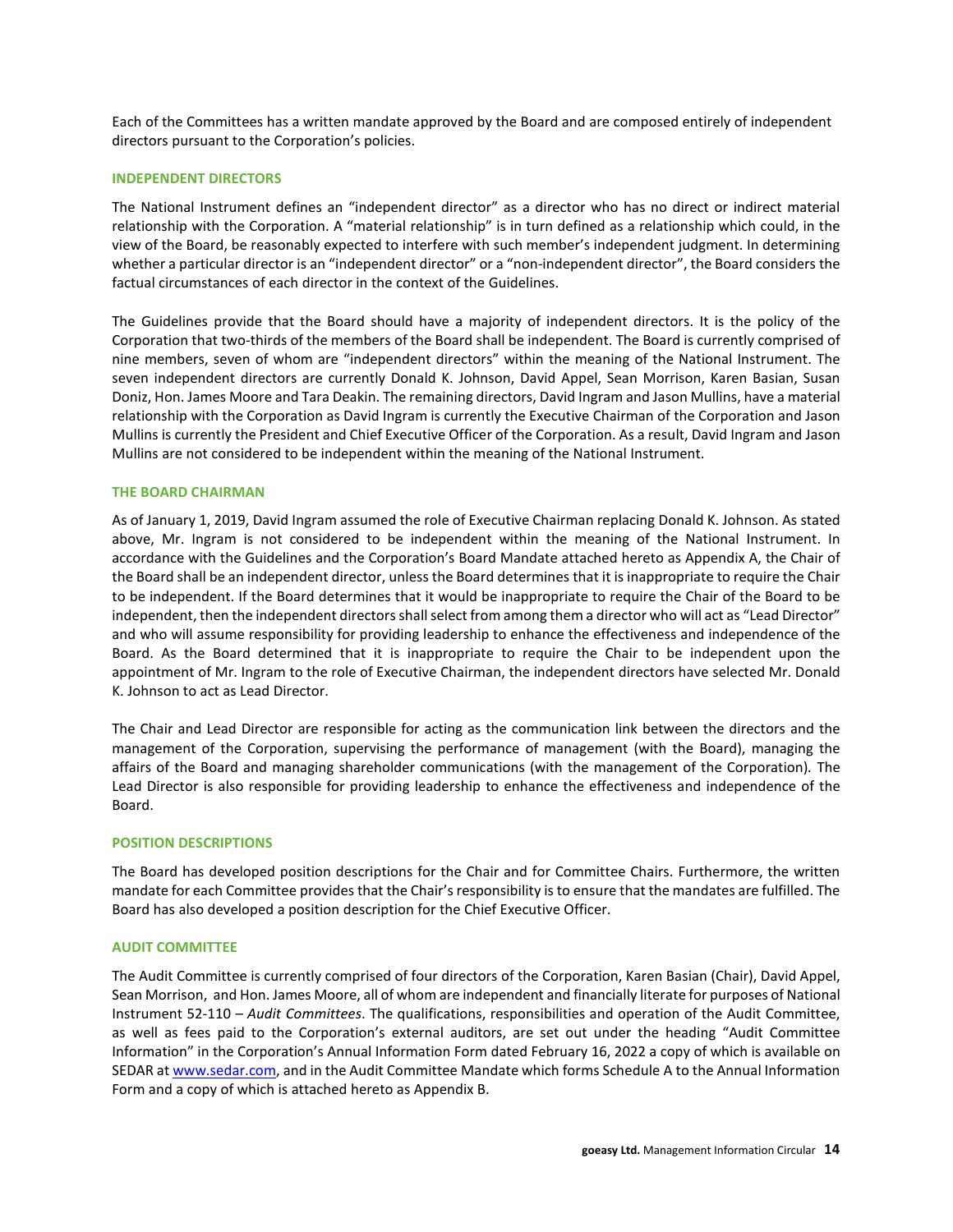Each of the Committees has a written mandate approved by the Board and are composed entirely of independent directors pursuant to the Corporation's policies.

## INDEPENDENT DIRECTORS

The National Instrument defines an "independent director" as a director who has no direct or indirect material relationship with the Corporation. A "material relationship" is in turn defined as a relationship which could, in the view of the Board, be reasonably expected to interfere with such member's independent judgment. In determining whether a particular director is an "independent director" or a "non-independent director", the Board considers the factual circumstances of each director in the context of the Guidelines.

The Guidelines provide that the Board should have a majority of independent directors. It is the policy of the Corporation that two-thirds of the members of the Board shall be independent. The Board is currently comprised of nine members, seven of whom are "independent directors" within the meaning of the National Instrument. The seven independent directors are currently Donald K. Johnson, David Appel, Sean Morrison, Karen Basian, Susan Doniz, Hon. James Moore and Tara Deakin. The remaining directors, David Ingram and Jason Mullins, have a material relationship with the Corporation as David Ingram is currently the Executive Chairman of the Corporation and Jason Mullins is currently the President and Chief Executive Officer of the Corporation. As a result, David Ingram and Jason Mullins are not considered to be independent within the meaning of the National Instrument.

## THE BOARD CHAIRMAN

As of January 1, 2019, David Ingram assumed the role of Executive Chairman replacing Donald K. Johnson. As stated above, Mr. Ingram is not considered to be independent within the meaning of the National Instrument. In accordance with the Guidelines and the Corporation's Board Mandate attached hereto as Appendix A, the Chair of the Board shall be an independent director, unless the Board determines that it is inappropriate to require the Chair to be independent. If the Board determines that it would be inappropriate to require the Chair of the Board to be independent, then the independent directors shall select from among them a director who will act as "Lead Director" and who will assume responsibility for providing leadership to enhance the effectiveness and independence of the Board. As the Board determined that it is inappropriate to require the Chair to be independent upon the appointment of Mr. Ingram to the role of Executive Chairman, the independent directors have selected Mr. Donald K. Johnson to act as Lead Director.

The Chair and Lead Director are responsible for acting as the communication link between the directors and the management of the Corporation, supervising the performance of management (with the Board), managing the affairs of the Board and managing shareholder communications (with the management of the Corporation). The Lead Director is also responsible for providing leadership to enhance the effectiveness and independence of the Board.

## POSITION DESCRIPTIONS

The Board has developed position descriptions for the Chair and for Committee Chairs. Furthermore, the written mandate for each Committee provides that the Chair's responsibility is to ensure that the mandates are fulfilled. The Board has also developed a position description for the Chief Executive Officer.

## AUDIT COMMITTEE

The Audit Committee is currently comprised of four directors of the Corporation, Karen Basian (Chair), David Appel, Sean Morrison, and Hon. James Moore, all of whom are independent and financially literate for purposes of National Instrument 52-110 – *Audit Committees*. The qualifications, responsibilities and operation of the Audit Committee, as well as fees paid to the Corporation's external auditors, are set out under the heading "Audit Committee Information" in the Corporation's Annual Information Form dated February 16, 2022 a copy of which is available on SEDAR at www.sedar.com, and in the Audit Committee Mandate which forms Schedule A to the Annual Information Form and a copy of which is attached hereto as Appendix B.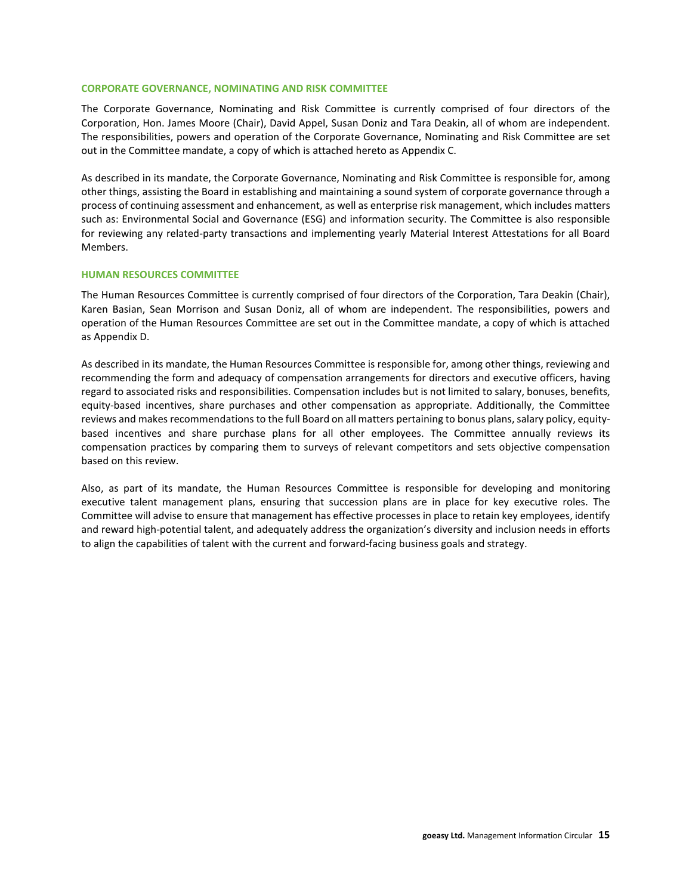## CORPORATE GOVERNANCE, NOMINATING AND RISK COMMITTEE

The Corporate Governance, Nominating and Risk Committee is currently comprised of four directors of the Corporation, Hon. James Moore (Chair), David Appel, Susan Doniz and Tara Deakin, all of whom are independent. The responsibilities, powers and operation of the Corporate Governance, Nominating and Risk Committee are set out in the Committee mandate, a copy of which is attached hereto as Appendix C.

As described in its mandate, the Corporate Governance, Nominating and Risk Committee is responsible for, among other things, assisting the Board in establishing and maintaining a sound system of corporate governance through a process of continuing assessment and enhancement, as well as enterprise risk management, which includes matters such as: Environmental Social and Governance (ESG) and information security. The Committee is also responsible for reviewing any related-party transactions and implementing yearly Material Interest Attestations for all Board Members.

## HUMAN RESOURCES COMMITTEE

The Human Resources Committee is currently comprised of four directors of the Corporation, Tara Deakin (Chair), Karen Basian, Sean Morrison and Susan Doniz, all of whom are independent. The responsibilities, powers and operation of the Human Resources Committee are set out in the Committee mandate, a copy of which is attached as Appendix D.

As described in its mandate, the Human Resources Committee is responsible for, among other things, reviewing and recommending the form and adequacy of compensation arrangements for directors and executive officers, having regard to associated risks and responsibilities. Compensation includes but is not limited to salary, bonuses, benefits, equity-based incentives, share purchases and other compensation as appropriate. Additionally, the Committee reviews and makes recommendations to the full Board on all matters pertaining to bonus plans, salary policy, equity-based incentives and share purchase plans for all other employees. The Committee annually reviews its compensation practices by comparing them to surveys of relevant competitors and sets objective compensation based on this review.

Also, as part of its mandate, the Human Resources Committee is responsible for developing and monitoring executive talent management plans, ensuring that succession plans are in place for key executive roles. The Committee will advise to ensure that management has effective processes in place to retain key employees, identify and reward high-potential talent, and adequately address the organization's diversity and inclusion needs in efforts to align the capabilities of talent with the current and forward-facing business goals and strategy.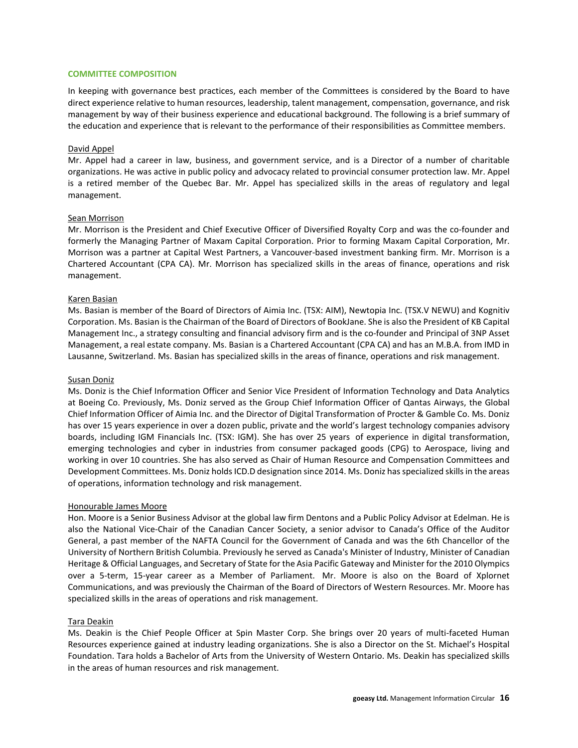## COMMITTEE COMPOSITION

In keeping with governance best practices, each member of the Committees is considered by the Board to have direct experience relative to human resources, leadership, talent management, compensation, governance, and risk management by way of their business experience and educational background. The following is a brief summary of the education and experience that is relevant to the performance of their responsibilities as Committee members.

David Appel

Mr. Appel had a career in law, business, and government service, and is a Director of a number of charitable organizations. He was active in public policy and advocacy related to provincial consumer protection law. Mr. Appel is a retired member of the Quebec Bar. Mr. Appel has specialized skills in the areas of regulatory and legal management.

Sean Morrison

Mr. Morrison is the President and Chief Executive Officer of Diversified Royalty Corp and was the co-founder and formerly the Managing Partner of Maxam Capital Corporation. Prior to forming Maxam Capital Corporation, Mr. Morrison was a partner at Capital West Partners, a Vancouver-based investment banking firm. Mr. Morrison is a Chartered Accountant (CPA CA). Mr. Morrison has specialized skills in the areas of finance, operations and risk management.

Karen Basian

Ms. Basian is member of the Board of Directors of Aimia Inc. (TSX: AIM), Newtopia Inc. (TSX.V NEWU) and Kognitiv Corporation. Ms. Basian is the Chairman of the Board of Directors of BookJane. She is also the President of KB Capital Management Inc., a strategy consulting and financial advisory firm and is the co-founder and Principal of 3NP Asset Management, a real estate company. Ms. Basian is a Chartered Accountant (CPA CA) and has an M.B.A. from IMD in Lausanne, Switzerland. Ms. Basian has specialized skills in the areas of finance, operations and risk management.

Susan Doniz

Ms. Doniz is the Chief Information Officer and Senior Vice President of Information Technology and Data Analytics at Boeing Co. Previously, Ms. Doniz served as the Group Chief Information Officer of Qantas Airways, the Global Chief Information Officer of Aimia Inc. and the Director of Digital Transformation of Procter & Gamble Co. Ms. Doniz has over 15 years experience in over a dozen public, private and the world's largest technology companies advisory boards, including IGM Financials Inc. (TSX: IGM). She has over 25 years of experience in digital transformation, emerging technologies and cyber in industries from consumer packaged goods (CPG) to Aerospace, living and working in over 10 countries. She has also served as Chair of Human Resource and Compensation Committees and Development Committees. Ms. Doniz holds ICD.D designation since 2014. Ms. Doniz has specialized skills in the areas of operations, information technology and risk management.

Honourable James Moore

Hon. Moore is a Senior Business Advisor at the global law firm Dentons and a Public Policy Advisor at Edelman. He is also the National Vice-Chair of the Canadian Cancer Society, a senior advisor to Canada's Office of the Auditor General, a past member of the NAFTA Council for the Government of Canada and was the 6th Chancellor of the University of Northern British Columbia. Previously he served as Canada's Minister of Industry, Minister of Canadian Heritage & Official Languages, and Secretary of State for the Asia Pacific Gateway and Minister for the 2010 Olympics over a 5-term, 15-year career as a Member of Parliament. Mr. Moore is also on the Board of Xplornet Communications, and was previously the Chairman of the Board of Directors of Western Resources. Mr. Moore has specialized skills in the areas of operations and risk management.

Tara Deakin

Ms. Deakin is the Chief People Officer at Spin Master Corp. She brings over 20 years of multi-faceted Human Resources experience gained at industry leading organizations. She is also a Director on the St. Michael's Hospital Foundation. Tara holds a Bachelor of Arts from the University of Western Ontario. Ms. Deakin has specialized skills in the areas of human resources and risk management.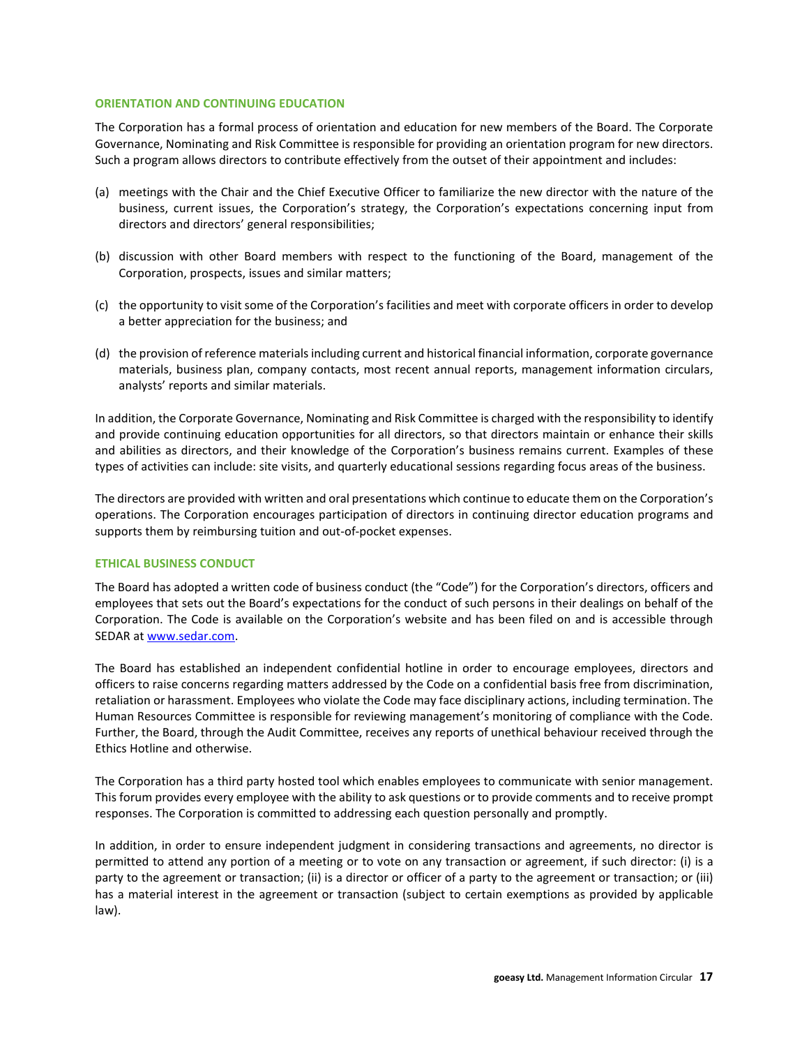## ORIENTATION AND CONTINUING EDUCATION

The Corporation has a formal process of orientation and education for new members of the Board. The Corporate Governance, Nominating and Risk Committee is responsible for providing an orientation program for new directors. Such a program allows directors to contribute effectively from the outset of their appointment and includes:

(a) meetings with the Chair and the Chief Executive Officer to familiarize the new director with the nature of the business, current issues, the Corporation's strategy, the Corporation's expectations concerning input from directors and directors' general responsibilities;

(b) discussion with other Board members with respect to the functioning of the Board, management of the Corporation, prospects, issues and similar matters;

(c) the opportunity to visit some of the Corporation's facilities and meet with corporate officers in order to develop a better appreciation for the business; and

(d) the provision of reference materials including current and historical financial information, corporate governance materials, business plan, company contacts, most recent annual reports, management information circulars, analysts' reports and similar materials.

In addition, the Corporate Governance, Nominating and Risk Committee is charged with the responsibility to identify and provide continuing education opportunities for all directors, so that directors maintain or enhance their skills and abilities as directors, and their knowledge of the Corporation's business remains current. Examples of these types of activities can include: site visits, and quarterly educational sessions regarding focus areas of the business.

The directors are provided with written and oral presentations which continue to educate them on the Corporation's operations. The Corporation encourages participation of directors in continuing director education programs and supports them by reimbursing tuition and out-of-pocket expenses.

## ETHICAL BUSINESS CONDUCT

The Board has adopted a written code of business conduct (the "Code") for the Corporation's directors, officers and employees that sets out the Board's expectations for the conduct of such persons in their dealings on behalf of the Corporation. The Code is available on the Corporation's website and has been filed on and is accessible through SEDAR at [www.sedar.com](www.sedar.com).

The Board has established an independent confidential hotline in order to encourage employees, directors and officers to raise concerns regarding matters addressed by the Code on a confidential basis free from discrimination, retaliation or harassment. Employees who violate the Code may face disciplinary actions, including termination. The Human Resources Committee is responsible for reviewing management's monitoring of compliance with the Code. Further, the Board, through the Audit Committee, receives any reports of unethical behaviour received through the Ethics Hotline and otherwise.

The Corporation has a third party hosted tool which enables employees to communicate with senior management. This forum provides every employee with the ability to ask questions or to provide comments and to receive prompt responses. The Corporation is committed to addressing each question personally and promptly.

In addition, in order to ensure independent judgment in considering transactions and agreements, no director is permitted to attend any portion of a meeting or to vote on any transaction or agreement, if such director: (i) is a party to the agreement or transaction; (ii) is a director or officer of a party to the agreement or transaction; or (iii) has a material interest in the agreement or transaction (subject to certain exemptions as provided by applicable law).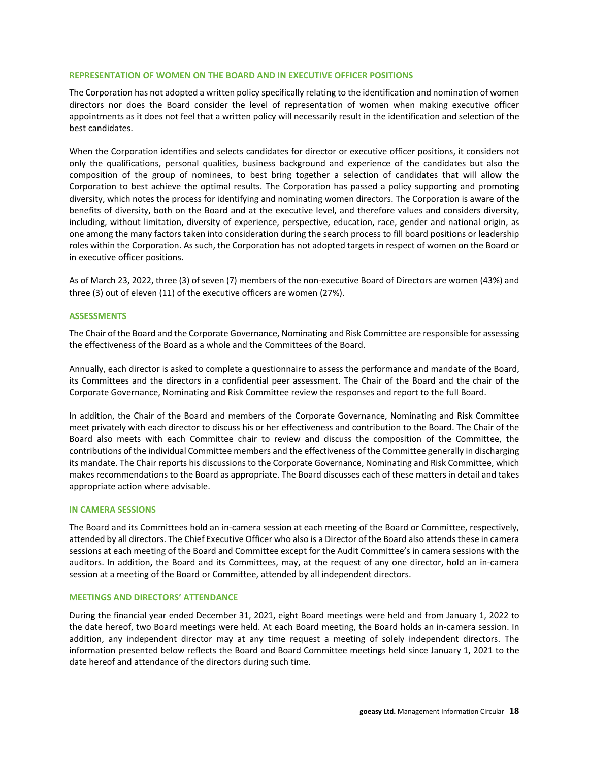## REPRESENTATION OF WOMEN ON THE BOARD AND IN EXECUTIVE OFFICER POSITIONS

The Corporation has not adopted a written policy specifically relating to the identification and nomination of women directors nor does the Board consider the level of representation of women when making executive officer appointments as it does not feel that a written policy will necessarily result in the identification and selection of the best candidates.

When the Corporation identifies and selects candidates for director or executive officer positions, it considers not only the qualifications, personal qualities, business background and experience of the candidates but also the composition of the group of nominees, to best bring together a selection of candidates that will allow the Corporation to best achieve the optimal results. The Corporation has passed a policy supporting and promoting diversity, which notes the process for identifying and nominating women directors. The Corporation is aware of the benefits of diversity, both on the Board and at the executive level, and therefore values and considers diversity, including, without limitation, diversity of experience, perspective, education, race, gender and national origin, as one among the many factors taken into consideration during the search process to fill board positions or leadership roles within the Corporation. As such, the Corporation has not adopted targets in respect of women on the Board or in executive officer positions.

As of March 23, 2022, three (3) of seven (7) members of the non-executive Board of Directors are women (43%) and three (3) out of eleven (11) of the executive officers are women (27%).

## ASSESSMENTS

The Chair of the Board and the Corporate Governance, Nominating and Risk Committee are responsible for assessing the effectiveness of the Board as a whole and the Committees of the Board.

Annually, each director is asked to complete a questionnaire to assess the performance and mandate of the Board, its Committees and the directors in a confidential peer assessment. The Chair of the Board and the chair of the Corporate Governance, Nominating and Risk Committee review the responses and report to the full Board.

In addition, the Chair of the Board and members of the Corporate Governance, Nominating and Risk Committee meet privately with each director to discuss his or her effectiveness and contribution to the Board. The Chair of the Board also meets with each Committee chair to review and discuss the composition of the Committee, the contributions of the individual Committee members and the effectiveness of the Committee generally in discharging its mandate. The Chair reports his discussions to the Corporate Governance, Nominating and Risk Committee, which makes recommendations to the Board as appropriate. The Board discusses each of these matters in detail and takes appropriate action where advisable.

## IN CAMERA SESSIONS

The Board and its Committees hold an in-camera session at each meeting of the Board or Committee, respectively, attended by all directors. The Chief Executive Officer who also is a Director of the Board also attends these in camera sessions at each meeting of the Board and Committee except for the Audit Committee's in camera sessions with the auditors. In addition**,** the Board and its Committees, may, at the request of any one director, hold an in-camera session at a meeting of the Board or Committee, attended by all independent directors.

## MEETINGS AND DIRECTORS' ATTENDANCE

During the financial year ended December 31, 2021, eight Board meetings were held and from January 1, 2022 to the date hereof, two Board meetings were held. At each Board meeting, the Board holds an in-camera session. In addition, any independent director may at any time request a meeting of solely independent directors. The information presented below reflects the Board and Board Committee meetings held since January 1, 2021 to the date hereof and attendance of the directors during such time.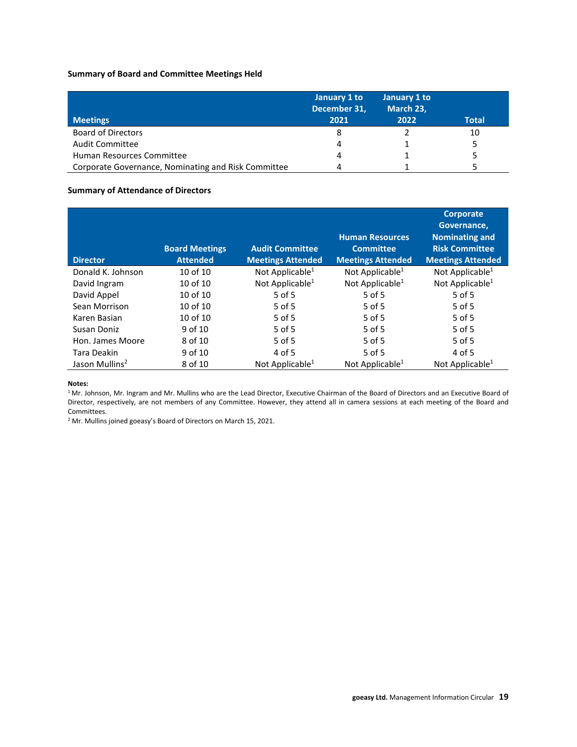**Summary of Board and Committee Meetings Held**

| Meetings | January 1 to December 31, 2021 | January 1 to March 23, 2022 | Total |
|---|---|---|---|
| Board of Directors | 8 | 2 | 10 |
| Audit Committee | 4 | 1 | 5 |
| Human Resources Committee | 4 | 1 | 5 |
| Corporate Governance, Nominating and Risk Committee | 4 | 1 | 5 |

**Summary of Attendance of Directors**

| Director | Board Meetings Attended | Audit Committee Meetings Attended | Human Resources Committee Meetings Attended | Corporate Governance, Nominating and Risk Committee Meetings Attended |
|---|---|---|---|---|
| Donald K. Johnson | 10 of 10 | Not Applicable[1] | Not Applicable[1] | Not Applicable[1] |
| David Ingram | 10 of 10 | Not Applicable[1] | Not Applicable[1] | Not Applicable[1] |
| David Appel | 10 of 10 | 5 of 5 | 5 of 5 | 5 of 5 |
| Sean Morrison | 10 of 10 | 5 of 5 | 5 of 5 | 5 of 5 |
| Karen Basian | 10 of 10 | 5 of 5 | 5 of 5 | 5 of 5 |
| Susan Doniz | 9 of 10 | 5 of 5 | 5 of 5 | 5 of 5 |
| Hon. James Moore | 8 of 10 | 5 of 5 | 5 of 5 | 5 of 5 |
| Tara Deakin | 9 of 10 | 4 of 5 | 5 of 5 | 4 of 5 |
| Jason Mullins[2] | 8 of 10 | Not Applicable[1] | Not Applicable[1] | Not Applicable[1] |

**Notes:**

[1] Mr. Johnson, Mr. Ingram and Mr. Mullins who are the Lead Director, Executive Chairman of the Board of Directors and an Executive Board of Director, respectively, are not members of any Committee. However, they attend all in camera sessions at each meeting of the Board and Committees.

[2] Mr. Mullins joined goeasy's Board of Directors on March 15, 2021.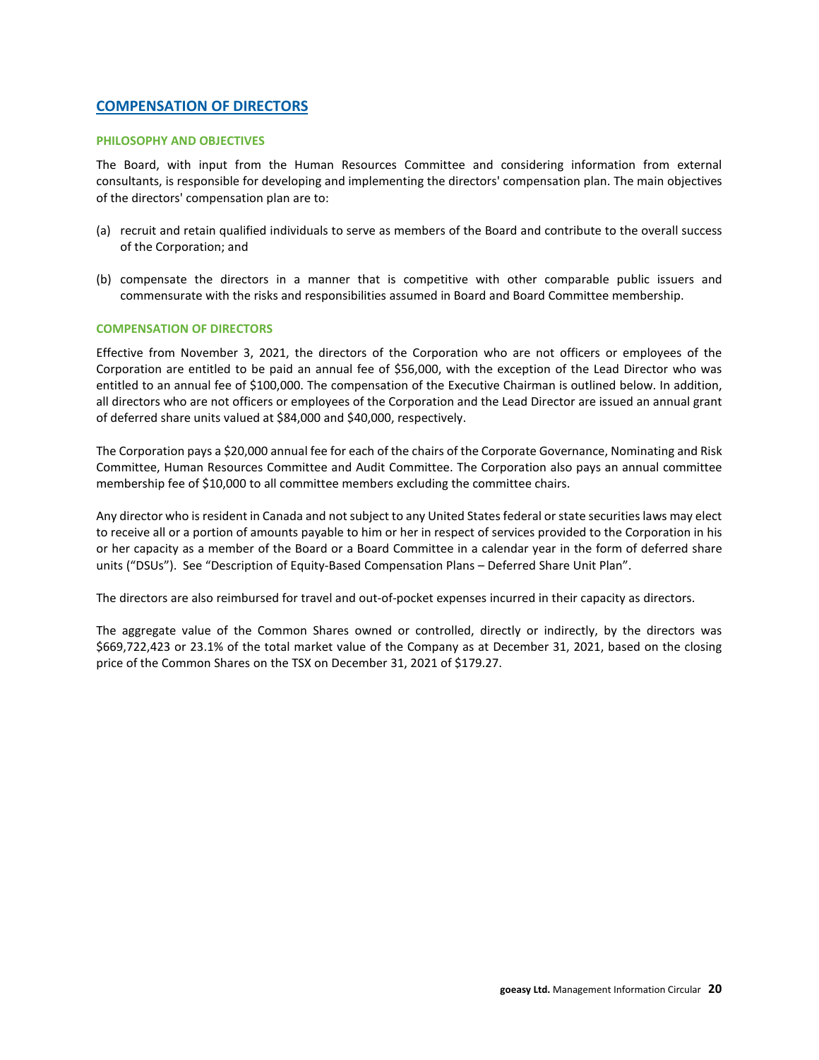## COMPENSATION OF DIRECTORS

### PHILOSOPHY AND OBJECTIVES

The Board, with input from the Human Resources Committee and considering information from external consultants, is responsible for developing and implementing the directors' compensation plan. The main objectives of the directors' compensation plan are to:

(a) recruit and retain qualified individuals to serve as members of the Board and contribute to the overall success of the Corporation; and

(b) compensate the directors in a manner that is competitive with other comparable public issuers and commensurate with the risks and responsibilities assumed in Board and Board Committee membership.

### COMPENSATION OF DIRECTORS

Effective from November 3, 2021, the directors of the Corporation who are not officers or employees of the Corporation are entitled to be paid an annual fee of $56,000, with the exception of the Lead Director who was entitled to an annual fee of $100,000. The compensation of the Executive Chairman is outlined below. In addition, all directors who are not officers or employees of the Corporation and the Lead Director are issued an annual grant of deferred share units valued at $84,000 and $40,000, respectively.

The Corporation pays a $20,000 annual fee for each of the chairs of the Corporate Governance, Nominating and Risk Committee, Human Resources Committee and Audit Committee. The Corporation also pays an annual committee membership fee of $10,000 to all committee members excluding the committee chairs.

Any director who is resident in Canada and not subject to any United States federal or state securities laws may elect to receive all or a portion of amounts payable to him or her in respect of services provided to the Corporation in his or her capacity as a member of the Board or a Board Committee in a calendar year in the form of deferred share units ("DSUs"). See "Description of Equity-Based Compensation Plans – Deferred Share Unit Plan".

The directors are also reimbursed for travel and out-of-pocket expenses incurred in their capacity as directors.

The aggregate value of the Common Shares owned or controlled, directly or indirectly, by the directors was $669,722,423 or 23.1% of the total market value of the Company as at December 31, 2021, based on the closing price of the Common Shares on the TSX on December 31, 2021 of $179.27.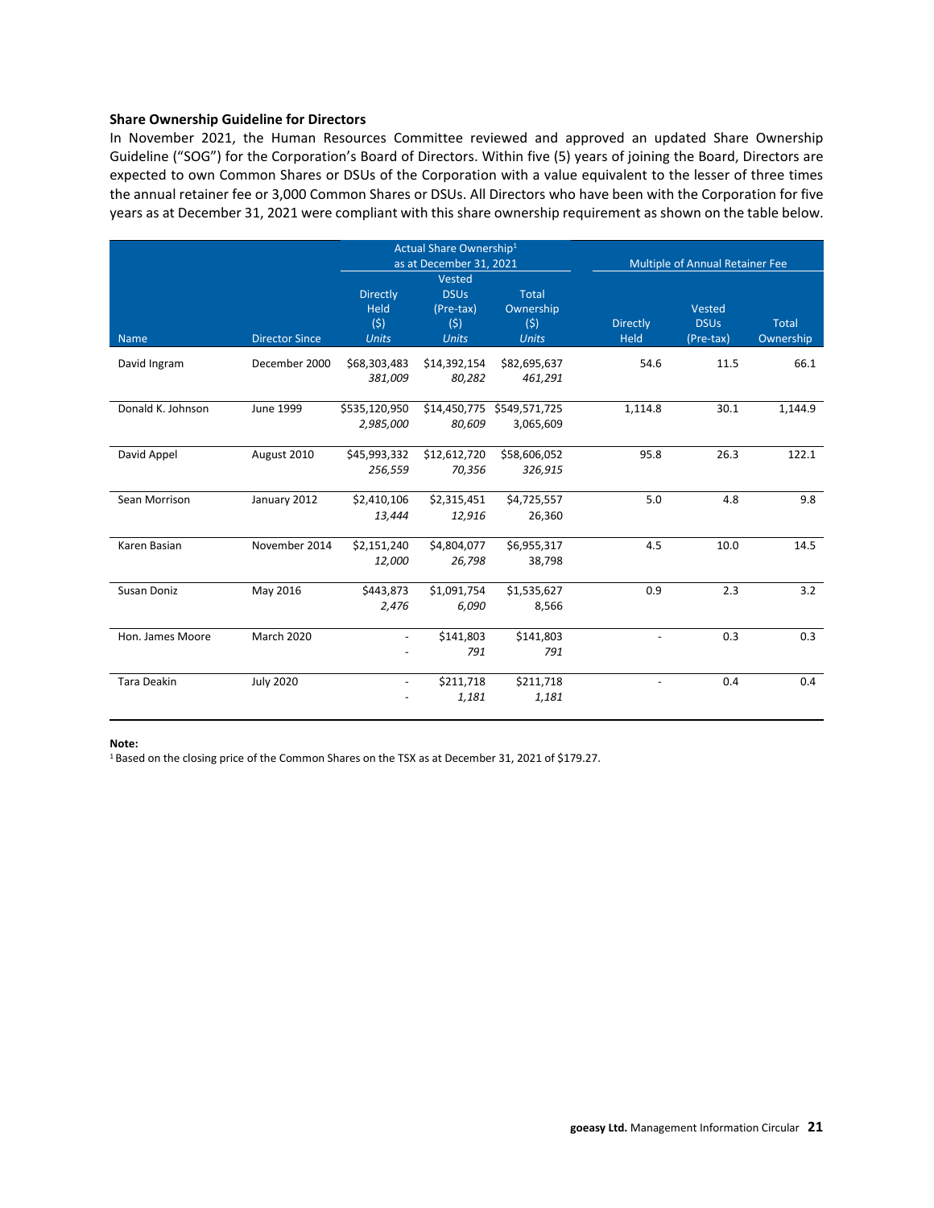### Share Ownership Guideline for Directors

In November 2021, the Human Resources Committee reviewed and approved an updated Share Ownership Guideline ("SOG") for the Corporation's Board of Directors. Within five (5) years of joining the Board, Directors are expected to own Common Shares or DSUs of the Corporation with a value equivalent to the lesser of three times the annual retainer fee or 3,000 Common Shares or DSUs. All Directors who have been with the Corporation for five years as at December 31, 2021 were compliant with this share ownership requirement as shown on the table below.

| | | Actual Share Ownership[1] as at December 31, 2021 | | | Multiple of Annual Retainer Fee | | |
|---|---|---|---|---|---|---|---|
| Name | Director Since | Directly Held ($) *Units* | Vested DSUs (Pre-tax) ($) *Units* | Total Ownership ($) *Units* | Directly Held | Vested DSUs (Pre-tax) | Total Ownership |
| David Ingram | December 2000 | $68,303,483 *381,009* | $14,392,154 *80,282* | $82,695,637 *461,291* | 54.6 | 11.5 | 66.1 |
| Donald K. Johnson | June 1999 | $535,120,950 *2,985,000* | $14,450,775 *80,609* | $549,571,725 3,065,609 | 1,114.8 | 30.1 | 1,144.9 |
| David Appel | August 2010 | $45,993,332 *256,559* | $12,612,720 *70,356* | $58,606,052 *326,915* | 95.8 | 26.3 | 122.1 |
| Sean Morrison | January 2012 | $2,410,106 *13,444* | $2,315,451 *12,916* | $4,725,557 26,360 | 5.0 | 4.8 | 9.8 |
| Karen Basian | November 2014 | $2,151,240 *12,000* | $4,804,077 *26,798* | $6,955,317 38,798 | 4.5 | 10.0 | 14.5 |
| Susan Doniz | May 2016 | $443,873 *2,476* | $1,091,754 *6,090* | $1,535,627 8,566 | 0.9 | 2.3 | 3.2 |
| Hon. James Moore | March 2020 | - - | $141,803 *791* | $141,803 *791* | - | 0.3 | 0.3 |
| Tara Deakin | July 2020 | - - | $211,718 *1,181* | $211,718 *1,181* | - | 0.4 | 0.4 |

**Note:**

[1] Based on the closing price of the Common Shares on the TSX as at December 31, 2021 of $179.27.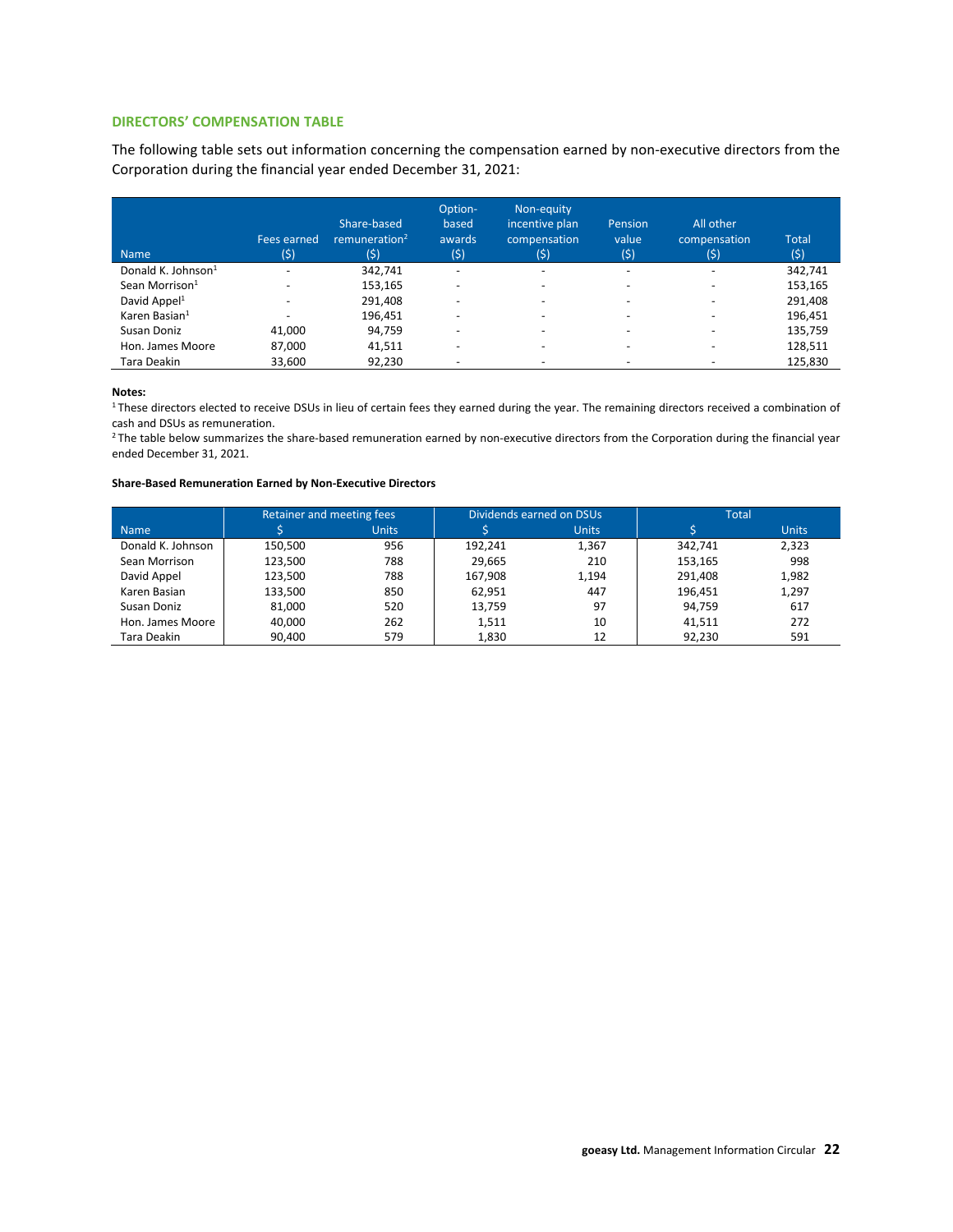### DIRECTORS' COMPENSATION TABLE

The following table sets out information concerning the compensation earned by non-executive directors from the Corporation during the financial year ended December 31, 2021:

| Name | Fees earned ($) | Share-based remuneration[2] ($) | Option-based awards ($) | Non-equity incentive plan compensation ($) | Pension value ($) | All other compensation ($) | Total ($) |
|---|---|---|---|---|---|---|---|
| Donald K. Johnson[1] | - | 342,741 | - | - | - | - | 342,741 |
| Sean Morrison[1] | - | 153,165 | - | - | - | - | 153,165 |
| David Appel[1] | - | 291,408 | - | - | - | - | 291,408 |
| Karen Basian[1] | - | 196,451 | - | - | - | - | 196,451 |
| Susan Doniz | 41,000 | 94,759 | - | - | - | - | 135,759 |
| Hon. James Moore | 87,000 | 41,511 | - | - | - | - | 128,511 |
| Tara Deakin | 33,600 | 92,230 | - | - | - | - | 125,830 |

**Notes:**

[1] These directors elected to receive DSUs in lieu of certain fees they earned during the year. The remaining directors received a combination of cash and DSUs as remuneration.

[2] The table below summarizes the share-based remuneration earned by non-executive directors from the Corporation during the financial year ended December 31, 2021.

**Share-Based Remuneration Earned by Non-Executive Directors**

| | Retainer and meeting fees | | Dividends earned on DSUs | | Total | |
|---|---|---|---|---|---|---|
| Name | $ | Units | $ | Units | $ | Units |
| Donald K. Johnson | 150,500 | 956 | 192,241 | 1,367 | 342,741 | 2,323 |
| Sean Morrison | 123,500 | 788 | 29,665 | 210 | 153,165 | 998 |
| David Appel | 123,500 | 788 | 167,908 | 1,194 | 291,408 | 1,982 |
| Karen Basian | 133,500 | 850 | 62,951 | 447 | 196,451 | 1,297 |
| Susan Doniz | 81,000 | 520 | 13,759 | 97 | 94,759 | 617 |
| Hon. James Moore | 40,000 | 262 | 1,511 | 10 | 41,511 | 272 |
| Tara Deakin | 90,400 | 579 | 1,830 | 12 | 92,230 | 591 |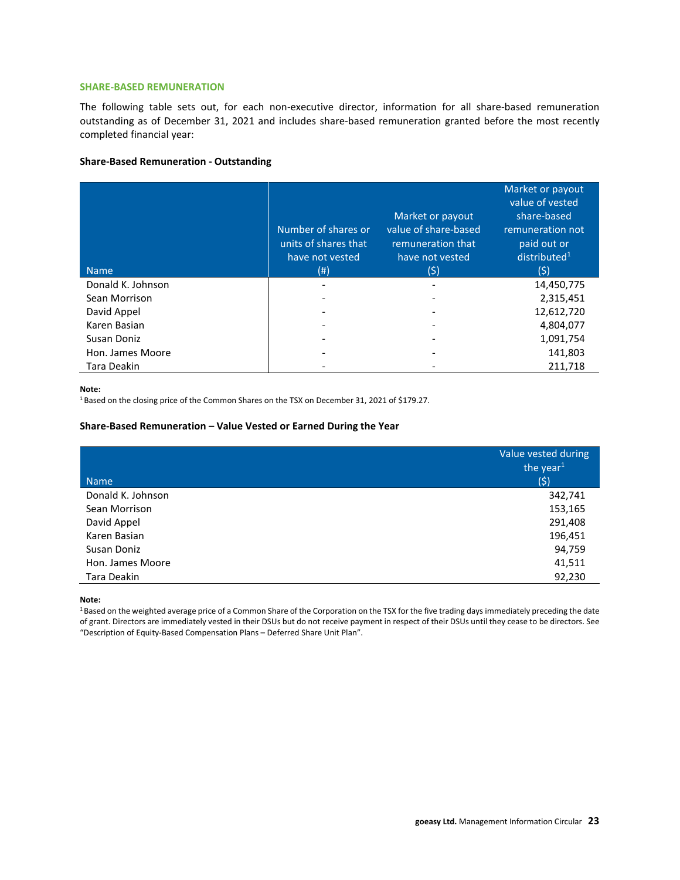### SHARE-BASED REMUNERATION

The following table sets out, for each non-executive director, information for all share-based remuneration outstanding as of December 31, 2021 and includes share-based remuneration granted before the most recently completed financial year:

**Share-Based Remuneration - Outstanding**

| Name | Number of shares or units of shares that have not vested (#) | Market or payout value of share-based remuneration that have not vested ($) | Market or payout value of vested share-based remuneration not paid out or distributed[1] ($) |
|---|---|---|---|
| Donald K. Johnson | - | - | 14,450,775 |
| Sean Morrison | - | - | 2,315,451 |
| David Appel | - | - | 12,612,720 |
| Karen Basian | - | - | 4,804,077 |
| Susan Doniz | - | - | 1,091,754 |
| Hon. James Moore | - | - | 141,803 |
| Tara Deakin | - | - | 211,718 |

**Note:**
[1] Based on the closing price of the Common Shares on the TSX on December 31, 2021 of $179.27.

**Share-Based Remuneration – Value Vested or Earned During the Year**

| Name | Value vested during the year[1] ($) |
|---|---|
| Donald K. Johnson | 342,741 |
| Sean Morrison | 153,165 |
| David Appel | 291,408 |
| Karen Basian | 196,451 |
| Susan Doniz | 94,759 |
| Hon. James Moore | 41,511 |
| Tara Deakin | 92,230 |

**Note:**
[1] Based on the weighted average price of a Common Share of the Corporation on the TSX for the five trading days immediately preceding the date of grant. Directors are immediately vested in their DSUs but do not receive payment in respect of their DSUs until they cease to be directors. See "Description of Equity-Based Compensation Plans – Deferred Share Unit Plan".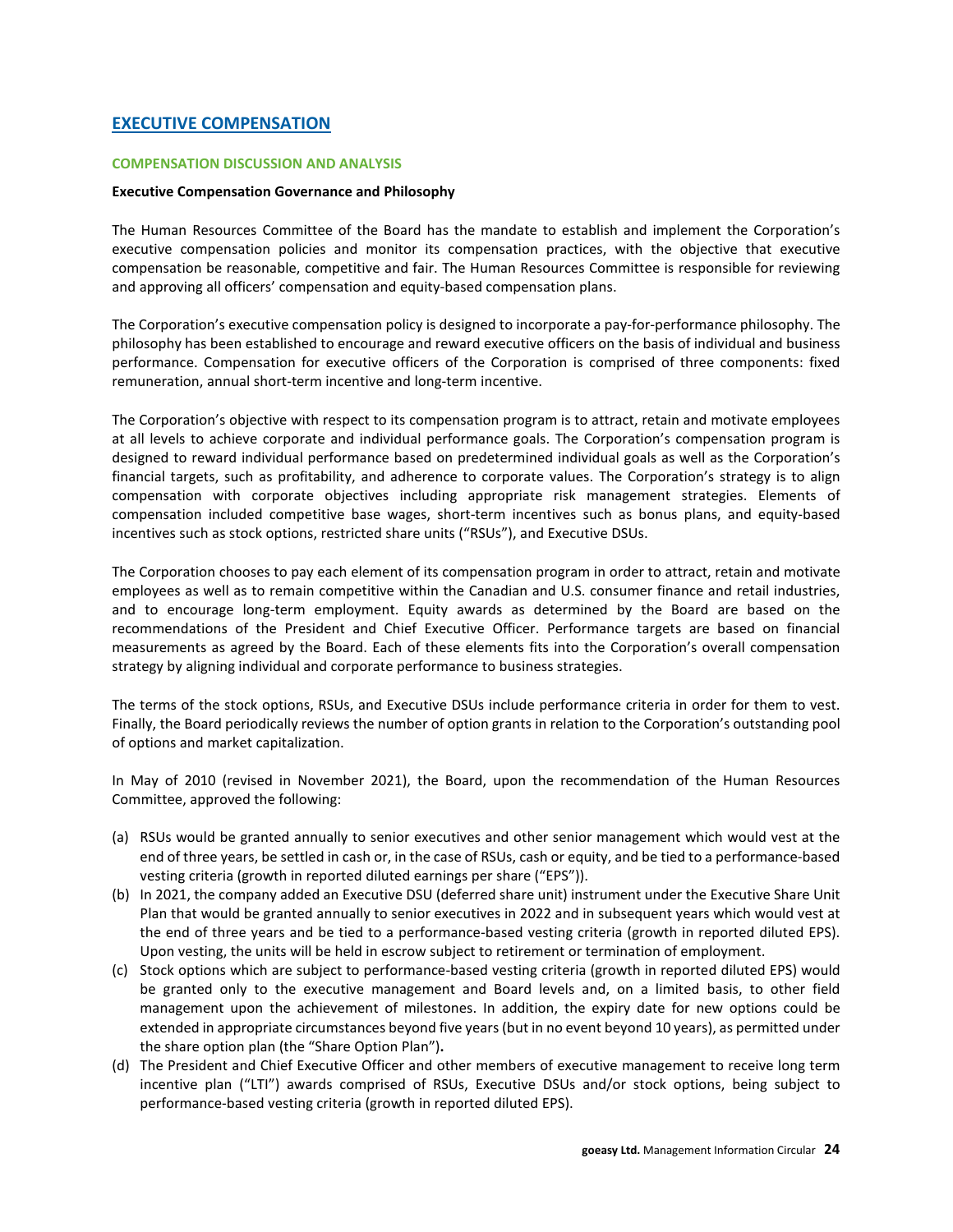## EXECUTIVE COMPENSATION

### COMPENSATION DISCUSSION AND ANALYSIS

**Executive Compensation Governance and Philosophy**

The Human Resources Committee of the Board has the mandate to establish and implement the Corporation's executive compensation policies and monitor its compensation practices, with the objective that executive compensation be reasonable, competitive and fair. The Human Resources Committee is responsible for reviewing and approving all officers' compensation and equity-based compensation plans.

The Corporation's executive compensation policy is designed to incorporate a pay-for-performance philosophy. The philosophy has been established to encourage and reward executive officers on the basis of individual and business performance. Compensation for executive officers of the Corporation is comprised of three components: fixed remuneration, annual short-term incentive and long-term incentive.

The Corporation's objective with respect to its compensation program is to attract, retain and motivate employees at all levels to achieve corporate and individual performance goals. The Corporation's compensation program is designed to reward individual performance based on predetermined individual goals as well as the Corporation's financial targets, such as profitability, and adherence to corporate values. The Corporation's strategy is to align compensation with corporate objectives including appropriate risk management strategies. Elements of compensation included competitive base wages, short-term incentives such as bonus plans, and equity-based incentives such as stock options, restricted share units ("RSUs"), and Executive DSUs.

The Corporation chooses to pay each element of its compensation program in order to attract, retain and motivate employees as well as to remain competitive within the Canadian and U.S. consumer finance and retail industries, and to encourage long-term employment. Equity awards as determined by the Board are based on the recommendations of the President and Chief Executive Officer. Performance targets are based on financial measurements as agreed by the Board. Each of these elements fits into the Corporation's overall compensation strategy by aligning individual and corporate performance to business strategies.

The terms of the stock options, RSUs, and Executive DSUs include performance criteria in order for them to vest. Finally, the Board periodically reviews the number of option grants in relation to the Corporation's outstanding pool of options and market capitalization.

In May of 2010 (revised in November 2021), the Board, upon the recommendation of the Human Resources Committee, approved the following:

(a) RSUs would be granted annually to senior executives and other senior management which would vest at the end of three years, be settled in cash or, in the case of RSUs, cash or equity, and be tied to a performance-based vesting criteria (growth in reported diluted earnings per share ("EPS")).

(b) In 2021, the company added an Executive DSU (deferred share unit) instrument under the Executive Share Unit Plan that would be granted annually to senior executives in 2022 and in subsequent years which would vest at the end of three years and be tied to a performance-based vesting criteria (growth in reported diluted EPS). Upon vesting, the units will be held in escrow subject to retirement or termination of employment.

(c) Stock options which are subject to performance-based vesting criteria (growth in reported diluted EPS) would be granted only to the executive management and Board levels and, on a limited basis, to other field management upon the achievement of milestones. In addition, the expiry date for new options could be extended in appropriate circumstances beyond five years (but in no event beyond 10 years), as permitted under the share option plan (the "Share Option Plan")**.**

(d) The President and Chief Executive Officer and other members of executive management to receive long term incentive plan ("LTI") awards comprised of RSUs, Executive DSUs and/or stock options, being subject to performance-based vesting criteria (growth in reported diluted EPS).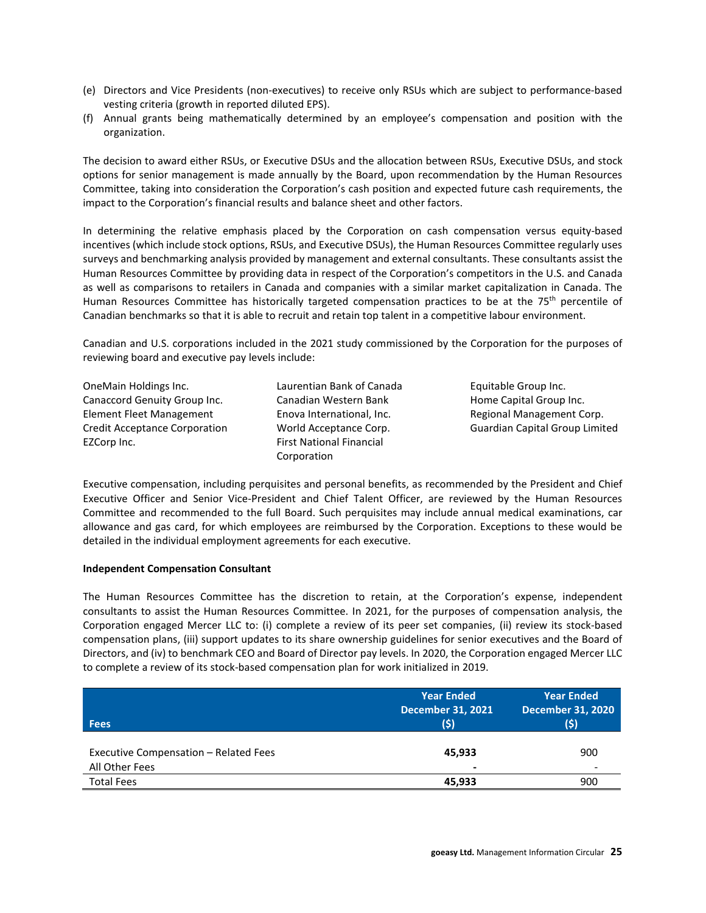(e) Directors and Vice Presidents (non-executives) to receive only RSUs which are subject to performance-based vesting criteria (growth in reported diluted EPS).
(f) Annual grants being mathematically determined by an employee's compensation and position with the organization.

The decision to award either RSUs, or Executive DSUs and the allocation between RSUs, Executive DSUs, and stock options for senior management is made annually by the Board, upon recommendation by the Human Resources Committee, taking into consideration the Corporation's cash position and expected future cash requirements, the impact to the Corporation's financial results and balance sheet and other factors.

In determining the relative emphasis placed by the Corporation on cash compensation versus equity-based incentives (which include stock options, RSUs, and Executive DSUs), the Human Resources Committee regularly uses surveys and benchmarking analysis provided by management and external consultants. These consultants assist the Human Resources Committee by providing data in respect of the Corporation's competitors in the U.S. and Canada as well as comparisons to retailers in Canada and companies with a similar market capitalization in Canada. The Human Resources Committee has historically targeted compensation practices to be at the 75th percentile of Canadian benchmarks so that it is able to recruit and retain top talent in a competitive labour environment.

Canadian and U.S. corporations included in the 2021 study commissioned by the Corporation for the purposes of reviewing board and executive pay levels include:

- OneMain Holdings Inc.
- Canaccord Genuity Group Inc.
- Element Fleet Management
- Credit Acceptance Corporation
- EZCorp Inc.
- Laurentian Bank of Canada
- Canadian Western Bank
- Enova International, Inc.
- World Acceptance Corp.
- First National Financial Corporation
- Equitable Group Inc.
- Home Capital Group Inc.
- Regional Management Corp.
- Guardian Capital Group Limited

Executive compensation, including perquisites and personal benefits, as recommended by the President and Chief Executive Officer and Senior Vice-President and Chief Talent Officer, are reviewed by the Human Resources Committee and recommended to the full Board. Such perquisites may include annual medical examinations, car allowance and gas card, for which employees are reimbursed by the Corporation. Exceptions to these would be detailed in the individual employment agreements for each executive.

**Independent Compensation Consultant**

The Human Resources Committee has the discretion to retain, at the Corporation's expense, independent consultants to assist the Human Resources Committee. In 2021, for the purposes of compensation analysis, the Corporation engaged Mercer LLC to: (i) complete a review of its peer set companies, (ii) review its stock-based compensation plans, (iii) support updates to its share ownership guidelines for senior executives and the Board of Directors, and (iv) to benchmark CEO and Board of Director pay levels. In 2020, the Corporation engaged Mercer LLC to complete a review of its stock-based compensation plan for work initialized in 2019.

| Fees | Year Ended December 31, 2021 ($) | Year Ended December 31, 2020 ($) |
|---|---|---|
| Executive Compensation – Related Fees | **45,933** | 900 |
| All Other Fees | **-** | - |
| Total Fees | **45,933** | 900 |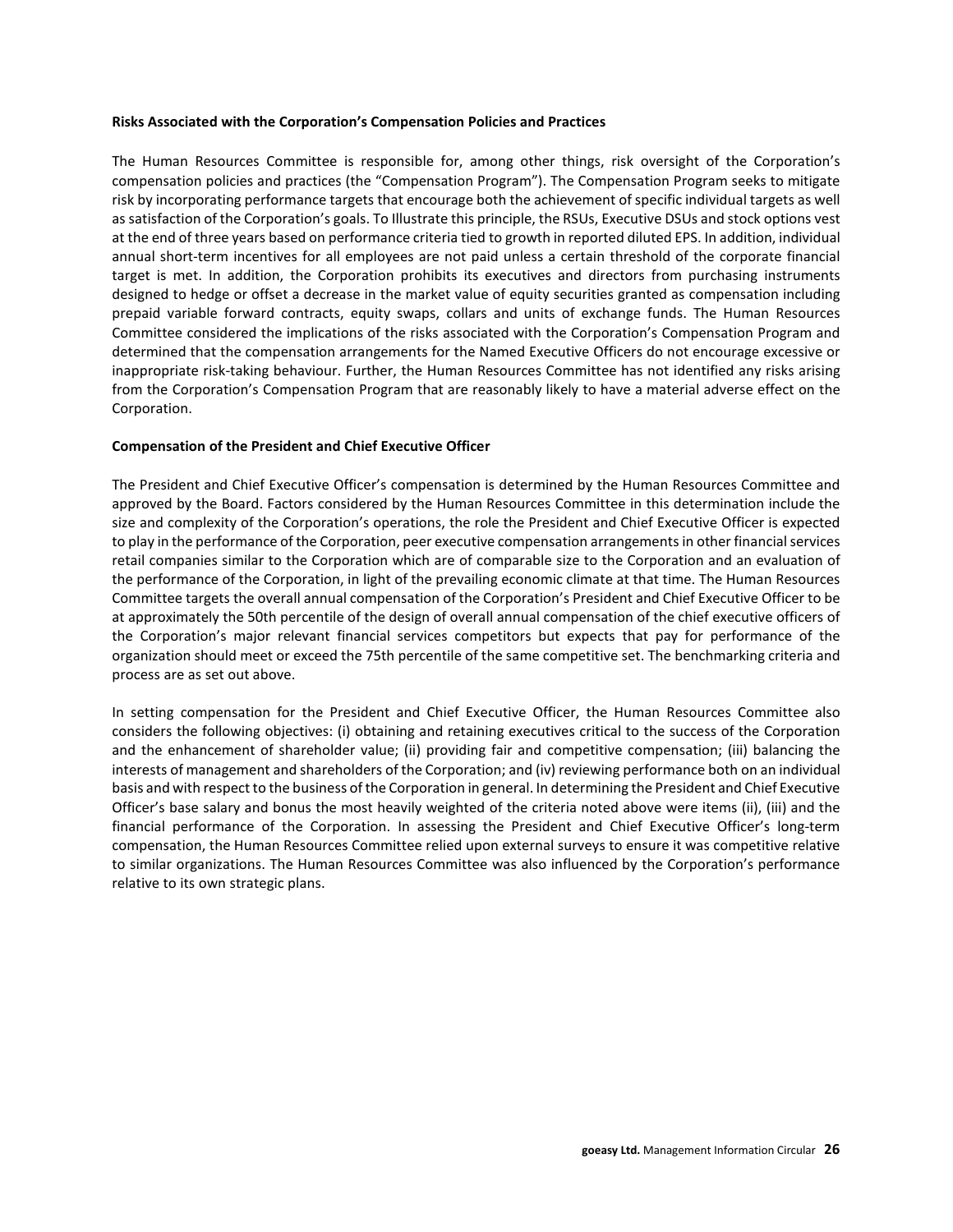**Risks Associated with the Corporation's Compensation Policies and Practices**

The Human Resources Committee is responsible for, among other things, risk oversight of the Corporation's compensation policies and practices (the "Compensation Program"). The Compensation Program seeks to mitigate risk by incorporating performance targets that encourage both the achievement of specific individual targets as well as satisfaction of the Corporation's goals. To Illustrate this principle, the RSUs, Executive DSUs and stock options vest at the end of three years based on performance criteria tied to growth in reported diluted EPS. In addition, individual annual short-term incentives for all employees are not paid unless a certain threshold of the corporate financial target is met. In addition, the Corporation prohibits its executives and directors from purchasing instruments designed to hedge or offset a decrease in the market value of equity securities granted as compensation including prepaid variable forward contracts, equity swaps, collars and units of exchange funds. The Human Resources Committee considered the implications of the risks associated with the Corporation's Compensation Program and determined that the compensation arrangements for the Named Executive Officers do not encourage excessive or inappropriate risk-taking behaviour. Further, the Human Resources Committee has not identified any risks arising from the Corporation's Compensation Program that are reasonably likely to have a material adverse effect on the Corporation.

**Compensation of the President and Chief Executive Officer**

The President and Chief Executive Officer's compensation is determined by the Human Resources Committee and approved by the Board. Factors considered by the Human Resources Committee in this determination include the size and complexity of the Corporation's operations, the role the President and Chief Executive Officer is expected to play in the performance of the Corporation, peer executive compensation arrangements in other financial services retail companies similar to the Corporation which are of comparable size to the Corporation and an evaluation of the performance of the Corporation, in light of the prevailing economic climate at that time. The Human Resources Committee targets the overall annual compensation of the Corporation's President and Chief Executive Officer to be at approximately the 50th percentile of the design of overall annual compensation of the chief executive officers of the Corporation's major relevant financial services competitors but expects that pay for performance of the organization should meet or exceed the 75th percentile of the same competitive set. The benchmarking criteria and process are as set out above.

In setting compensation for the President and Chief Executive Officer, the Human Resources Committee also considers the following objectives: (i) obtaining and retaining executives critical to the success of the Corporation and the enhancement of shareholder value; (ii) providing fair and competitive compensation; (iii) balancing the interests of management and shareholders of the Corporation; and (iv) reviewing performance both on an individual basis and with respect to the business of the Corporation in general. In determining the President and Chief Executive Officer's base salary and bonus the most heavily weighted of the criteria noted above were items (ii), (iii) and the financial performance of the Corporation. In assessing the President and Chief Executive Officer's long-term compensation, the Human Resources Committee relied upon external surveys to ensure it was competitive relative to similar organizations. The Human Resources Committee was also influenced by the Corporation's performance relative to its own strategic plans.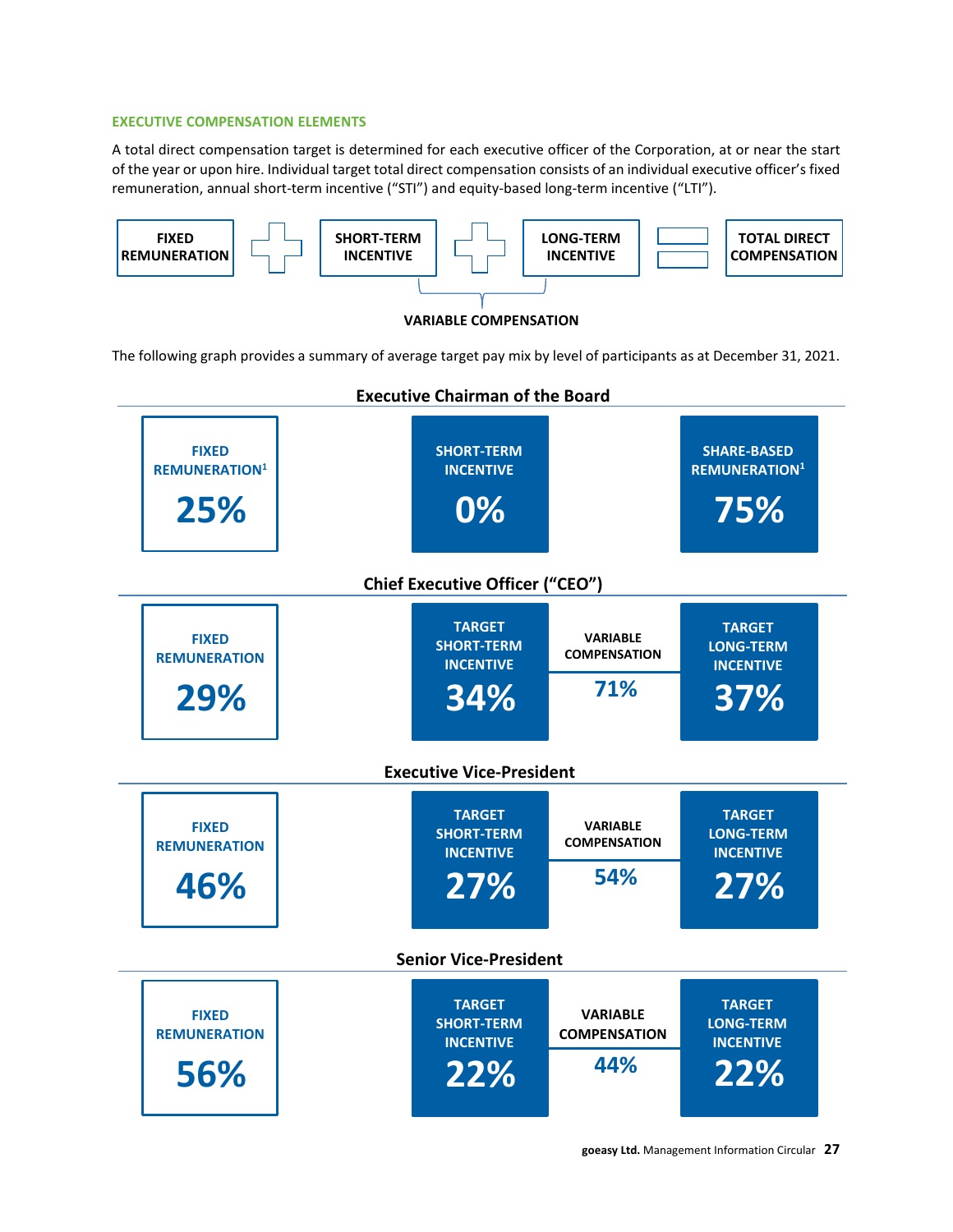## EXECUTIVE COMPENSATION ELEMENTS

A total direct compensation target is determined for each executive officer of the Corporation, at or near the start of the year or upon hire. Individual target total direct compensation consists of an individual executive officer's fixed remuneration, annual short-term incentive ("STI") and equity-based long-term incentive ("LTI").

**FIXED REMUNERATION** + **SHORT-TERM INCENTIVE** + **LONG-TERM INCENTIVE** = **TOTAL DIRECT COMPENSATION**

(Short-term incentive + Long-term incentive = **VARIABLE COMPENSATION**)

The following graph provides a summary of average target pay mix by level of participants as at December 31, 2021.

### Executive Chairman of the Board

| FIXED REMUNERATION[1] | SHORT-TERM INCENTIVE | SHARE-BASED REMUNERATION[1] |
|---|---|---|
| 25% | 0% | 75% |

### Chief Executive Officer ("CEO")

| FIXED REMUNERATION | TARGET SHORT-TERM INCENTIVE | VARIABLE COMPENSATION | TARGET LONG-TERM INCENTIVE |
|---|---|---|---|
| 29% | 34% | 71% | 37% |

### Executive Vice-President

| FIXED REMUNERATION | TARGET SHORT-TERM INCENTIVE | VARIABLE COMPENSATION | TARGET LONG-TERM INCENTIVE |
|---|---|---|---|
| 46% | 27% | 54% | 27% |

### Senior Vice-President

| FIXED REMUNERATION | TARGET SHORT-TERM INCENTIVE | VARIABLE COMPENSATION | TARGET LONG-TERM INCENTIVE |
|---|---|---|---|
| 56% | 22% | 44% | 22% |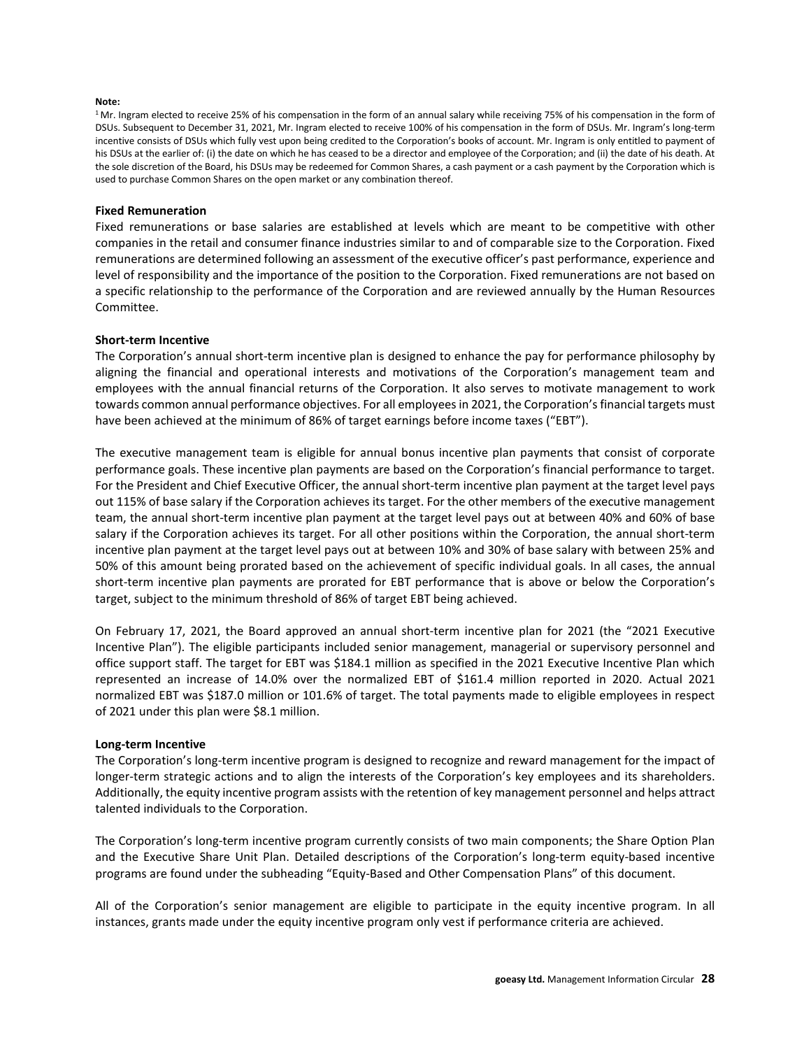**Note:**

[1] Mr. Ingram elected to receive 25% of his compensation in the form of an annual salary while receiving 75% of his compensation in the form of DSUs. Subsequent to December 31, 2021, Mr. Ingram elected to receive 100% of his compensation in the form of DSUs. Mr. Ingram's long-term incentive consists of DSUs which fully vest upon being credited to the Corporation's books of account. Mr. Ingram is only entitled to payment of his DSUs at the earlier of: (i) the date on which he has ceased to be a director and employee of the Corporation; and (ii) the date of his death. At the sole discretion of the Board, his DSUs may be redeemed for Common Shares, a cash payment or a cash payment by the Corporation which is used to purchase Common Shares on the open market or any combination thereof.

**Fixed Remuneration**

Fixed remunerations or base salaries are established at levels which are meant to be competitive with other companies in the retail and consumer finance industries similar to and of comparable size to the Corporation. Fixed remunerations are determined following an assessment of the executive officer's past performance, experience and level of responsibility and the importance of the position to the Corporation. Fixed remunerations are not based on a specific relationship to the performance of the Corporation and are reviewed annually by the Human Resources Committee.

**Short-term Incentive**

The Corporation's annual short-term incentive plan is designed to enhance the pay for performance philosophy by aligning the financial and operational interests and motivations of the Corporation's management team and employees with the annual financial returns of the Corporation. It also serves to motivate management to work towards common annual performance objectives. For all employees in 2021, the Corporation's financial targets must have been achieved at the minimum of 86% of target earnings before income taxes ("EBT").

The executive management team is eligible for annual bonus incentive plan payments that consist of corporate performance goals. These incentive plan payments are based on the Corporation's financial performance to target. For the President and Chief Executive Officer, the annual short-term incentive plan payment at the target level pays out 115% of base salary if the Corporation achieves its target. For the other members of the executive management team, the annual short-term incentive plan payment at the target level pays out at between 40% and 60% of base salary if the Corporation achieves its target. For all other positions within the Corporation, the annual short-term incentive plan payment at the target level pays out at between 10% and 30% of base salary with between 25% and 50% of this amount being prorated based on the achievement of specific individual goals. In all cases, the annual short-term incentive plan payments are prorated for EBT performance that is above or below the Corporation's target, subject to the minimum threshold of 86% of target EBT being achieved.

On February 17, 2021, the Board approved an annual short-term incentive plan for 2021 (the "2021 Executive Incentive Plan"). The eligible participants included senior management, managerial or supervisory personnel and office support staff. The target for EBT was $184.1 million as specified in the 2021 Executive Incentive Plan which represented an increase of 14.0% over the normalized EBT of $161.4 million reported in 2020. Actual 2021 normalized EBT was $187.0 million or 101.6% of target. The total payments made to eligible employees in respect of 2021 under this plan were $8.1 million.

**Long-term Incentive**

The Corporation's long-term incentive program is designed to recognize and reward management for the impact of longer-term strategic actions and to align the interests of the Corporation's key employees and its shareholders. Additionally, the equity incentive program assists with the retention of key management personnel and helps attract talented individuals to the Corporation.

The Corporation's long-term incentive program currently consists of two main components; the Share Option Plan and the Executive Share Unit Plan. Detailed descriptions of the Corporation's long-term equity-based incentive programs are found under the subheading "Equity-Based and Other Compensation Plans" of this document.

All of the Corporation's senior management are eligible to participate in the equity incentive program. In all instances, grants made under the equity incentive program only vest if performance criteria are achieved.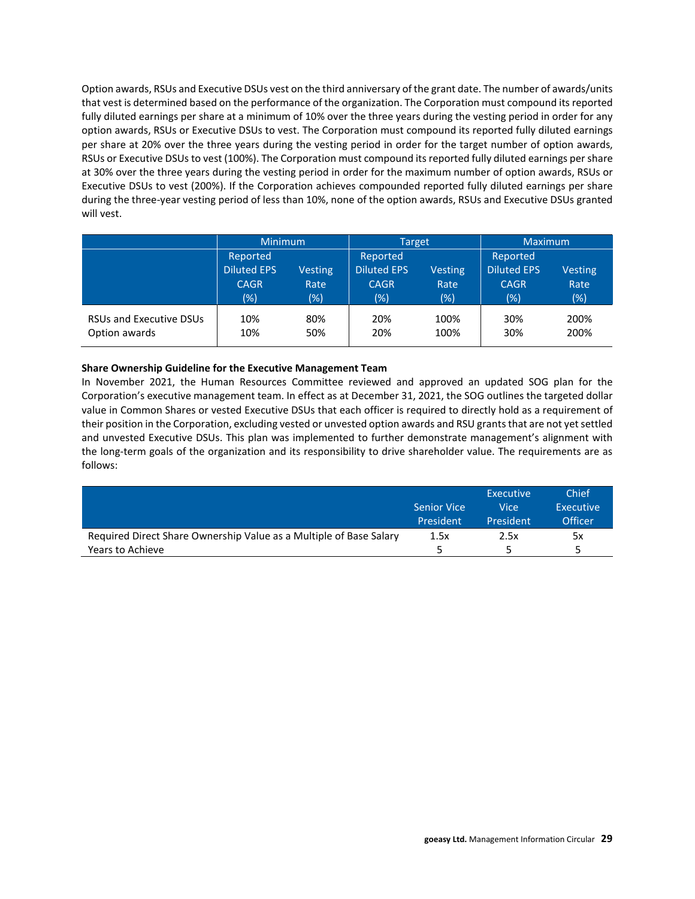Option awards, RSUs and Executive DSUs vest on the third anniversary of the grant date. The number of awards/units that vest is determined based on the performance of the organization. The Corporation must compound its reported fully diluted earnings per share at a minimum of 10% over the three years during the vesting period in order for any option awards, RSUs or Executive DSUs to vest. The Corporation must compound its reported fully diluted earnings per share at 20% over the three years during the vesting period in order for the target number of option awards, RSUs or Executive DSUs to vest (100%). The Corporation must compound its reported fully diluted earnings per share at 30% over the three years during the vesting period in order for the maximum number of option awards, RSUs or Executive DSUs to vest (200%). If the Corporation achieves compounded reported fully diluted earnings per share during the three-year vesting period of less than 10%, none of the option awards, RSUs and Executive DSUs granted will vest.

| | Minimum | | Target | | Maximum | |
|---|---|---|---|---|---|---|
| | Reported Diluted EPS CAGR (%) | Vesting Rate (%) | Reported Diluted EPS CAGR (%) | Vesting Rate (%) | Reported Diluted EPS CAGR (%) | Vesting Rate (%) |
| RSUs and Executive DSUs | 10% | 80% | 20% | 100% | 30% | 200% |
| Option awards | 10% | 50% | 20% | 100% | 30% | 200% |

**Share Ownership Guideline for the Executive Management Team**

In November 2021, the Human Resources Committee reviewed and approved an updated SOG plan for the Corporation's executive management team. In effect as at December 31, 2021, the SOG outlines the targeted dollar value in Common Shares or vested Executive DSUs that each officer is required to directly hold as a requirement of their position in the Corporation, excluding vested or unvested option awards and RSU grants that are not yet settled and unvested Executive DSUs. This plan was implemented to further demonstrate management's alignment with the long-term goals of the organization and its responsibility to drive shareholder value. The requirements are as follows:

| | Senior Vice President | Executive Vice President | Chief Executive Officer |
|---|---|---|---|
| Required Direct Share Ownership Value as a Multiple of Base Salary | 1.5x | 2.5x | 5x |
| Years to Achieve | 5 | 5 | 5 |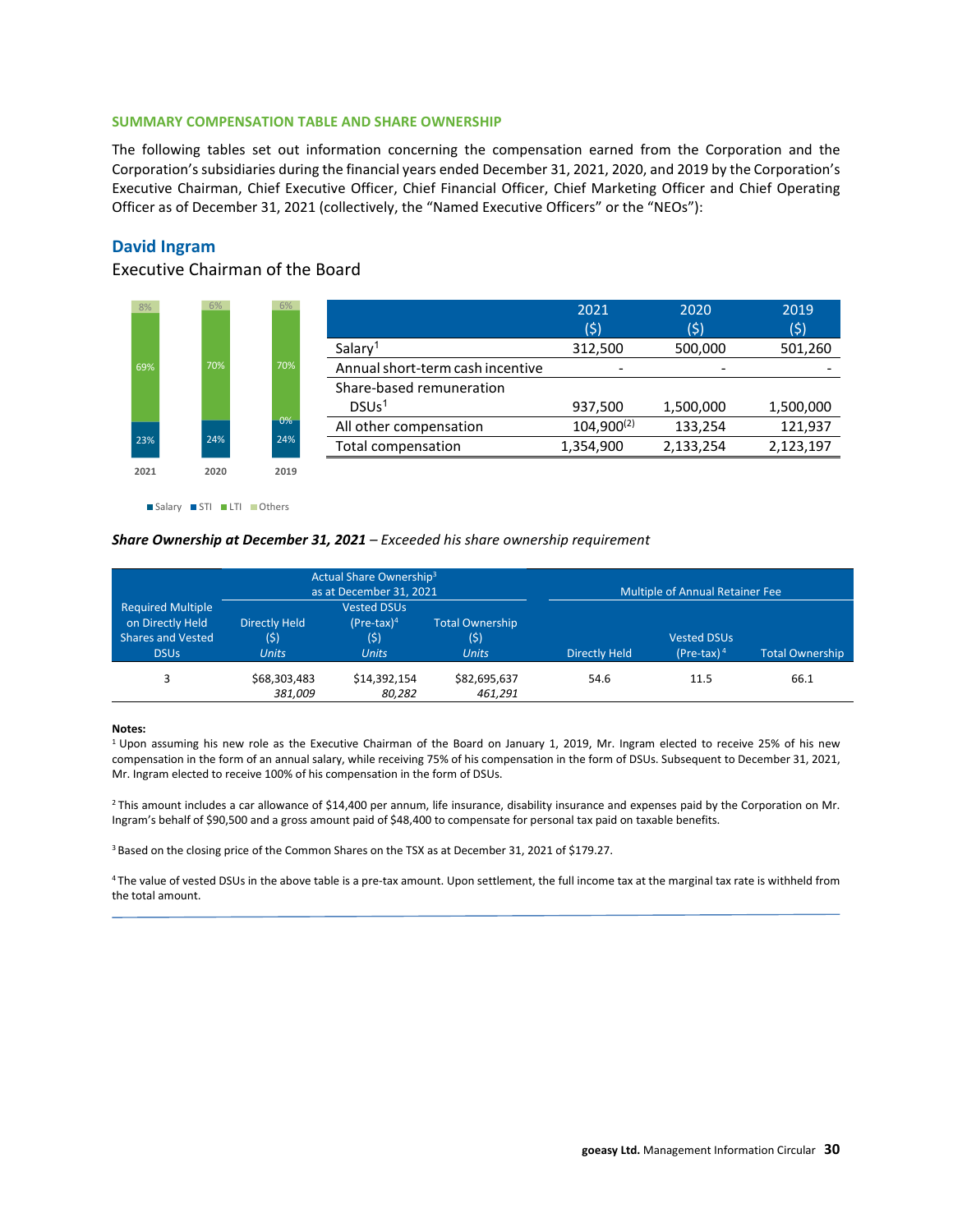### SUMMARY COMPENSATION TABLE AND SHARE OWNERSHIP

The following tables set out information concerning the compensation earned from the Corporation and the Corporation's subsidiaries during the financial years ended December 31, 2021, 2020, and 2019 by the Corporation's Executive Chairman, Chief Executive Officer, Chief Financial Officer, Chief Marketing Officer and Chief Operating Officer as of December 31, 2021 (collectively, the "Named Executive Officers" or the "NEOs"):

## David Ingram

Executive Chairman of the Board

| | 2021 | 2020 | 2019 |
|---|---|---|---|
| Salary | 23% | 24% | 24% |
| STI | | | 0% |
| LTI | 69% | 70% | 70% |
| Others | 8% | 6% | 6% |

| | 2021 ($) | 2020 ($) | 2019 ($) |
|---|---|---|---|
| Salary[1] | 312,500 | 500,000 | 501,260 |
| Annual short-term cash incentive | - | - | - |
| Share-based remuneration DSUs[1] | 937,500 | 1,500,000 | 1,500,000 |
| All other compensation | 104,900[(2)] | 133,254 | 121,937 |
| Total compensation | 1,354,900 | 2,133,254 | 2,123,197 |

***Share Ownership at December 31, 2021** – Exceeded his share ownership requirement*

| Required Multiple on Directly Held Shares and Vested DSUs | Actual Share Ownership[3] as at December 31, 2021 | | | Multiple of Annual Retainer Fee | | |
|---|---|---|---|---|---|---|
| | Directly Held ($) *Units* | Vested DSUs (Pre-tax)[4] ($) *Units* | Total Ownership ($) *Units* | Directly Held | Vested DSUs (Pre-tax)[4] | Total Ownership |
| 3 | $68,303,483 *381,009* | $14,392,154 *80,282* | $82,695,637 *461,291* | 54.6 | 11.5 | 66.1 |

**Notes:**

[1] Upon assuming his new role as the Executive Chairman of the Board on January 1, 2019, Mr. Ingram elected to receive 25% of his new compensation in the form of an annual salary, while receiving 75% of his compensation in the form of DSUs. Subsequent to December 31, 2021, Mr. Ingram elected to receive 100% of his compensation in the form of DSUs.

[2] This amount includes a car allowance of $14,400 per annum, life insurance, disability insurance and expenses paid by the Corporation on Mr. Ingram's behalf of $90,500 and a gross amount paid of $48,400 to compensate for personal tax paid on taxable benefits.

[3] Based on the closing price of the Common Shares on the TSX as at December 31, 2021 of $179.27.

[4] The value of vested DSUs in the above table is a pre-tax amount. Upon settlement, the full income tax at the marginal tax rate is withheld from the total amount.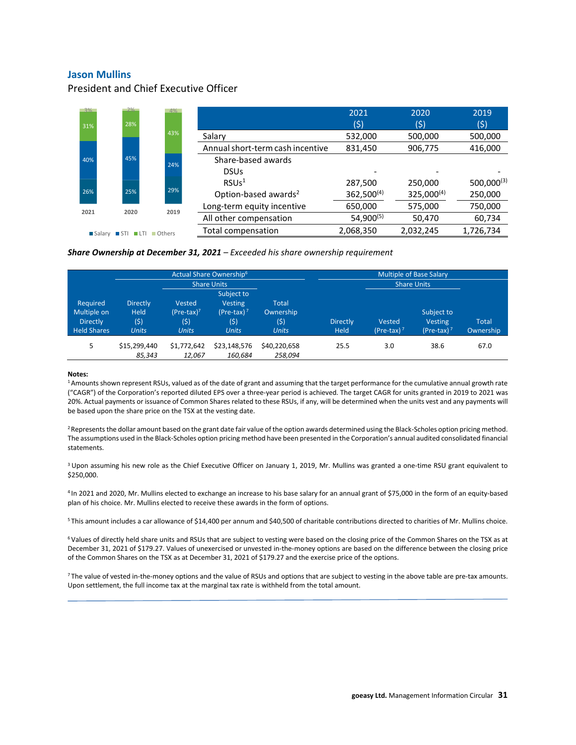## Jason Mullins

President and Chief Executive Officer

| | 2021 ($) | 2020 ($) | 2019 ($) |
|---|---|---|---|
| Salary | 532,000 | 500,000 | 500,000 |
| Annual short-term cash incentive | 831,450 | 906,775 | 416,000 |
| Share-based awards | | | |
| DSUs | - | - | - |
| RSUs[1] | 287,500 | 250,000 | 500,000[(3)] |
| Option-based awards[2] | 362,500[(4)] | 325,000[(4)] | 250,000 |
| Long-term equity incentive | 650,000 | 575,000 | 750,000 |
| All other compensation | 54,900[(5)] | 50,470 | 60,734 |
| Total compensation | 2,068,350 | 2,032,245 | 1,726,734 |

| | 2021 | 2020 | 2019 |
|---|---|---|---|
| Salary | 26% | 25% | 29% |
| STI | 40% | 45% | 24% |
| LTI | 31% | 28% | 43% |
| Others | 3% | 2% | 4% |

***Share Ownership at December 31, 2021*** *– Exceeded his share ownership requirement*

| | Actual Share Ownership[6] | | | | Multiple of Base Salary | | | |
|---|---|---|---|---|---|---|---|---|
| | | Share Units | | | | Share Units | | |
| Required Multiple on Directly Held Shares | Directly Held ($) *Units* | Vested (Pre-tax)[7] ($) *Units* | Subject to Vesting (Pre-tax)[7] ($) *Units* | Total Ownership ($) *Units* | Directly Held | Vested (Pre-tax)[7] | Subject to Vesting (Pre-tax)[7] | Total Ownership |
| 5 | $15,299,440 *85,343* | $1,772,642 *12,067* | $23,148,576 *160,684* | $40,220,658 *258,094* | 25.5 | 3.0 | 38.6 | 67.0 |

**Notes:**

[1] Amounts shown represent RSUs, valued as of the date of grant and assuming that the target performance for the cumulative annual growth rate ("CAGR") of the Corporation's reported diluted EPS over a three-year period is achieved. The target CAGR for units granted in 2019 to 2021 was 20%. Actual payments or issuance of Common Shares related to these RSUs, if any, will be determined when the units vest and any payments will be based upon the share price on the TSX at the vesting date.

[2] Represents the dollar amount based on the grant date fair value of the option awards determined using the Black-Scholes option pricing method. The assumptions used in the Black-Scholes option pricing method have been presented in the Corporation's annual audited consolidated financial statements.

[3] Upon assuming his new role as the Chief Executive Officer on January 1, 2019, Mr. Mullins was granted a one-time RSU grant equivalent to $250,000.

[4] In 2021 and 2020, Mr. Mullins elected to exchange an increase to his base salary for an annual grant of $75,000 in the form of an equity-based plan of his choice. Mr. Mullins elected to receive these awards in the form of options.

[5] This amount includes a car allowance of $14,400 per annum and $40,500 of charitable contributions directed to charities of Mr. Mullins choice.

[6] Values of directly held share units and RSUs that are subject to vesting were based on the closing price of the Common Shares on the TSX as at December 31, 2021 of $179.27. Values of unexercised or unvested in-the-money options are based on the difference between the closing price of the Common Shares on the TSX as at December 31, 2021 of $179.27 and the exercise price of the options.

[7] The value of vested in-the-money options and the value of RSUs and options that are subject to vesting in the above table are pre-tax amounts. Upon settlement, the full income tax at the marginal tax rate is withheld from the total amount.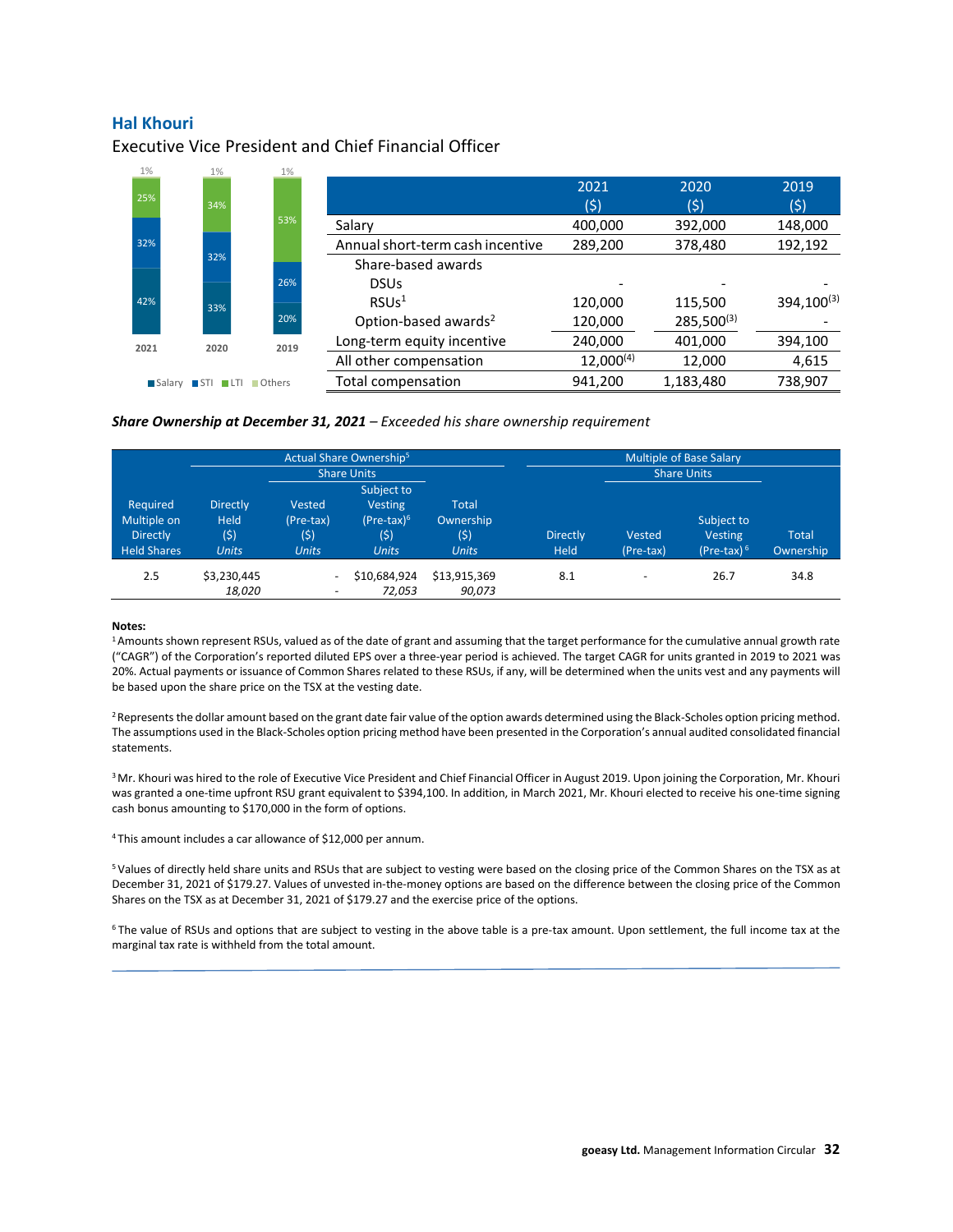## Hal Khouri

Executive Vice President and Chief Financial Officer

|  | 2021 ($) | 2020 ($) | 2019 ($) |
|---|---|---|---|
| Salary | 400,000 | 392,000 | 148,000 |
| Annual short-term cash incentive | 289,200 | 378,480 | 192,192 |
| Share-based awards |  |  |  |
| DSUs | - | - | - |
| RSUs[1] | 120,000 | 115,500 | 394,100[3] |
| Option-based awards[2] | 120,000 | 285,500[3] | - |
| Long-term equity incentive | 240,000 | 401,000 | 394,100 |
| All other compensation | 12,000[4] | 12,000 | 4,615 |
| Total compensation | 941,200 | 1,183,480 | 738,907 |

|  | 2021 | 2020 | 2019 |
|---|---|---|---|
| Salary | 42% | 33% | 20% |
| STI | 32% | 32% | 26% |
| LTI | 25% | 34% | 53% |
| Others | 1% | 1% | 1% |

***Share Ownership at December 31, 2021** – Exceeded his share ownership requirement*

|  | Actual Share Ownership[5] |  |  |  | Multiple of Base Salary |  |  |  |
|---|---|---|---|---|---|---|---|---|
|  |  | Share Units |  |  |  | Share Units |  |  |
| Required Multiple on Directly Held Shares | Directly Held ($) *Units* | Vested (Pre-tax) ($) *Units* | Subject to Vesting (Pre-tax)[6] ($) *Units* | Total Ownership ($) *Units* | Directly Held | Vested (Pre-tax) | Subject to Vesting (Pre-tax)[6] | Total Ownership |
| 2.5 | $3,230,445 *18,020* | - - | $10,684,924 *72,053* | $13,915,369 *90,073* | 8.1 | - | 26.7 | 34.8 |

**Notes:**

[1] Amounts shown represent RSUs, valued as of the date of grant and assuming that the target performance for the cumulative annual growth rate ("CAGR") of the Corporation's reported diluted EPS over a three-year period is achieved. The target CAGR for units granted in 2019 to 2021 was 20%. Actual payments or issuance of Common Shares related to these RSUs, if any, will be determined when the units vest and any payments will be based upon the share price on the TSX at the vesting date.

[2] Represents the dollar amount based on the grant date fair value of the option awards determined using the Black-Scholes option pricing method. The assumptions used in the Black-Scholes option pricing method have been presented in the Corporation's annual audited consolidated financial statements.

[3] Mr. Khouri was hired to the role of Executive Vice President and Chief Financial Officer in August 2019. Upon joining the Corporation, Mr. Khouri was granted a one-time upfront RSU grant equivalent to $394,100. In addition, in March 2021, Mr. Khouri elected to receive his one-time signing cash bonus amounting to $170,000 in the form of options.

[4] This amount includes a car allowance of $12,000 per annum.

[5] Values of directly held share units and RSUs that are subject to vesting were based on the closing price of the Common Shares on the TSX as at December 31, 2021 of $179.27. Values of unvested in-the-money options are based on the difference between the closing price of the Common Shares on the TSX as at December 31, 2021 of $179.27 and the exercise price of the options.

[6] The value of RSUs and options that are subject to vesting in the above table is a pre-tax amount. Upon settlement, the full income tax at the marginal tax rate is withheld from the total amount.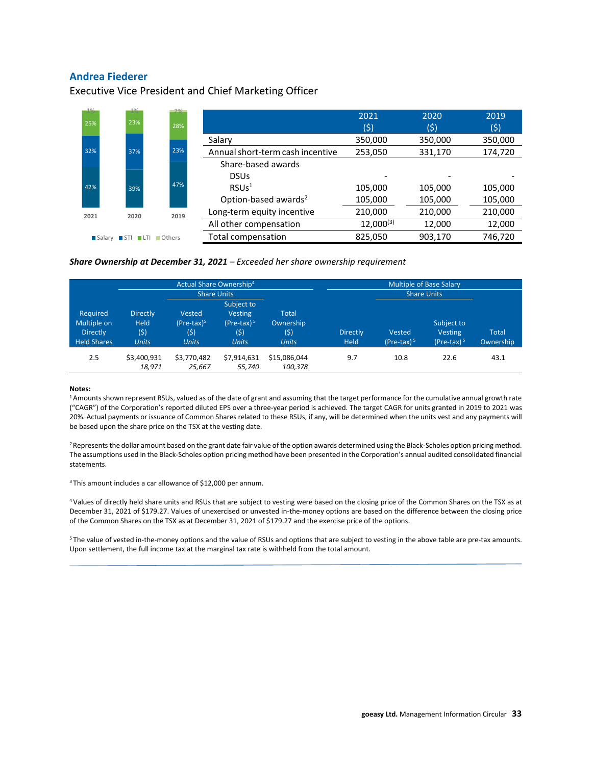## Andrea Fiederer

Executive Vice President and Chief Marketing Officer

| | 2021 | 2020 | 2019 |
|---|---|---|---|
| Salary | 42% | 39% | 47% |
| STI | 32% | 37% | 23% |
| LTI | 25% | 23% | 28% |
| Others | 1% | 1% | 2% |

| | 2021 ($) | 2020 ($) | 2019 ($) |
|---|---|---|---|
| Salary | 350,000 | 350,000 | 350,000 |
| Annual short-term cash incentive | 253,050 | 331,170 | 174,720 |
| Share-based awards | | | |
| DSUs | - | - | - |
| RSUs[1] | 105,000 | 105,000 | 105,000 |
| Option-based awards[2] | 105,000 | 105,000 | 105,000 |
| Long-term equity incentive | 210,000 | 210,000 | 210,000 |
| All other compensation | 12,000[(3)] | 12,000 | 12,000 |
| Total compensation | 825,050 | 903,170 | 746,720 |

***Share Ownership at December 31, 2021** – Exceeded her share ownership requirement*

| | Actual Share Ownership[4] | | | | Multiple of Base Salary | | | |
|---|---|---|---|---|---|---|---|---|
| | | Share Units | | | | Share Units | | |
| Required Multiple on Directly Held Shares | Directly Held ($) *Units* | Vested (Pre-tax)[5] ($) *Units* | Subject to Vesting (Pre-tax)[5] ($) *Units* | Total Ownership ($) *Units* | Directly Held | Vested (Pre-tax)[5] | Subject to Vesting (Pre-tax)[5] | Total Ownership |
| 2.5 | $3,400,931 *18,971* | $3,770,482 *25,667* | $7,914,631 *55,740* | $15,086,044 *100,378* | 9.7 | 10.8 | 22.6 | 43.1 |

**Notes:**

[1] Amounts shown represent RSUs, valued as of the date of grant and assuming that the target performance for the cumulative annual growth rate ("CAGR") of the Corporation's reported diluted EPS over a three-year period is achieved. The target CAGR for units granted in 2019 to 2021 was 20%. Actual payments or issuance of Common Shares related to these RSUs, if any, will be determined when the units vest and any payments will be based upon the share price on the TSX at the vesting date.

[2] Represents the dollar amount based on the grant date fair value of the option awards determined using the Black-Scholes option pricing method. The assumptions used in the Black-Scholes option pricing method have been presented in the Corporation's annual audited consolidated financial statements.

[3] This amount includes a car allowance of $12,000 per annum.

[4] Values of directly held share units and RSUs that are subject to vesting were based on the closing price of the Common Shares on the TSX as at December 31, 2021 of $179.27. Values of unexercised or unvested in-the-money options are based on the difference between the closing price of the Common Shares on the TSX as at December 31, 2021 of $179.27 and the exercise price of the options.

[5] The value of vested in-the-money options and the value of RSUs and options that are subject to vesting in the above table are pre-tax amounts. Upon settlement, the full income tax at the marginal tax rate is withheld from the total amount.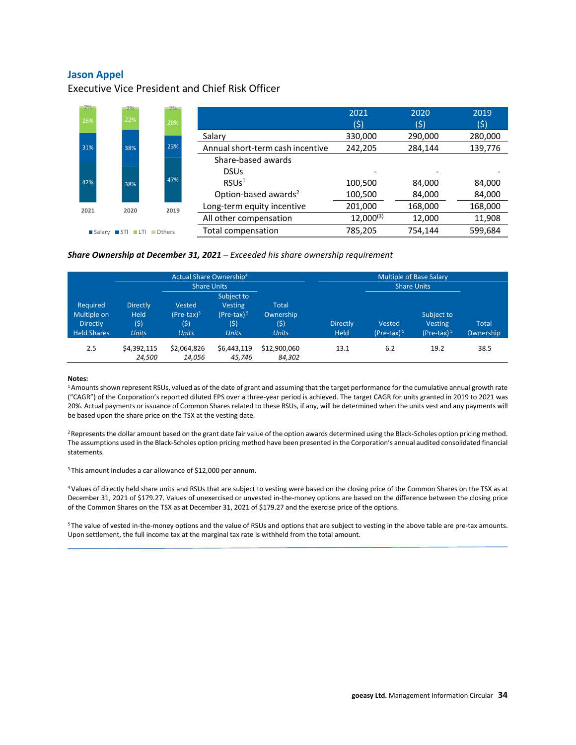## Jason Appel

Executive Vice President and Chief Risk Officer

| | 2021 | 2020 | 2019 |
|---|---|---|---|
| Salary | 42% | 38% | 47% |
| STI | 31% | 38% | 23% |
| LTI | 26% | 22% | 28% |
| Others | 2% | 2% | 2% |

| | 2021 ($) | 2020 ($) | 2019 ($) |
|---|---|---|---|
| Salary | 330,000 | 290,000 | 280,000 |
| Annual short-term cash incentive | 242,205 | 284,144 | 139,776 |
| Share-based awards | | | |
| DSUs | - | - | - |
| RSUs[1] | 100,500 | 84,000 | 84,000 |
| Option-based awards[2] | 100,500 | 84,000 | 84,000 |
| Long-term equity incentive | 201,000 | 168,000 | 168,000 |
| All other compensation | 12,000[(3)] | 12,000 | 11,908 |
| Total compensation | 785,205 | 754,144 | 599,684 |

***Share Ownership at December 31, 2021** – Exceeded his share ownership requirement*

| | Actual Share Ownership[4] | | | | Multiple of Base Salary | | | |
|---|---|---|---|---|---|---|---|---|
| | | Share Units | | | | Share Units | | |
| Required Multiple on Directly Held Shares | Directly Held ($) *Units* | Vested (Pre-tax)[5] ($) *Units* | Subject to Vesting (Pre-tax)[5] ($) *Units* | Total Ownership ($) *Units* | Directly Held | Vested (Pre-tax)[5] | Subject to Vesting (Pre-tax)[5] | Total Ownership |
| 2.5 | $4,392,115 *24,500* | $2,064,826 *14,056* | $6,443,119 *45,746* | $12,900,060 *84,302* | 13.1 | 6.2 | 19.2 | 38.5 |

**Notes:**

[1] Amounts shown represent RSUs, valued as of the date of grant and assuming that the target performance for the cumulative annual growth rate ("CAGR") of the Corporation's reported diluted EPS over a three-year period is achieved. The target CAGR for units granted in 2019 to 2021 was 20%. Actual payments or issuance of Common Shares related to these RSUs, if any, will be determined when the units vest and any payments will be based upon the share price on the TSX at the vesting date.

[2] Represents the dollar amount based on the grant date fair value of the option awards determined using the Black-Scholes option pricing method. The assumptions used in the Black-Scholes option pricing method have been presented in the Corporation's annual audited consolidated financial statements.

[3] This amount includes a car allowance of $12,000 per annum.

[4] Values of directly held share units and RSUs that are subject to vesting were based on the closing price of the Common Shares on the TSX as at December 31, 2021 of $179.27. Values of unexercised or unvested in-the-money options are based on the difference between the closing price of the Common Shares on the TSX as at December 31, 2021 of $179.27 and the exercise price of the options.

[5] The value of vested in-the-money options and the value of RSUs and options that are subject to vesting in the above table are pre-tax amounts. Upon settlement, the full income tax at the marginal tax rate is withheld from the total amount.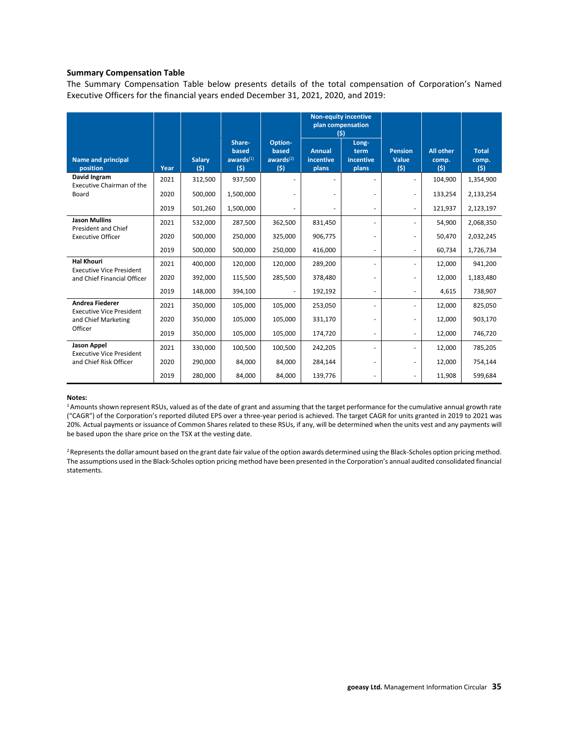### Summary Compensation Table

The Summary Compensation Table below presents details of the total compensation of Corporation's Named Executive Officers for the financial years ended December 31, 2021, 2020, and 2019:

| Name and principal position | Year | Salary ($) | Share-based awards[(1)] ($) | Option-based awards[(2)] ($) | Non-equity incentive plan compensation ($) | | Pension Value ($) | All other comp. ($) | Total comp. ($) |
|---|---|---|---|---|---|---|---|---|---|
| | | | | | Annual incentive plans | Long-term incentive plans | | | |
| **David Ingram** Executive Chairman of the Board | 2021 | 312,500 | 937,500 | - | - | - | - | 104,900 | 1,354,900 |
| | 2020 | 500,000 | 1,500,000 | - | - | - | - | 133,254 | 2,133,254 |
| | 2019 | 501,260 | 1,500,000 | - | - | - | - | 121,937 | 2,123,197 |
| **Jason Mullins** President and Chief Executive Officer | 2021 | 532,000 | 287,500 | 362,500 | 831,450 | - | - | 54,900 | 2,068,350 |
| | 2020 | 500,000 | 250,000 | 325,000 | 906,775 | - | - | 50,470 | 2,032,245 |
| | 2019 | 500,000 | 500,000 | 250,000 | 416,000 | - | - | 60,734 | 1,726,734 |
| **Hal Khouri** Executive Vice President and Chief Financial Officer | 2021 | 400,000 | 120,000 | 120,000 | 289,200 | - | - | 12,000 | 941,200 |
| | 2020 | 392,000 | 115,500 | 285,500 | 378,480 | - | - | 12,000 | 1,183,480 |
| | 2019 | 148,000 | 394,100 | - | 192,192 | - | - | 4,615 | 738,907 |
| **Andrea Fiederer** Executive Vice President and Chief Marketing Officer | 2021 | 350,000 | 105,000 | 105,000 | 253,050 | - | - | 12,000 | 825,050 |
| | 2020 | 350,000 | 105,000 | 105,000 | 331,170 | - | - | 12,000 | 903,170 |
| | 2019 | 350,000 | 105,000 | 105,000 | 174,720 | - | - | 12,000 | 746,720 |
| **Jason Appel** Executive Vice President and Chief Risk Officer | 2021 | 330,000 | 100,500 | 100,500 | 242,205 | - | - | 12,000 | 785,205 |
| | 2020 | 290,000 | 84,000 | 84,000 | 284,144 | - | - | 12,000 | 754,144 |
| | 2019 | 280,000 | 84,000 | 84,000 | 139,776 | - | - | 11,908 | 599,684 |

**Notes:**

[1] Amounts shown represent RSUs, valued as of the date of grant and assuming that the target performance for the cumulative annual growth rate ("CAGR") of the Corporation's reported diluted EPS over a three-year period is achieved. The target CAGR for units granted in 2019 to 2021 was 20%. Actual payments or issuance of Common Shares related to these RSUs, if any, will be determined when the units vest and any payments will be based upon the share price on the TSX at the vesting date.

[2] Represents the dollar amount based on the grant date fair value of the option awards determined using the Black-Scholes option pricing method. The assumptions used in the Black-Scholes option pricing method have been presented in the Corporation's annual audited consolidated financial statements.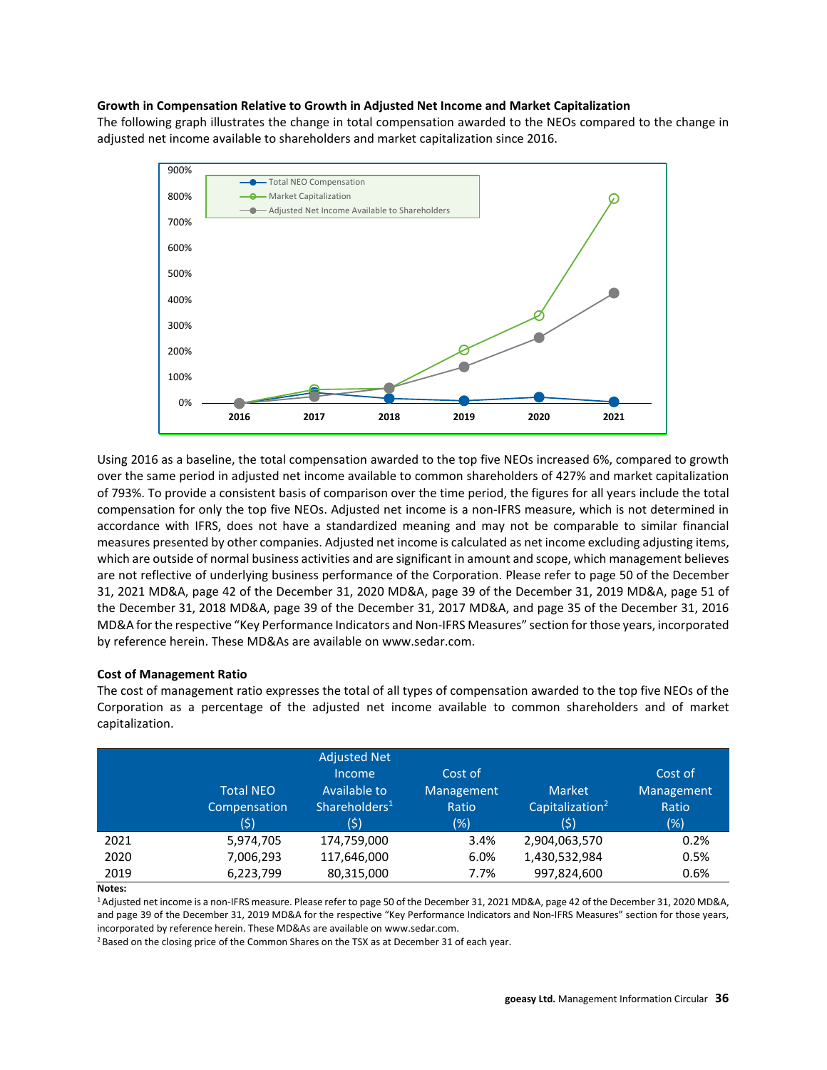### Growth in Compensation Relative to Growth in Adjusted Net Income and Market Capitalization

The following graph illustrates the change in total compensation awarded to the NEOs compared to the change in adjusted net income available to shareholders and market capitalization since 2016.

Using 2016 as a baseline, the total compensation awarded to the top five NEOs increased 6%, compared to growth over the same period in adjusted net income available to common shareholders of 427% and market capitalization of 793%. To provide a consistent basis of comparison over the time period, the figures for all years include the total compensation for only the top five NEOs. Adjusted net income is a non-IFRS measure, which is not determined in accordance with IFRS, does not have a standardized meaning and may not be comparable to similar financial measures presented by other companies. Adjusted net income is calculated as net income excluding adjusting items, which are outside of normal business activities and are significant in amount and scope, which management believes are not reflective of underlying business performance of the Corporation. Please refer to page 50 of the December 31, 2021 MD&A, page 42 of the December 31, 2020 MD&A, page 39 of the December 31, 2019 MD&A, page 51 of the December 31, 2018 MD&A, page 39 of the December 31, 2017 MD&A, and page 35 of the December 31, 2016 MD&A for the respective “Key Performance Indicators and Non-IFRS Measures” section for those years, incorporated by reference herein. These MD&As are available on www.sedar.com.

### Cost of Management Ratio

The cost of management ratio expresses the total of all types of compensation awarded to the top five NEOs of the Corporation as a percentage of the adjusted net income available to common shareholders and of market capitalization.

| | Total NEO Compensation ($) | Adjusted Net Income Available to Shareholders[1] ($) | Cost of Management Ratio (%) | Market Capitalization[2] ($) | Cost of Management Ratio (%) |
|---|---|---|---|---|---|
| 2021 | 5,974,705 | 174,759,000 | 3.4% | 2,904,063,570 | 0.2% |
| 2020 | 7,006,293 | 117,646,000 | 6.0% | 1,430,532,984 | 0.5% |
| 2019 | 6,223,799 | 80,315,000 | 7.7% | 997,824,600 | 0.6% |

**Notes:**

[1] Adjusted net income is a non-IFRS measure. Please refer to page 50 of the December 31, 2021 MD&A, page 42 of the December 31, 2020 MD&A, and page 39 of the December 31, 2019 MD&A for the respective “Key Performance Indicators and Non-IFRS Measures” section for those years, incorporated by reference herein. These MD&As are available on www.sedar.com.

[2] Based on the closing price of the Common Shares on the TSX as at December 31 of each year.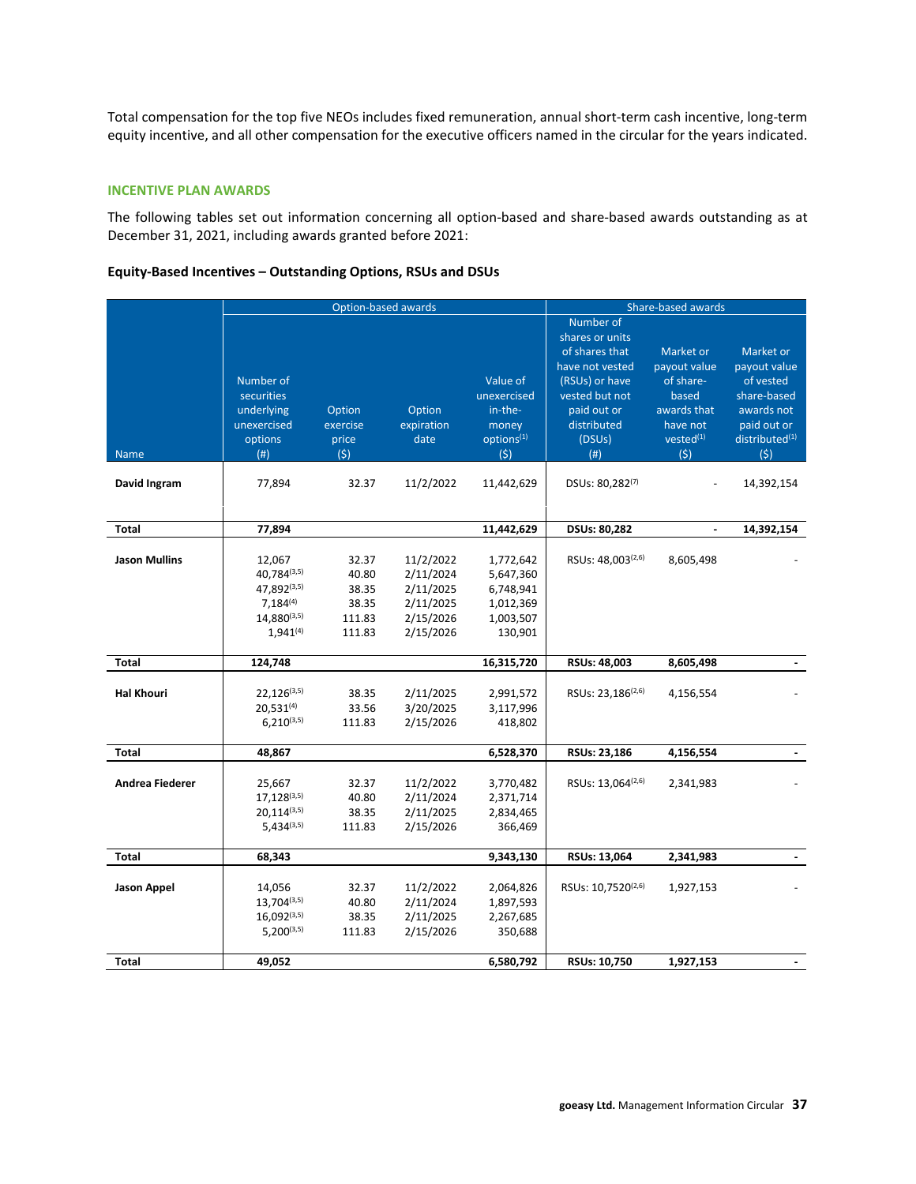Total compensation for the top five NEOs includes fixed remuneration, annual short-term cash incentive, long-term equity incentive, and all other compensation for the executive officers named in the circular for the years indicated.

### INCENTIVE PLAN AWARDS

The following tables set out information concerning all option-based and share-based awards outstanding as at December 31, 2021, including awards granted before 2021:

**Equity-Based Incentives – Outstanding Options, RSUs and DSUs**

| | Option-based awards | | | | Share-based awards | | |
|---|---|---|---|---|---|---|---|
| Name | Number of securities underlying unexercised options (#) | Option exercise price ($) | Option expiration date | Value of unexercised in-the-money options[1] ($) | Number of shares or units of shares that have not vested (RSUs) or have vested but not paid out or distributed (DSUs) (#) | Market or payout value of share-based awards that have not vested[1] ($) | Market or payout value of vested share-based awards not paid out or distributed[1] ($) |
| **David Ingram** | 77,894 | 32.37 | 11/2/2022 | 11,442,629 | DSUs: 80,282[7] | - | 14,392,154 |
| **Total** | **77,894** | | | **11,442,629** | **DSUs: 80,282** | **-** | **14,392,154** |
| **Jason Mullins** | 12,067 | 32.37 | 11/2/2022 | 1,772,642 | RSUs: 48,003[2,6] | 8,605,498 | - |
| | 40,784[3,5] | 40.80 | 2/11/2024 | 5,647,360 | | | |
| | 47,892[3,5] | 38.35 | 2/11/2025 | 6,748,941 | | | |
| | 7,184[4] | 38.35 | 2/11/2025 | 1,012,369 | | | |
| | 14,880[3,5] | 111.83 | 2/15/2026 | 1,003,507 | | | |
| | 1,941[4] | 111.83 | 2/15/2026 | 130,901 | | | |
| **Total** | **124,748** | | | **16,315,720** | **RSUs: 48,003** | **8,605,498** | **-** |
| **Hal Khouri** | 22,126[3,5] | 38.35 | 2/11/2025 | 2,991,572 | RSUs: 23,186[2,6] | 4,156,554 | - |
| | 20,531[4] | 33.56 | 3/20/2025 | 3,117,996 | | | |
| | 6,210[3,5] | 111.83 | 2/15/2026 | 418,802 | | | |
| **Total** | **48,867** | | | **6,528,370** | **RSUs: 23,186** | **4,156,554** | **-** |
| **Andrea Fiederer** | 25,667 | 32.37 | 11/2/2022 | 3,770,482 | RSUs: 13,064[2,6] | 2,341,983 | - |
| | 17,128[3,5] | 40.80 | 2/11/2024 | 2,371,714 | | | |
| | 20,114[3,5] | 38.35 | 2/11/2025 | 2,834,465 | | | |
| | 5,434[3,5] | 111.83 | 2/15/2026 | 366,469 | | | |
| **Total** | **68,343** | | | **9,343,130** | **RSUs: 13,064** | **2,341,983** | **-** |
| **Jason Appel** | 14,056 | 32.37 | 11/2/2022 | 2,064,826 | RSUs: 10,7520[2,6] | 1,927,153 | - |
| | 13,704[3,5] | 40.80 | 2/11/2024 | 1,897,593 | | | |
| | 16,092[3,5] | 38.35 | 2/11/2025 | 2,267,685 | | | |
| | 5,200[3,5] | 111.83 | 2/15/2026 | 350,688 | | | |
| **Total** | **49,052** | | | **6,580,792** | **RSUs: 10,750** | **1,927,153** | **-** |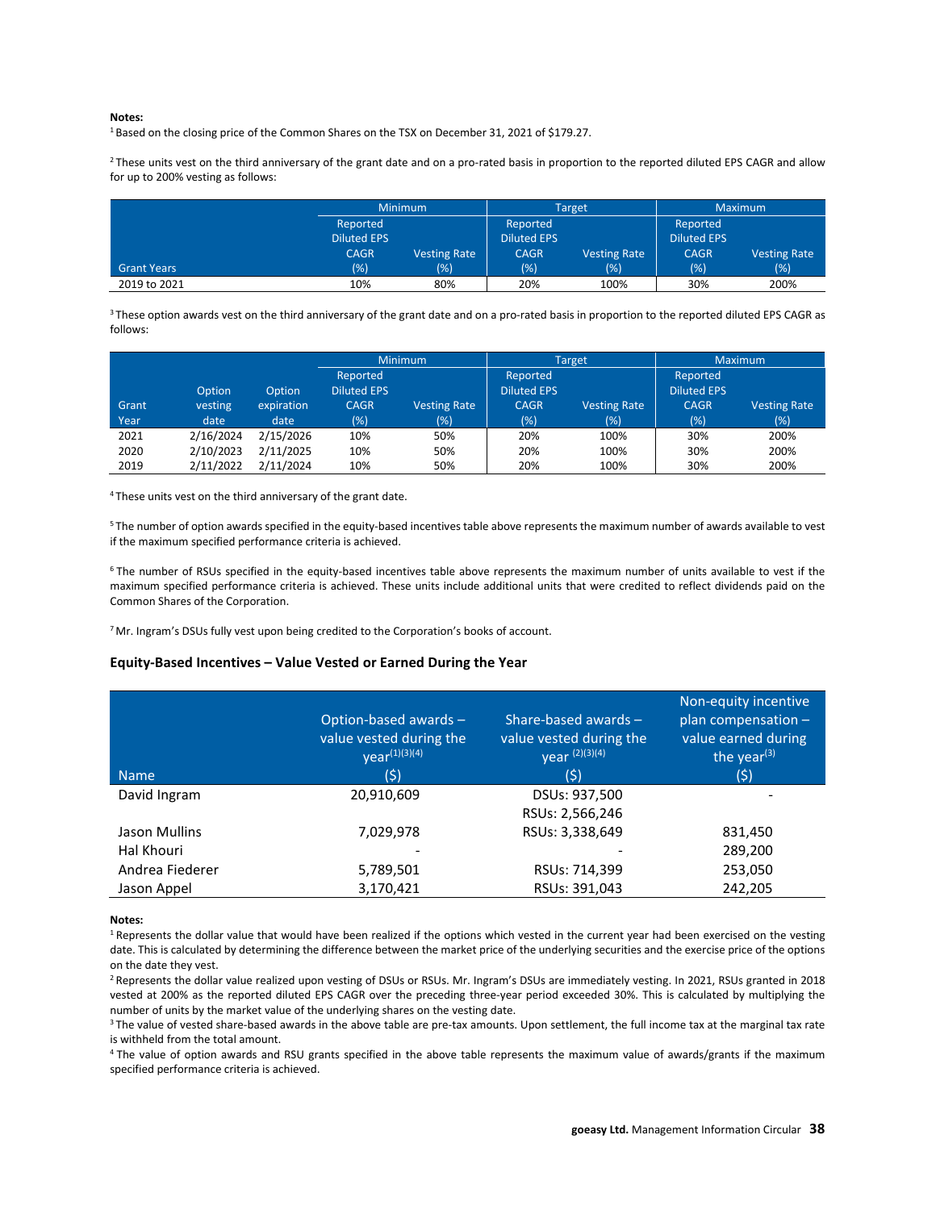**Notes:**

[1] Based on the closing price of the Common Shares on the TSX on December 31, 2021 of $179.27.

[2] These units vest on the third anniversary of the grant date and on a pro-rated basis in proportion to the reported diluted EPS CAGR and allow for up to 200% vesting as follows:

| | Minimum | | Target | | Maximum | |
|---|---|---|---|---|---|---|
| Grant Years | Reported Diluted EPS CAGR (%) | Vesting Rate (%) | Reported Diluted EPS CAGR (%) | Vesting Rate (%) | Reported Diluted EPS CAGR (%) | Vesting Rate (%) |
| 2019 to 2021 | 10% | 80% | 20% | 100% | 30% | 200% |

[3] These option awards vest on the third anniversary of the grant date and on a pro-rated basis in proportion to the reported diluted EPS CAGR as follows:

| | | | Minimum | | Target | | Maximum | |
|---|---|---|---|---|---|---|---|---|
| Grant Year | Option vesting date | Option expiration date | Reported Diluted EPS CAGR (%) | Vesting Rate (%) | Reported Diluted EPS CAGR (%) | Vesting Rate (%) | Reported Diluted EPS CAGR (%) | Vesting Rate (%) |
| 2021 | 2/16/2024 | 2/15/2026 | 10% | 50% | 20% | 100% | 30% | 200% |
| 2020 | 2/10/2023 | 2/11/2025 | 10% | 50% | 20% | 100% | 30% | 200% |
| 2019 | 2/11/2022 | 2/11/2024 | 10% | 50% | 20% | 100% | 30% | 200% |

[4] These units vest on the third anniversary of the grant date.

[5] The number of option awards specified in the equity-based incentives table above represents the maximum number of awards available to vest if the maximum specified performance criteria is achieved.

[6] The number of RSUs specified in the equity-based incentives table above represents the maximum number of units available to vest if the maximum specified performance criteria is achieved. These units include additional units that were credited to reflect dividends paid on the Common Shares of the Corporation.

[7] Mr. Ingram's DSUs fully vest upon being credited to the Corporation's books of account.

### Equity-Based Incentives – Value Vested or Earned During the Year

| Name | Option-based awards – value vested during the year[1][3][4] ($) | Share-based awards – value vested during the year [2][3][4] ($) | Non-equity incentive plan compensation – value earned during the year[3] ($) |
|---|---|---|---|
| David Ingram | 20,910,609 | DSUs: 937,500<br>RSUs: 2,566,246 | - |
| Jason Mullins | 7,029,978 | RSUs: 3,338,649 | 831,450 |
| Hal Khouri | - | - | 289,200 |
| Andrea Fiederer | 5,789,501 | RSUs: 714,399 | 253,050 |
| Jason Appel | 3,170,421 | RSUs: 391,043 | 242,205 |

**Notes:**

[1] Represents the dollar value that would have been realized if the options which vested in the current year had been exercised on the vesting date. This is calculated by determining the difference between the market price of the underlying securities and the exercise price of the options on the date they vest.

[2] Represents the dollar value realized upon vesting of DSUs or RSUs. Mr. Ingram's DSUs are immediately vesting. In 2021, RSUs granted in 2018 vested at 200% as the reported diluted EPS CAGR over the preceding three-year period exceeded 30%. This is calculated by multiplying the number of units by the market value of the underlying shares on the vesting date.

[3] The value of vested share-based awards in the above table are pre-tax amounts. Upon settlement, the full income tax at the marginal tax rate is withheld from the total amount.

[4] The value of option awards and RSU grants specified in the above table represents the maximum value of awards/grants if the maximum specified performance criteria is achieved.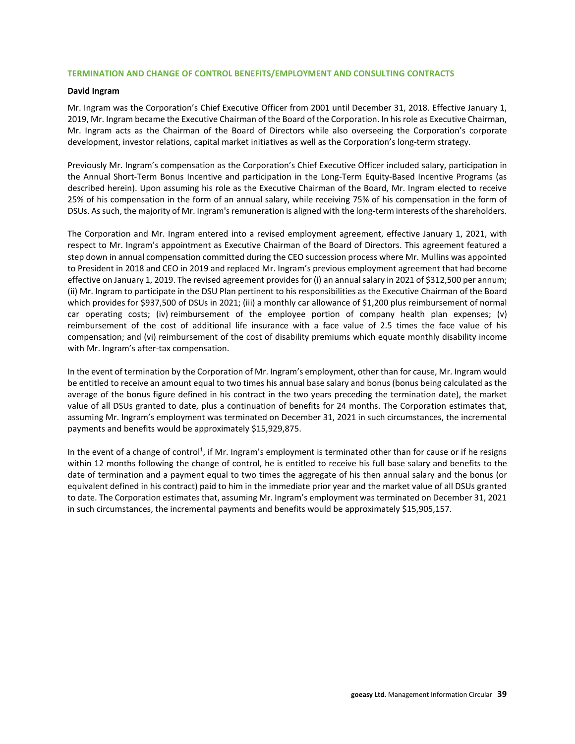## TERMINATION AND CHANGE OF CONTROL BENEFITS/EMPLOYMENT AND CONSULTING CONTRACTS

**David Ingram**

Mr. Ingram was the Corporation's Chief Executive Officer from 2001 until December 31, 2018. Effective January 1, 2019, Mr. Ingram became the Executive Chairman of the Board of the Corporation. In his role as Executive Chairman, Mr. Ingram acts as the Chairman of the Board of Directors while also overseeing the Corporation's corporate development, investor relations, capital market initiatives as well as the Corporation's long-term strategy.

Previously Mr. Ingram's compensation as the Corporation's Chief Executive Officer included salary, participation in the Annual Short-Term Bonus Incentive and participation in the Long-Term Equity-Based Incentive Programs (as described herein). Upon assuming his role as the Executive Chairman of the Board, Mr. Ingram elected to receive 25% of his compensation in the form of an annual salary, while receiving 75% of his compensation in the form of DSUs. As such, the majority of Mr. Ingram's remuneration is aligned with the long-term interests of the shareholders.

The Corporation and Mr. Ingram entered into a revised employment agreement, effective January 1, 2021, with respect to Mr. Ingram's appointment as Executive Chairman of the Board of Directors. This agreement featured a step down in annual compensation committed during the CEO succession process where Mr. Mullins was appointed to President in 2018 and CEO in 2019 and replaced Mr. Ingram's previous employment agreement that had become effective on January 1, 2019. The revised agreement provides for (i) an annual salary in 2021 of $312,500 per annum; (ii) Mr. Ingram to participate in the DSU Plan pertinent to his responsibilities as the Executive Chairman of the Board which provides for $937,500 of DSUs in 2021; (iii) a monthly car allowance of $1,200 plus reimbursement of normal car operating costs; (iv) reimbursement of the employee portion of company health plan expenses; (v) reimbursement of the cost of additional life insurance with a face value of 2.5 times the face value of his compensation; and (vi) reimbursement of the cost of disability premiums which equate monthly disability income with Mr. Ingram's after-tax compensation.

In the event of termination by the Corporation of Mr. Ingram's employment, other than for cause, Mr. Ingram would be entitled to receive an amount equal to two times his annual base salary and bonus (bonus being calculated as the average of the bonus figure defined in his contract in the two years preceding the termination date), the market value of all DSUs granted to date, plus a continuation of benefits for 24 months. The Corporation estimates that, assuming Mr. Ingram's employment was terminated on December 31, 2021 in such circumstances, the incremental payments and benefits would be approximately $15,929,875.

In the event of a change of control[1], if Mr. Ingram's employment is terminated other than for cause or if he resigns within 12 months following the change of control, he is entitled to receive his full base salary and benefits to the date of termination and a payment equal to two times the aggregate of his then annual salary and the bonus (or equivalent defined in his contract) paid to him in the immediate prior year and the market value of all DSUs granted to date. The Corporation estimates that, assuming Mr. Ingram's employment was terminated on December 31, 2021 in such circumstances, the incremental payments and benefits would be approximately $15,905,157.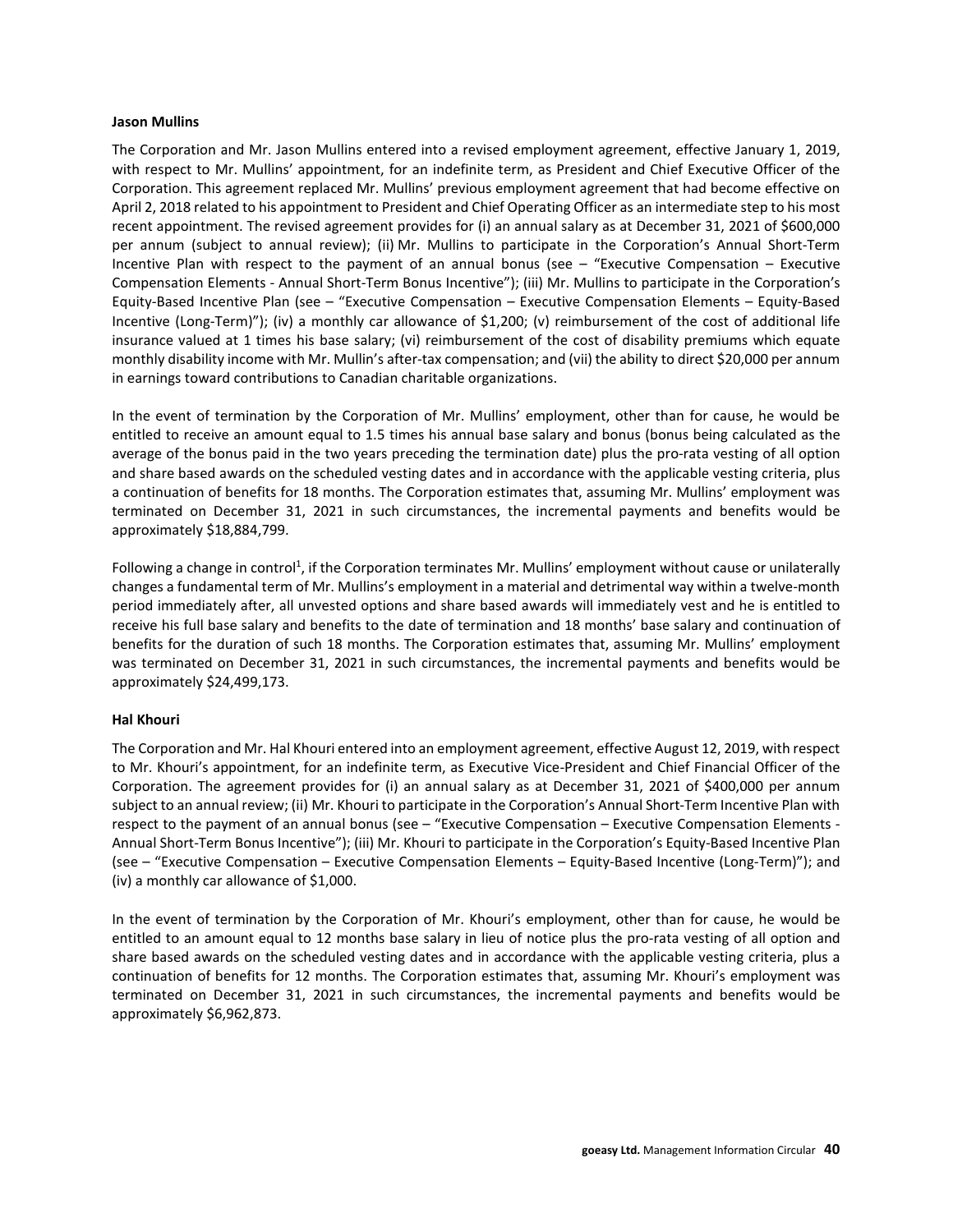**Jason Mullins**

The Corporation and Mr. Jason Mullins entered into a revised employment agreement, effective January 1, 2019, with respect to Mr. Mullins' appointment, for an indefinite term, as President and Chief Executive Officer of the Corporation. This agreement replaced Mr. Mullins' previous employment agreement that had become effective on April 2, 2018 related to his appointment to President and Chief Operating Officer as an intermediate step to his most recent appointment. The revised agreement provides for (i) an annual salary as at December 31, 2021 of $600,000 per annum (subject to annual review); (ii) Mr. Mullins to participate in the Corporation's Annual Short-Term Incentive Plan with respect to the payment of an annual bonus (see – "Executive Compensation – Executive Compensation Elements - Annual Short-Term Bonus Incentive"); (iii) Mr. Mullins to participate in the Corporation's Equity-Based Incentive Plan (see – "Executive Compensation – Executive Compensation Elements – Equity-Based Incentive (Long-Term)"); (iv) a monthly car allowance of $1,200; (v) reimbursement of the cost of additional life insurance valued at 1 times his base salary; (vi) reimbursement of the cost of disability premiums which equate monthly disability income with Mr. Mullin's after-tax compensation; and (vii) the ability to direct $20,000 per annum in earnings toward contributions to Canadian charitable organizations.

In the event of termination by the Corporation of Mr. Mullins' employment, other than for cause, he would be entitled to receive an amount equal to 1.5 times his annual base salary and bonus (bonus being calculated as the average of the bonus paid in the two years preceding the termination date) plus the pro-rata vesting of all option and share based awards on the scheduled vesting dates and in accordance with the applicable vesting criteria, plus a continuation of benefits for 18 months. The Corporation estimates that, assuming Mr. Mullins' employment was terminated on December 31, 2021 in such circumstances, the incremental payments and benefits would be approximately $18,884,799.

Following a change in control[1], if the Corporation terminates Mr. Mullins' employment without cause or unilaterally changes a fundamental term of Mr. Mullins's employment in a material and detrimental way within a twelve-month period immediately after, all unvested options and share based awards will immediately vest and he is entitled to receive his full base salary and benefits to the date of termination and 18 months' base salary and continuation of benefits for the duration of such 18 months. The Corporation estimates that, assuming Mr. Mullins' employment was terminated on December 31, 2021 in such circumstances, the incremental payments and benefits would be approximately $24,499,173.

**Hal Khouri**

The Corporation and Mr. Hal Khouri entered into an employment agreement, effective August 12, 2019, with respect to Mr. Khouri's appointment, for an indefinite term, as Executive Vice-President and Chief Financial Officer of the Corporation. The agreement provides for (i) an annual salary as at December 31, 2021 of $400,000 per annum subject to an annual review; (ii) Mr. Khouri to participate in the Corporation's Annual Short-Term Incentive Plan with respect to the payment of an annual bonus (see – "Executive Compensation – Executive Compensation Elements - Annual Short-Term Bonus Incentive"); (iii) Mr. Khouri to participate in the Corporation's Equity-Based Incentive Plan (see – "Executive Compensation – Executive Compensation Elements – Equity-Based Incentive (Long-Term)"); and (iv) a monthly car allowance of $1,000.

In the event of termination by the Corporation of Mr. Khouri's employment, other than for cause, he would be entitled to an amount equal to 12 months base salary in lieu of notice plus the pro-rata vesting of all option and share based awards on the scheduled vesting dates and in accordance with the applicable vesting criteria, plus a continuation of benefits for 12 months. The Corporation estimates that, assuming Mr. Khouri's employment was terminated on December 31, 2021 in such circumstances, the incremental payments and benefits would be approximately $6,962,873.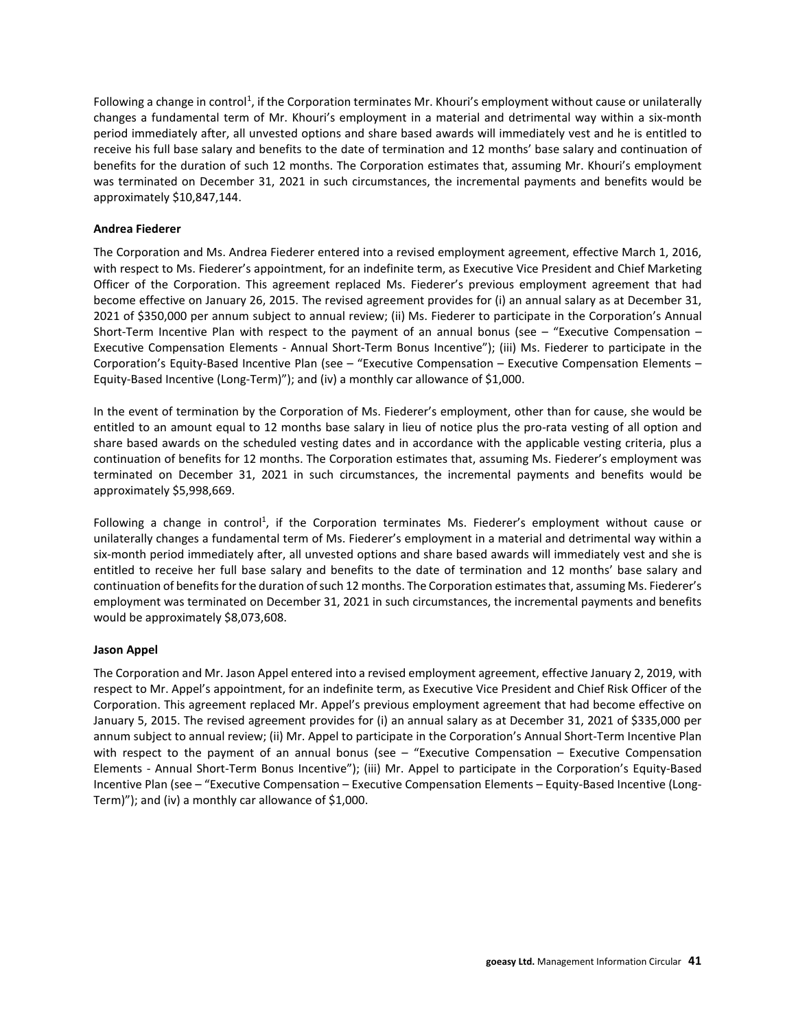Following a change in control[1], if the Corporation terminates Mr. Khouri's employment without cause or unilaterally changes a fundamental term of Mr. Khouri's employment in a material and detrimental way within a six-month period immediately after, all unvested options and share based awards will immediately vest and he is entitled to receive his full base salary and benefits to the date of termination and 12 months' base salary and continuation of benefits for the duration of such 12 months. The Corporation estimates that, assuming Mr. Khouri's employment was terminated on December 31, 2021 in such circumstances, the incremental payments and benefits would be approximately $10,847,144.

**Andrea Fiederer**

The Corporation and Ms. Andrea Fiederer entered into a revised employment agreement, effective March 1, 2016, with respect to Ms. Fiederer's appointment, for an indefinite term, as Executive Vice President and Chief Marketing Officer of the Corporation. This agreement replaced Ms. Fiederer's previous employment agreement that had become effective on January 26, 2015. The revised agreement provides for (i) an annual salary as at December 31, 2021 of $350,000 per annum subject to annual review; (ii) Ms. Fiederer to participate in the Corporation's Annual Short-Term Incentive Plan with respect to the payment of an annual bonus (see – "Executive Compensation – Executive Compensation Elements - Annual Short-Term Bonus Incentive"); (iii) Ms. Fiederer to participate in the Corporation's Equity-Based Incentive Plan (see – "Executive Compensation – Executive Compensation Elements – Equity-Based Incentive (Long-Term)"); and (iv) a monthly car allowance of $1,000.

In the event of termination by the Corporation of Ms. Fiederer's employment, other than for cause, she would be entitled to an amount equal to 12 months base salary in lieu of notice plus the pro-rata vesting of all option and share based awards on the scheduled vesting dates and in accordance with the applicable vesting criteria, plus a continuation of benefits for 12 months. The Corporation estimates that, assuming Ms. Fiederer's employment was terminated on December 31, 2021 in such circumstances, the incremental payments and benefits would be approximately $5,998,669.

Following a change in control[1], if the Corporation terminates Ms. Fiederer's employment without cause or unilaterally changes a fundamental term of Ms. Fiederer's employment in a material and detrimental way within a six-month period immediately after, all unvested options and share based awards will immediately vest and she is entitled to receive her full base salary and benefits to the date of termination and 12 months' base salary and continuation of benefits for the duration of such 12 months. The Corporation estimates that, assuming Ms. Fiederer's employment was terminated on December 31, 2021 in such circumstances, the incremental payments and benefits would be approximately $8,073,608.

**Jason Appel**

The Corporation and Mr. Jason Appel entered into a revised employment agreement, effective January 2, 2019, with respect to Mr. Appel's appointment, for an indefinite term, as Executive Vice President and Chief Risk Officer of the Corporation. This agreement replaced Mr. Appel's previous employment agreement that had become effective on January 5, 2015. The revised agreement provides for (i) an annual salary as at December 31, 2021 of $335,000 per annum subject to annual review; (ii) Mr. Appel to participate in the Corporation's Annual Short-Term Incentive Plan with respect to the payment of an annual bonus (see – "Executive Compensation – Executive Compensation Elements - Annual Short-Term Bonus Incentive"); (iii) Mr. Appel to participate in the Corporation's Equity-Based Incentive Plan (see – "Executive Compensation – Executive Compensation Elements – Equity-Based Incentive (Long-Term)"); and (iv) a monthly car allowance of $1,000.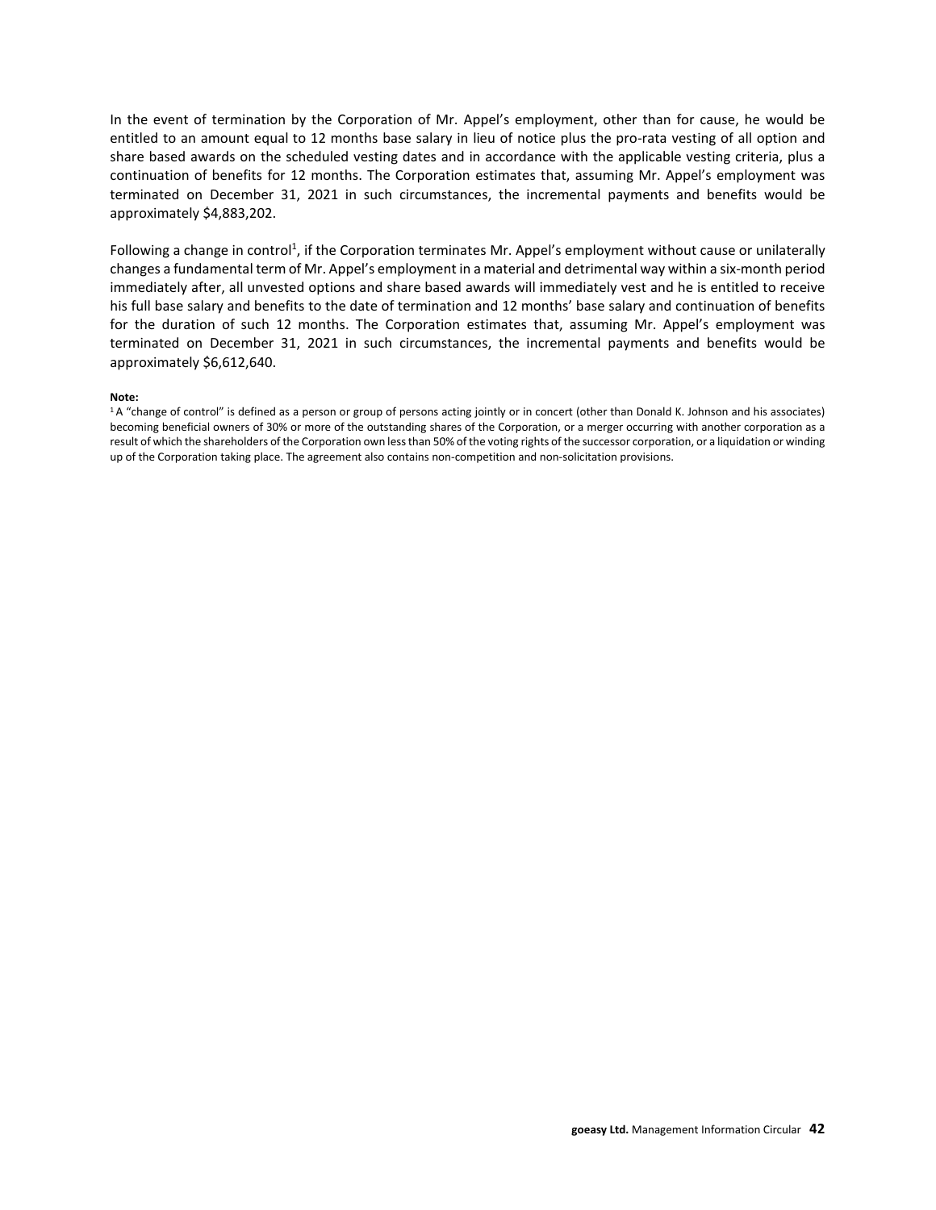In the event of termination by the Corporation of Mr. Appel's employment, other than for cause, he would be entitled to an amount equal to 12 months base salary in lieu of notice plus the pro-rata vesting of all option and share based awards on the scheduled vesting dates and in accordance with the applicable vesting criteria, plus a continuation of benefits for 12 months. The Corporation estimates that, assuming Mr. Appel's employment was terminated on December 31, 2021 in such circumstances, the incremental payments and benefits would be approximately $4,883,202.

Following a change in control[1], if the Corporation terminates Mr. Appel's employment without cause or unilaterally changes a fundamental term of Mr. Appel's employment in a material and detrimental way within a six-month period immediately after, all unvested options and share based awards will immediately vest and he is entitled to receive his full base salary and benefits to the date of termination and 12 months' base salary and continuation of benefits for the duration of such 12 months. The Corporation estimates that, assuming Mr. Appel's employment was terminated on December 31, 2021 in such circumstances, the incremental payments and benefits would be approximately $6,612,640.

**Note:**

[1] A "change of control" is defined as a person or group of persons acting jointly or in concert (other than Donald K. Johnson and his associates) becoming beneficial owners of 30% or more of the outstanding shares of the Corporation, or a merger occurring with another corporation as a result of which the shareholders of the Corporation own less than 50% of the voting rights of the successor corporation, or a liquidation or winding up of the Corporation taking place. The agreement also contains non-competition and non-solicitation provisions.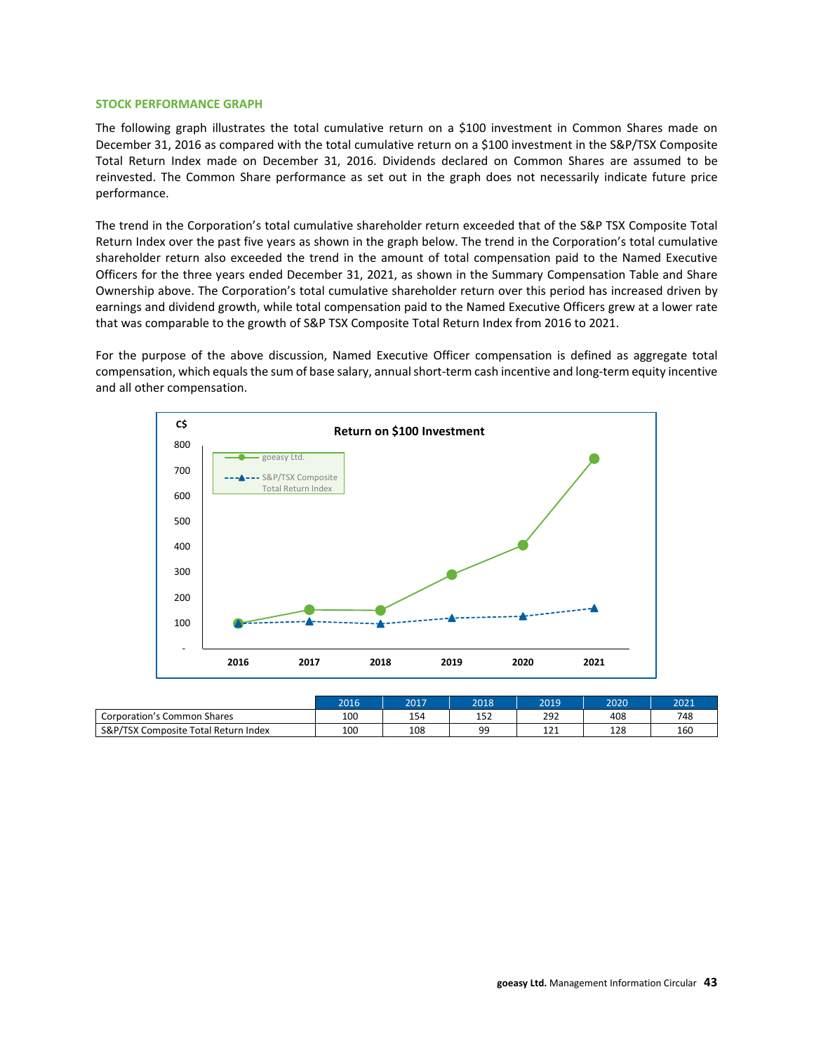### STOCK PERFORMANCE GRAPH

The following graph illustrates the total cumulative return on a $100 investment in Common Shares made on December 31, 2016 as compared with the total cumulative return on a $100 investment in the S&P/TSX Composite Total Return Index made on December 31, 2016. Dividends declared on Common Shares are assumed to be reinvested. The Common Share performance as set out in the graph does not necessarily indicate future price performance.

The trend in the Corporation's total cumulative shareholder return exceeded that of the S&P TSX Composite Total Return Index over the past five years as shown in the graph below. The trend in the Corporation's total cumulative shareholder return also exceeded the trend in the amount of total compensation paid to the Named Executive Officers for the three years ended December 31, 2021, as shown in the Summary Compensation Table and Share Ownership above. The Corporation's total cumulative shareholder return over this period has increased driven by earnings and dividend growth, while total compensation paid to the Named Executive Officers grew at a lower rate that was comparable to the growth of S&P TSX Composite Total Return Index from 2016 to 2021.

For the purpose of the above discussion, Named Executive Officer compensation is defined as aggregate total compensation, which equals the sum of base salary, annual short-term cash incentive and long-term equity incentive and all other compensation.

**Return on $100 Investment**

| | 2016 | 2017 | 2018 | 2019 | 2020 | 2021 |
|---|---|---|---|---|---|---|
| Corporation's Common Shares | 100 | 154 | 152 | 292 | 408 | 748 |
| S&P/TSX Composite Total Return Index | 100 | 108 | 99 | 121 | 128 | 160 |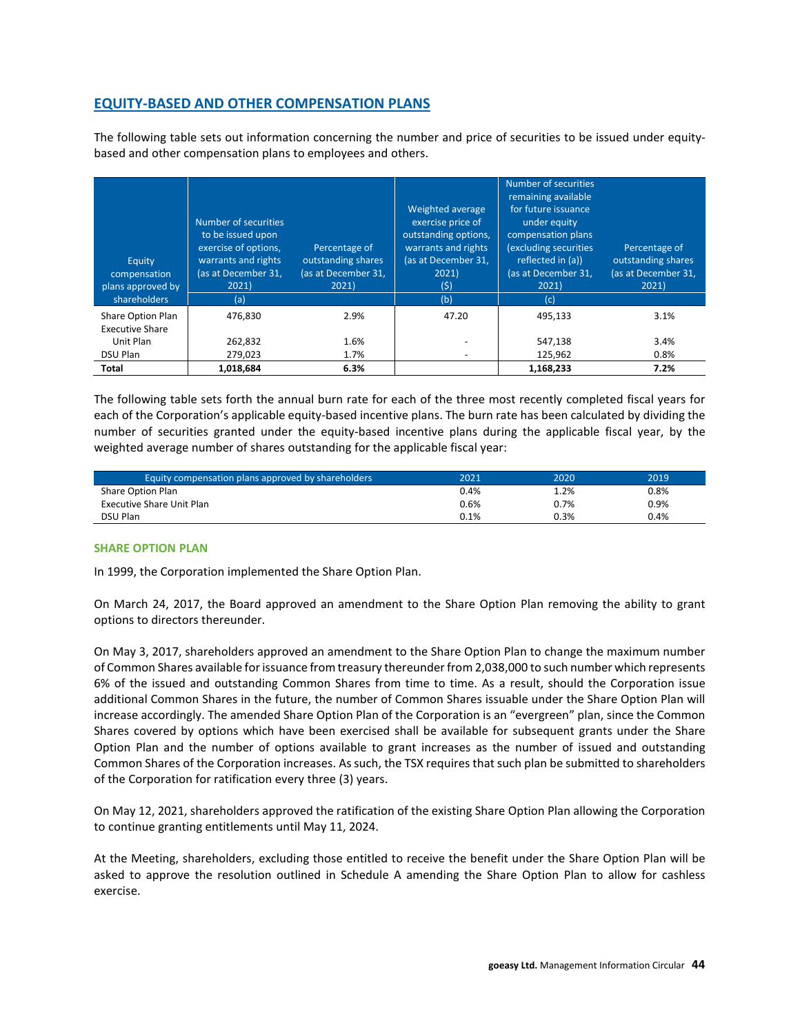## EQUITY-BASED AND OTHER COMPENSATION PLANS

The following table sets out information concerning the number and price of securities to be issued under equity-based and other compensation plans to employees and others.

| Equity compensation plans approved by shareholders | Number of securities to be issued upon exercise of options, warrants and rights (as at December 31, 2021) (a) | Percentage of outstanding shares (as at December 31, 2021) | Weighted average exercise price of outstanding options, warrants and rights (as at December 31, 2021) ($) (b) | Number of securities remaining available for future issuance under equity compensation plans (excluding securities reflected in (a)) (as at December 31, 2021) (c) | Percentage of outstanding shares (as at December 31, 2021) |
|---|---|---|---|---|---|
| Share Option Plan | 476,830 | 2.9% | 47.20 | 495,133 | 3.1% |
| Executive Share Unit Plan | 262,832 | 1.6% | - | 547,138 | 3.4% |
| DSU Plan | 279,023 | 1.7% | - | 125,962 | 0.8% |
| **Total** | **1,018,684** | **6.3%** | | **1,168,233** | **7.2%** |

The following table sets forth the annual burn rate for each of the three most recently completed fiscal years for each of the Corporation's applicable equity-based incentive plans. The burn rate has been calculated by dividing the number of securities granted under the equity-based incentive plans during the applicable fiscal year, by the weighted average number of shares outstanding for the applicable fiscal year:

| Equity compensation plans approved by shareholders | 2021 | 2020 | 2019 |
|---|---|---|---|
| Share Option Plan | 0.4% | 1.2% | 0.8% |
| Executive Share Unit Plan | 0.6% | 0.7% | 0.9% |
| DSU Plan | 0.1% | 0.3% | 0.4% |

### SHARE OPTION PLAN

In 1999, the Corporation implemented the Share Option Plan.

On March 24, 2017, the Board approved an amendment to the Share Option Plan removing the ability to grant options to directors thereunder.

On May 3, 2017, shareholders approved an amendment to the Share Option Plan to change the maximum number of Common Shares available for issuance from treasury thereunder from 2,038,000 to such number which represents 6% of the issued and outstanding Common Shares from time to time. As a result, should the Corporation issue additional Common Shares in the future, the number of Common Shares issuable under the Share Option Plan will increase accordingly. The amended Share Option Plan of the Corporation is an "evergreen" plan, since the Common Shares covered by options which have been exercised shall be available for subsequent grants under the Share Option Plan and the number of options available to grant increases as the number of issued and outstanding Common Shares of the Corporation increases. As such, the TSX requires that such plan be submitted to shareholders of the Corporation for ratification every three (3) years.

On May 12, 2021, shareholders approved the ratification of the existing Share Option Plan allowing the Corporation to continue granting entitlements until May 11, 2024.

At the Meeting, shareholders, excluding those entitled to receive the benefit under the Share Option Plan will be asked to approve the resolution outlined in Schedule A amending the Share Option Plan to allow for cashless exercise.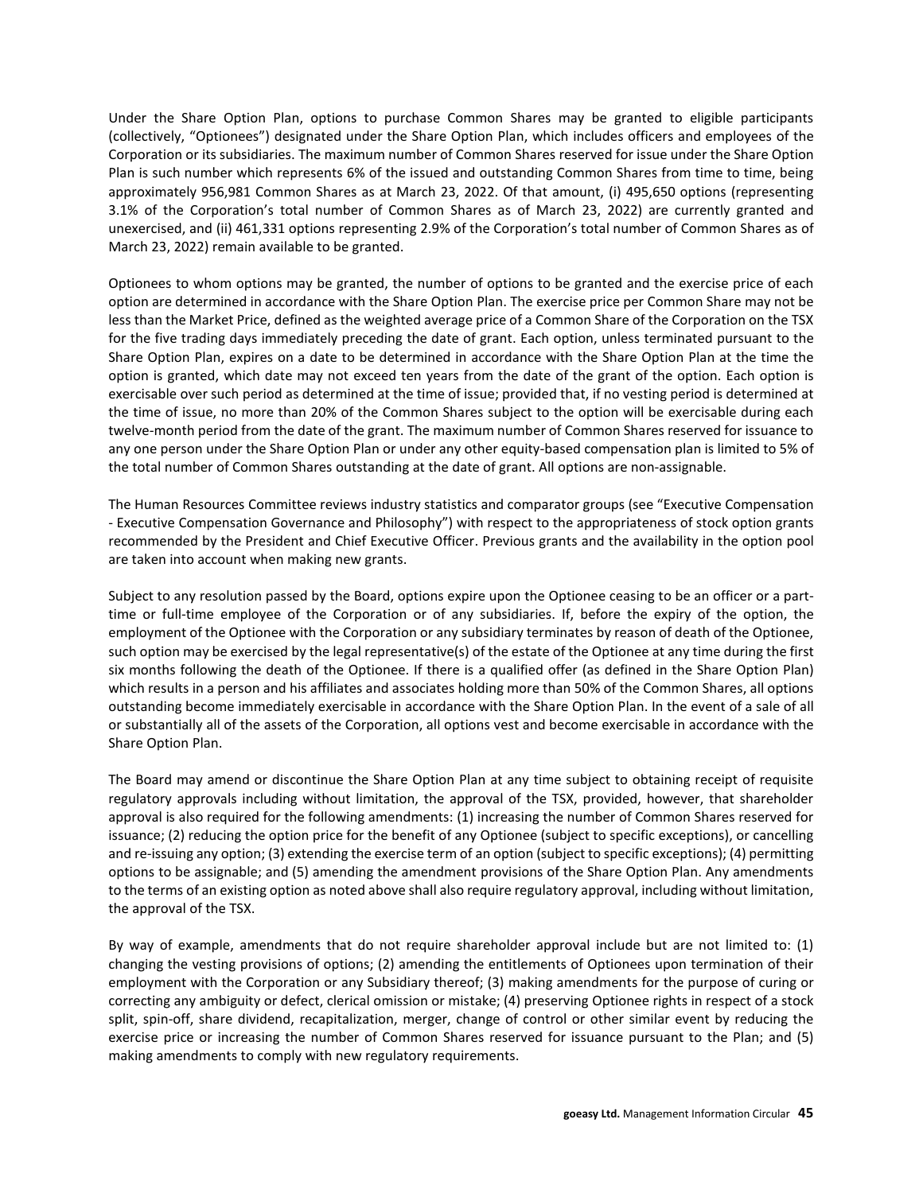Under the Share Option Plan, options to purchase Common Shares may be granted to eligible participants (collectively, "Optionees") designated under the Share Option Plan, which includes officers and employees of the Corporation or its subsidiaries. The maximum number of Common Shares reserved for issue under the Share Option Plan is such number which represents 6% of the issued and outstanding Common Shares from time to time, being approximately 956,981 Common Shares as at March 23, 2022. Of that amount, (i) 495,650 options (representing 3.1% of the Corporation's total number of Common Shares as of March 23, 2022) are currently granted and unexercised, and (ii) 461,331 options representing 2.9% of the Corporation's total number of Common Shares as of March 23, 2022) remain available to be granted.

Optionees to whom options may be granted, the number of options to be granted and the exercise price of each option are determined in accordance with the Share Option Plan. The exercise price per Common Share may not be less than the Market Price, defined as the weighted average price of a Common Share of the Corporation on the TSX for the five trading days immediately preceding the date of grant. Each option, unless terminated pursuant to the Share Option Plan, expires on a date to be determined in accordance with the Share Option Plan at the time the option is granted, which date may not exceed ten years from the date of the grant of the option. Each option is exercisable over such period as determined at the time of issue; provided that, if no vesting period is determined at the time of issue, no more than 20% of the Common Shares subject to the option will be exercisable during each twelve-month period from the date of the grant. The maximum number of Common Shares reserved for issuance to any one person under the Share Option Plan or under any other equity-based compensation plan is limited to 5% of the total number of Common Shares outstanding at the date of grant. All options are non-assignable.

The Human Resources Committee reviews industry statistics and comparator groups (see "Executive Compensation - Executive Compensation Governance and Philosophy") with respect to the appropriateness of stock option grants recommended by the President and Chief Executive Officer. Previous grants and the availability in the option pool are taken into account when making new grants.

Subject to any resolution passed by the Board, options expire upon the Optionee ceasing to be an officer or a part-time or full-time employee of the Corporation or of any subsidiaries. If, before the expiry of the option, the employment of the Optionee with the Corporation or any subsidiary terminates by reason of death of the Optionee, such option may be exercised by the legal representative(s) of the estate of the Optionee at any time during the first six months following the death of the Optionee. If there is a qualified offer (as defined in the Share Option Plan) which results in a person and his affiliates and associates holding more than 50% of the Common Shares, all options outstanding become immediately exercisable in accordance with the Share Option Plan. In the event of a sale of all or substantially all of the assets of the Corporation, all options vest and become exercisable in accordance with the Share Option Plan.

The Board may amend or discontinue the Share Option Plan at any time subject to obtaining receipt of requisite regulatory approvals including without limitation, the approval of the TSX, provided, however, that shareholder approval is also required for the following amendments: (1) increasing the number of Common Shares reserved for issuance; (2) reducing the option price for the benefit of any Optionee (subject to specific exceptions), or cancelling and re-issuing any option; (3) extending the exercise term of an option (subject to specific exceptions); (4) permitting options to be assignable; and (5) amending the amendment provisions of the Share Option Plan. Any amendments to the terms of an existing option as noted above shall also require regulatory approval, including without limitation, the approval of the TSX.

By way of example, amendments that do not require shareholder approval include but are not limited to: (1) changing the vesting provisions of options; (2) amending the entitlements of Optionees upon termination of their employment with the Corporation or any Subsidiary thereof; (3) making amendments for the purpose of curing or correcting any ambiguity or defect, clerical omission or mistake; (4) preserving Optionee rights in respect of a stock split, spin-off, share dividend, recapitalization, merger, change of control or other similar event by reducing the exercise price or increasing the number of Common Shares reserved for issuance pursuant to the Plan; and (5) making amendments to comply with new regulatory requirements.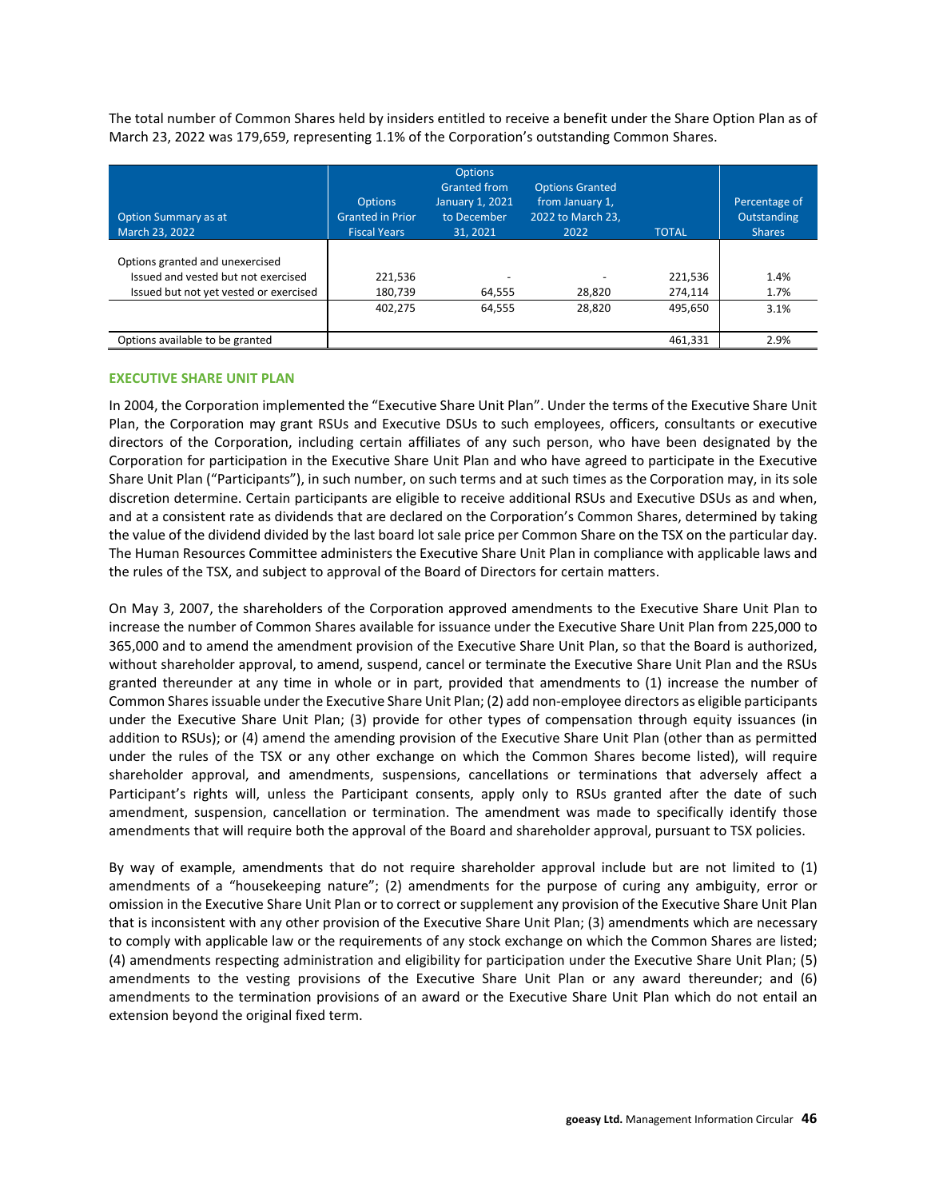The total number of Common Shares held by insiders entitled to receive a benefit under the Share Option Plan as of March 23, 2022 was 179,659, representing 1.1% of the Corporation's outstanding Common Shares.

| Option Summary as at March 23, 2022 | Options Granted in Prior Fiscal Years | Options Granted from January 1, 2021 to December 31, 2021 | Options Granted from January 1, 2022 to March 23, 2022 | TOTAL | Percentage of Outstanding Shares |
|---|---|---|---|---|---|
| Options granted and unexercised | | | | | |
| Issued and vested but not exercised | 221,536 | - | - | 221,536 | 1.4% |
| Issued but not yet vested or exercised | 180,739 | 64,555 | 28,820 | 274,114 | 1.7% |
| | 402,275 | 64,555 | 28,820 | 495,650 | 3.1% |
| Options available to be granted | | | | 461,331 | 2.9% |

## EXECUTIVE SHARE UNIT PLAN

In 2004, the Corporation implemented the "Executive Share Unit Plan". Under the terms of the Executive Share Unit Plan, the Corporation may grant RSUs and Executive DSUs to such employees, officers, consultants or executive directors of the Corporation, including certain affiliates of any such person, who have been designated by the Corporation for participation in the Executive Share Unit Plan and who have agreed to participate in the Executive Share Unit Plan ("Participants"), in such number, on such terms and at such times as the Corporation may, in its sole discretion determine. Certain participants are eligible to receive additional RSUs and Executive DSUs as and when, and at a consistent rate as dividends that are declared on the Corporation's Common Shares, determined by taking the value of the dividend divided by the last board lot sale price per Common Share on the TSX on the particular day. The Human Resources Committee administers the Executive Share Unit Plan in compliance with applicable laws and the rules of the TSX, and subject to approval of the Board of Directors for certain matters.

On May 3, 2007, the shareholders of the Corporation approved amendments to the Executive Share Unit Plan to increase the number of Common Shares available for issuance under the Executive Share Unit Plan from 225,000 to 365,000 and to amend the amendment provision of the Executive Share Unit Plan, so that the Board is authorized, without shareholder approval, to amend, suspend, cancel or terminate the Executive Share Unit Plan and the RSUs granted thereunder at any time in whole or in part, provided that amendments to (1) increase the number of Common Shares issuable under the Executive Share Unit Plan; (2) add non-employee directors as eligible participants under the Executive Share Unit Plan; (3) provide for other types of compensation through equity issuances (in addition to RSUs); or (4) amend the amending provision of the Executive Share Unit Plan (other than as permitted under the rules of the TSX or any other exchange on which the Common Shares become listed), will require shareholder approval, and amendments, suspensions, cancellations or terminations that adversely affect a Participant's rights will, unless the Participant consents, apply only to RSUs granted after the date of such amendment, suspension, cancellation or termination. The amendment was made to specifically identify those amendments that will require both the approval of the Board and shareholder approval, pursuant to TSX policies.

By way of example, amendments that do not require shareholder approval include but are not limited to (1) amendments of a "housekeeping nature"; (2) amendments for the purpose of curing any ambiguity, error or omission in the Executive Share Unit Plan or to correct or supplement any provision of the Executive Share Unit Plan that is inconsistent with any other provision of the Executive Share Unit Plan; (3) amendments which are necessary to comply with applicable law or the requirements of any stock exchange on which the Common Shares are listed; (4) amendments respecting administration and eligibility for participation under the Executive Share Unit Plan; (5) amendments to the vesting provisions of the Executive Share Unit Plan or any award thereunder; and (6) amendments to the termination provisions of an award or the Executive Share Unit Plan which do not entail an extension beyond the original fixed term.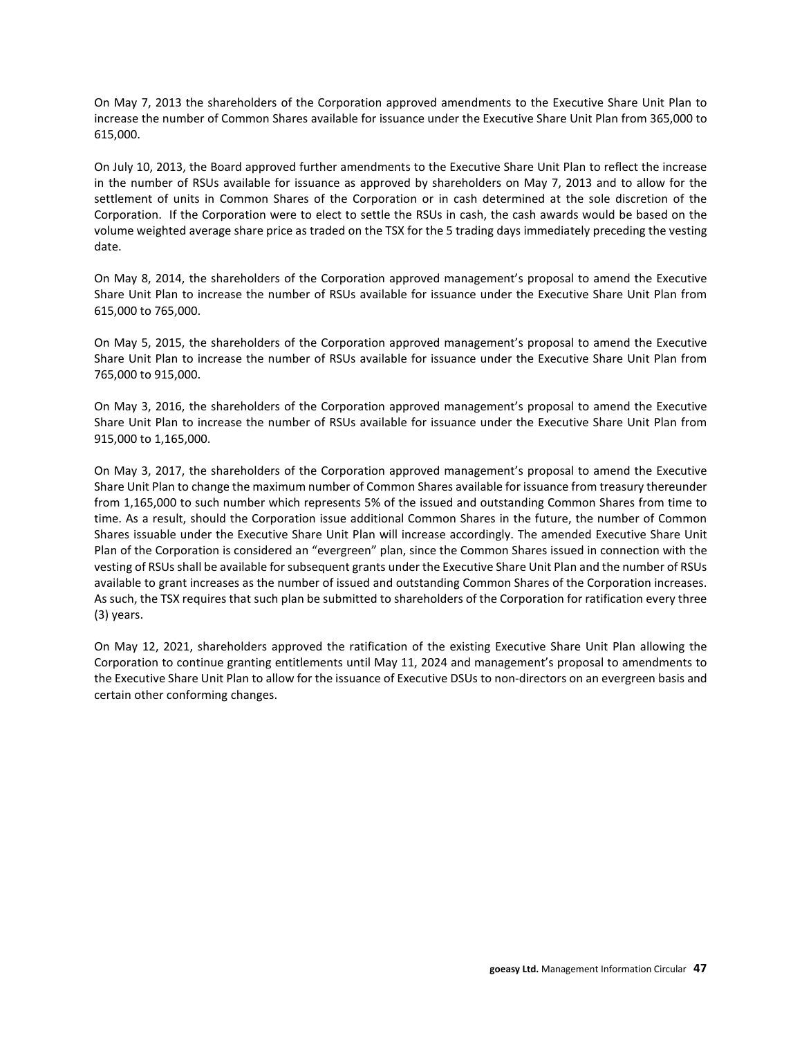On May 7, 2013 the shareholders of the Corporation approved amendments to the Executive Share Unit Plan to increase the number of Common Shares available for issuance under the Executive Share Unit Plan from 365,000 to 615,000.

On July 10, 2013, the Board approved further amendments to the Executive Share Unit Plan to reflect the increase in the number of RSUs available for issuance as approved by shareholders on May 7, 2013 and to allow for the settlement of units in Common Shares of the Corporation or in cash determined at the sole discretion of the Corporation. If the Corporation were to elect to settle the RSUs in cash, the cash awards would be based on the volume weighted average share price as traded on the TSX for the 5 trading days immediately preceding the vesting date.

On May 8, 2014, the shareholders of the Corporation approved management's proposal to amend the Executive Share Unit Plan to increase the number of RSUs available for issuance under the Executive Share Unit Plan from 615,000 to 765,000.

On May 5, 2015, the shareholders of the Corporation approved management's proposal to amend the Executive Share Unit Plan to increase the number of RSUs available for issuance under the Executive Share Unit Plan from 765,000 to 915,000.

On May 3, 2016, the shareholders of the Corporation approved management's proposal to amend the Executive Share Unit Plan to increase the number of RSUs available for issuance under the Executive Share Unit Plan from 915,000 to 1,165,000.

On May 3, 2017, the shareholders of the Corporation approved management's proposal to amend the Executive Share Unit Plan to change the maximum number of Common Shares available for issuance from treasury thereunder from 1,165,000 to such number which represents 5% of the issued and outstanding Common Shares from time to time. As a result, should the Corporation issue additional Common Shares in the future, the number of Common Shares issuable under the Executive Share Unit Plan will increase accordingly. The amended Executive Share Unit Plan of the Corporation is considered an "evergreen" plan, since the Common Shares issued in connection with the vesting of RSUs shall be available for subsequent grants under the Executive Share Unit Plan and the number of RSUs available to grant increases as the number of issued and outstanding Common Shares of the Corporation increases. As such, the TSX requires that such plan be submitted to shareholders of the Corporation for ratification every three (3) years.

On May 12, 2021, shareholders approved the ratification of the existing Executive Share Unit Plan allowing the Corporation to continue granting entitlements until May 11, 2024 and management's proposal to amendments to the Executive Share Unit Plan to allow for the issuance of Executive DSUs to non-directors on an evergreen basis and certain other conforming changes.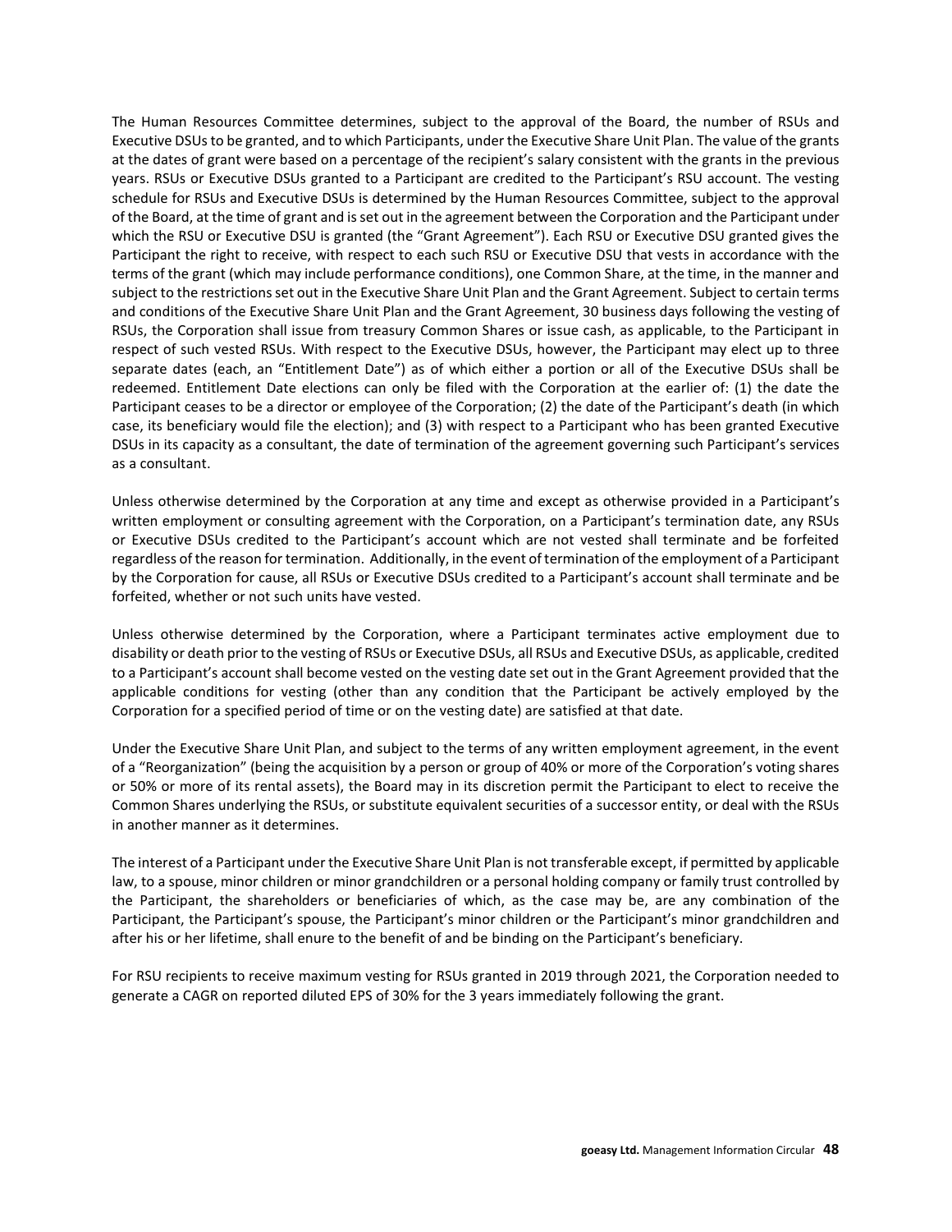The Human Resources Committee determines, subject to the approval of the Board, the number of RSUs and Executive DSUs to be granted, and to which Participants, under the Executive Share Unit Plan. The value of the grants at the dates of grant were based on a percentage of the recipient's salary consistent with the grants in the previous years. RSUs or Executive DSUs granted to a Participant are credited to the Participant's RSU account. The vesting schedule for RSUs and Executive DSUs is determined by the Human Resources Committee, subject to the approval of the Board, at the time of grant and is set out in the agreement between the Corporation and the Participant under which the RSU or Executive DSU is granted (the "Grant Agreement"). Each RSU or Executive DSU granted gives the Participant the right to receive, with respect to each such RSU or Executive DSU that vests in accordance with the terms of the grant (which may include performance conditions), one Common Share, at the time, in the manner and subject to the restrictions set out in the Executive Share Unit Plan and the Grant Agreement. Subject to certain terms and conditions of the Executive Share Unit Plan and the Grant Agreement, 30 business days following the vesting of RSUs, the Corporation shall issue from treasury Common Shares or issue cash, as applicable, to the Participant in respect of such vested RSUs. With respect to the Executive DSUs, however, the Participant may elect up to three separate dates (each, an "Entitlement Date") as of which either a portion or all of the Executive DSUs shall be redeemed. Entitlement Date elections can only be filed with the Corporation at the earlier of: (1) the date the Participant ceases to be a director or employee of the Corporation; (2) the date of the Participant's death (in which case, its beneficiary would file the election); and (3) with respect to a Participant who has been granted Executive DSUs in its capacity as a consultant, the date of termination of the agreement governing such Participant's services as a consultant.

Unless otherwise determined by the Corporation at any time and except as otherwise provided in a Participant's written employment or consulting agreement with the Corporation, on a Participant's termination date, any RSUs or Executive DSUs credited to the Participant's account which are not vested shall terminate and be forfeited regardless of the reason for termination. Additionally, in the event of termination of the employment of a Participant by the Corporation for cause, all RSUs or Executive DSUs credited to a Participant's account shall terminate and be forfeited, whether or not such units have vested.

Unless otherwise determined by the Corporation, where a Participant terminates active employment due to disability or death prior to the vesting of RSUs or Executive DSUs, all RSUs and Executive DSUs, as applicable, credited to a Participant's account shall become vested on the vesting date set out in the Grant Agreement provided that the applicable conditions for vesting (other than any condition that the Participant be actively employed by the Corporation for a specified period of time or on the vesting date) are satisfied at that date.

Under the Executive Share Unit Plan, and subject to the terms of any written employment agreement, in the event of a "Reorganization" (being the acquisition by a person or group of 40% or more of the Corporation's voting shares or 50% or more of its rental assets), the Board may in its discretion permit the Participant to elect to receive the Common Shares underlying the RSUs, or substitute equivalent securities of a successor entity, or deal with the RSUs in another manner as it determines.

The interest of a Participant under the Executive Share Unit Plan is not transferable except, if permitted by applicable law, to a spouse, minor children or minor grandchildren or a personal holding company or family trust controlled by the Participant, the shareholders or beneficiaries of which, as the case may be, are any combination of the Participant, the Participant's spouse, the Participant's minor children or the Participant's minor grandchildren and after his or her lifetime, shall enure to the benefit of and be binding on the Participant's beneficiary.

For RSU recipients to receive maximum vesting for RSUs granted in 2019 through 2021, the Corporation needed to generate a CAGR on reported diluted EPS of 30% for the 3 years immediately following the grant.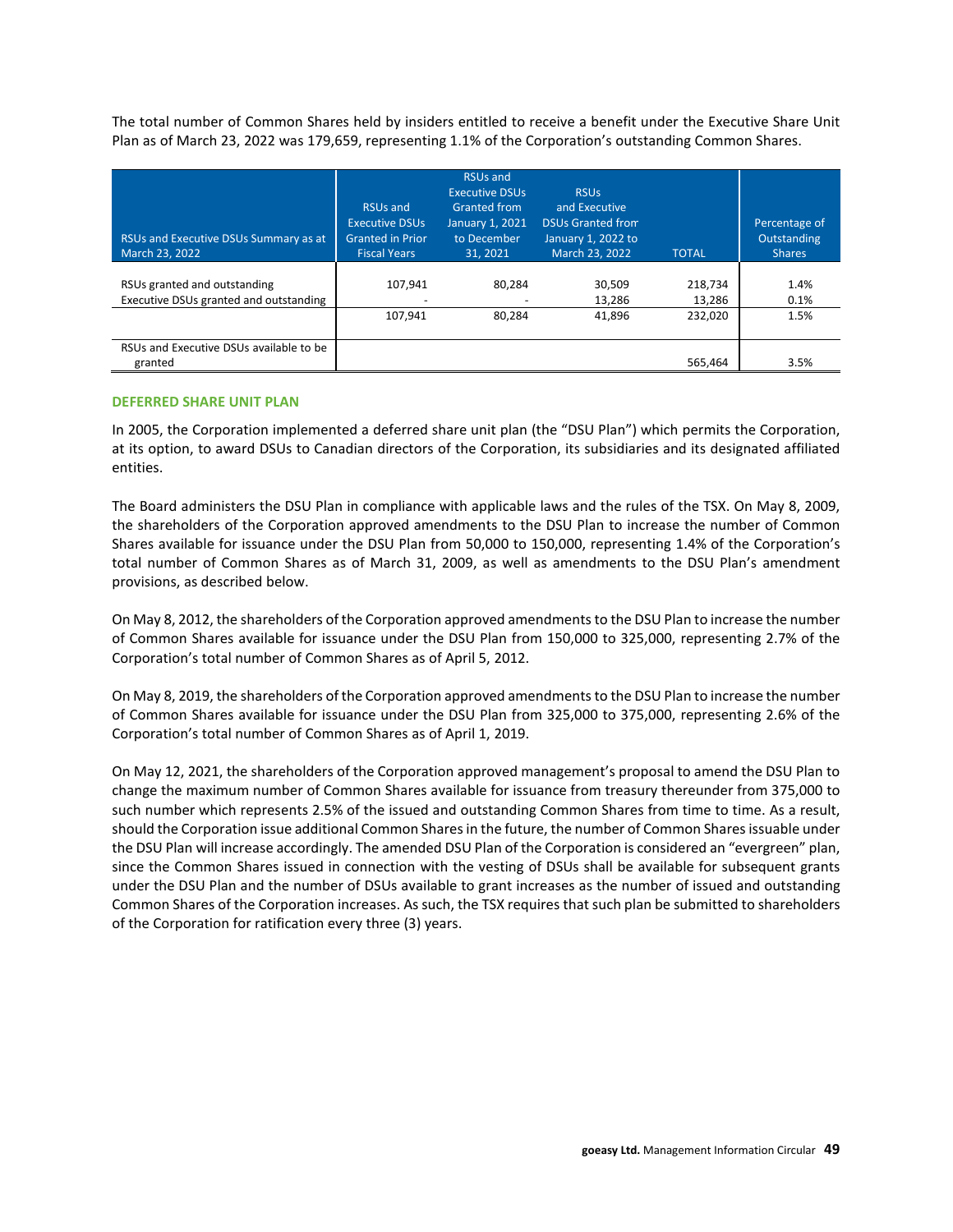The total number of Common Shares held by insiders entitled to receive a benefit under the Executive Share Unit Plan as of March 23, 2022 was 179,659, representing 1.1% of the Corporation's outstanding Common Shares.

| RSUs and Executive DSUs Summary as at March 23, 2022 | RSUs and Executive DSUs Granted in Prior Fiscal Years | RSUs and Executive DSUs Granted from January 1, 2021 to December 31, 2021 | RSUs and Executive DSUs Granted from January 1, 2022 to March 23, 2022 | TOTAL | Percentage of Outstanding Shares |
|---|---|---|---|---|---|
| RSUs granted and outstanding | 107,941 | 80,284 | 30,509 | 218,734 | 1.4% |
| Executive DSUs granted and outstanding | - | - | 13,286 | 13,286 | 0.1% |
| | 107,941 | 80,284 | 41,896 | 232,020 | 1.5% |
| RSUs and Executive DSUs available to be granted | | | | 565,464 | 3.5% |

## DEFERRED SHARE UNIT PLAN

In 2005, the Corporation implemented a deferred share unit plan (the "DSU Plan") which permits the Corporation, at its option, to award DSUs to Canadian directors of the Corporation, its subsidiaries and its designated affiliated entities.

The Board administers the DSU Plan in compliance with applicable laws and the rules of the TSX. On May 8, 2009, the shareholders of the Corporation approved amendments to the DSU Plan to increase the number of Common Shares available for issuance under the DSU Plan from 50,000 to 150,000, representing 1.4% of the Corporation's total number of Common Shares as of March 31, 2009, as well as amendments to the DSU Plan's amendment provisions, as described below.

On May 8, 2012, the shareholders of the Corporation approved amendments to the DSU Plan to increase the number of Common Shares available for issuance under the DSU Plan from 150,000 to 325,000, representing 2.7% of the Corporation's total number of Common Shares as of April 5, 2012.

On May 8, 2019, the shareholders of the Corporation approved amendments to the DSU Plan to increase the number of Common Shares available for issuance under the DSU Plan from 325,000 to 375,000, representing 2.6% of the Corporation's total number of Common Shares as of April 1, 2019.

On May 12, 2021, the shareholders of the Corporation approved management's proposal to amend the DSU Plan to change the maximum number of Common Shares available for issuance from treasury thereunder from 375,000 to such number which represents 2.5% of the issued and outstanding Common Shares from time to time. As a result, should the Corporation issue additional Common Shares in the future, the number of Common Shares issuable under the DSU Plan will increase accordingly. The amended DSU Plan of the Corporation is considered an "evergreen" plan, since the Common Shares issued in connection with the vesting of DSUs shall be available for subsequent grants under the DSU Plan and the number of DSUs available to grant increases as the number of issued and outstanding Common Shares of the Corporation increases. As such, the TSX requires that such plan be submitted to shareholders of the Corporation for ratification every three (3) years.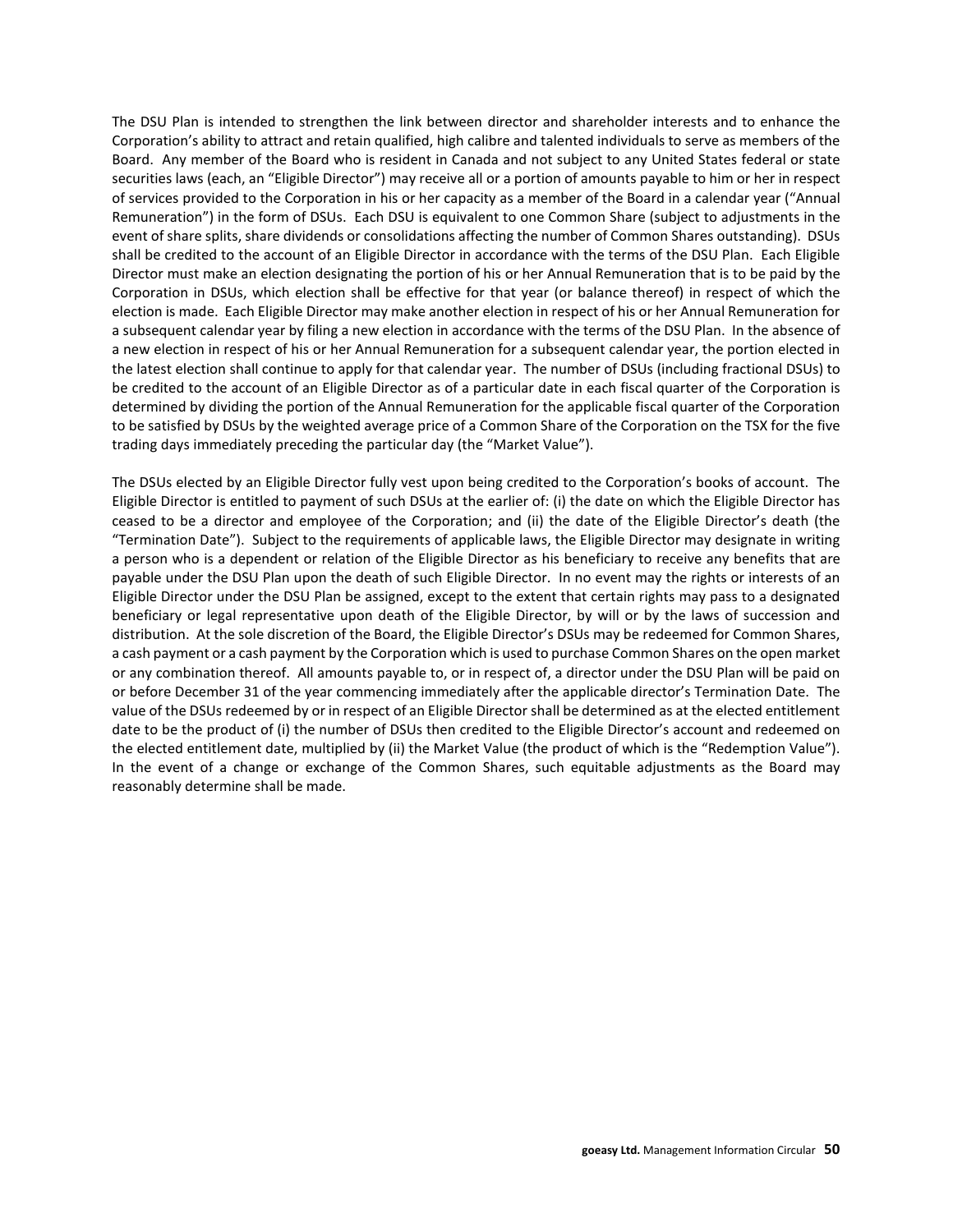The DSU Plan is intended to strengthen the link between director and shareholder interests and to enhance the Corporation's ability to attract and retain qualified, high calibre and talented individuals to serve as members of the Board. Any member of the Board who is resident in Canada and not subject to any United States federal or state securities laws (each, an "Eligible Director") may receive all or a portion of amounts payable to him or her in respect of services provided to the Corporation in his or her capacity as a member of the Board in a calendar year ("Annual Remuneration") in the form of DSUs. Each DSU is equivalent to one Common Share (subject to adjustments in the event of share splits, share dividends or consolidations affecting the number of Common Shares outstanding). DSUs shall be credited to the account of an Eligible Director in accordance with the terms of the DSU Plan. Each Eligible Director must make an election designating the portion of his or her Annual Remuneration that is to be paid by the Corporation in DSUs, which election shall be effective for that year (or balance thereof) in respect of which the election is made. Each Eligible Director may make another election in respect of his or her Annual Remuneration for a subsequent calendar year by filing a new election in accordance with the terms of the DSU Plan. In the absence of a new election in respect of his or her Annual Remuneration for a subsequent calendar year, the portion elected in the latest election shall continue to apply for that calendar year. The number of DSUs (including fractional DSUs) to be credited to the account of an Eligible Director as of a particular date in each fiscal quarter of the Corporation is determined by dividing the portion of the Annual Remuneration for the applicable fiscal quarter of the Corporation to be satisfied by DSUs by the weighted average price of a Common Share of the Corporation on the TSX for the five trading days immediately preceding the particular day (the "Market Value").

The DSUs elected by an Eligible Director fully vest upon being credited to the Corporation's books of account. The Eligible Director is entitled to payment of such DSUs at the earlier of: (i) the date on which the Eligible Director has ceased to be a director and employee of the Corporation; and (ii) the date of the Eligible Director's death (the "Termination Date"). Subject to the requirements of applicable laws, the Eligible Director may designate in writing a person who is a dependent or relation of the Eligible Director as his beneficiary to receive any benefits that are payable under the DSU Plan upon the death of such Eligible Director. In no event may the rights or interests of an Eligible Director under the DSU Plan be assigned, except to the extent that certain rights may pass to a designated beneficiary or legal representative upon death of the Eligible Director, by will or by the laws of succession and distribution. At the sole discretion of the Board, the Eligible Director's DSUs may be redeemed for Common Shares, a cash payment or a cash payment by the Corporation which is used to purchase Common Shares on the open market or any combination thereof. All amounts payable to, or in respect of, a director under the DSU Plan will be paid on or before December 31 of the year commencing immediately after the applicable director's Termination Date. The value of the DSUs redeemed by or in respect of an Eligible Director shall be determined as at the elected entitlement date to be the product of (i) the number of DSUs then credited to the Eligible Director's account and redeemed on the elected entitlement date, multiplied by (ii) the Market Value (the product of which is the "Redemption Value"). In the event of a change or exchange of the Common Shares, such equitable adjustments as the Board may reasonably determine shall be made.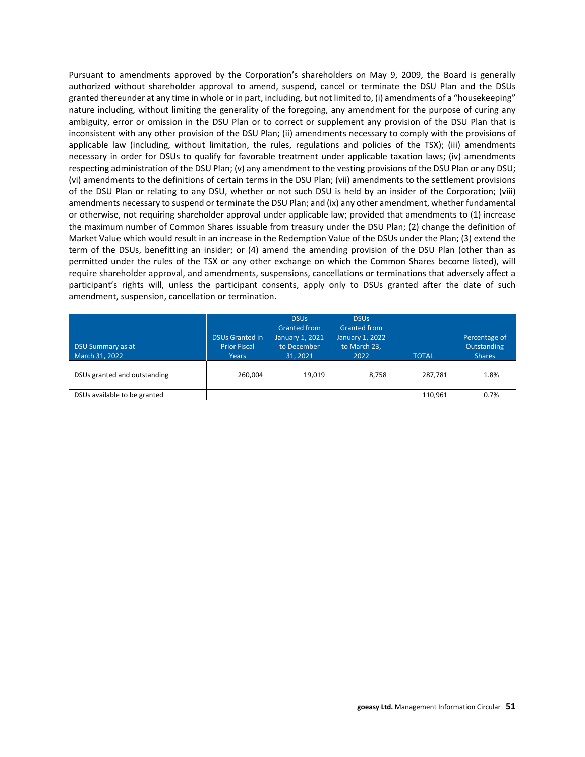Pursuant to amendments approved by the Corporation's shareholders on May 9, 2009, the Board is generally authorized without shareholder approval to amend, suspend, cancel or terminate the DSU Plan and the DSUs granted thereunder at any time in whole or in part, including, but not limited to, (i) amendments of a "housekeeping" nature including, without limiting the generality of the foregoing, any amendment for the purpose of curing any ambiguity, error or omission in the DSU Plan or to correct or supplement any provision of the DSU Plan that is inconsistent with any other provision of the DSU Plan; (ii) amendments necessary to comply with the provisions of applicable law (including, without limitation, the rules, regulations and policies of the TSX); (iii) amendments necessary in order for DSUs to qualify for favorable treatment under applicable taxation laws; (iv) amendments respecting administration of the DSU Plan; (v) any amendment to the vesting provisions of the DSU Plan or any DSU; (vi) amendments to the definitions of certain terms in the DSU Plan; (vii) amendments to the settlement provisions of the DSU Plan or relating to any DSU, whether or not such DSU is held by an insider of the Corporation; (viii) amendments necessary to suspend or terminate the DSU Plan; and (ix) any other amendment, whether fundamental or otherwise, not requiring shareholder approval under applicable law; provided that amendments to (1) increase the maximum number of Common Shares issuable from treasury under the DSU Plan; (2) change the definition of Market Value which would result in an increase in the Redemption Value of the DSUs under the Plan; (3) extend the term of the DSUs, benefitting an insider; or (4) amend the amending provision of the DSU Plan (other than as permitted under the rules of the TSX or any other exchange on which the Common Shares become listed), will require shareholder approval, and amendments, suspensions, cancellations or terminations that adversely affect a participant's rights will, unless the participant consents, apply only to DSUs granted after the date of such amendment, suspension, cancellation or termination.

| DSU Summary as at March 31, 2022 | DSUs Granted in Prior Fiscal Years | DSUs Granted from January 1, 2021 to December 31, 2021 | DSUs Granted from January 1, 2022 to March 23, 2022 | TOTAL | Percentage of Outstanding Shares |
|---|---|---|---|---|---|
| DSUs granted and outstanding | 260,004 | 19,019 | 8,758 | 287,781 | 1.8% |
| DSUs available to be granted | | | | 110,961 | 0.7% |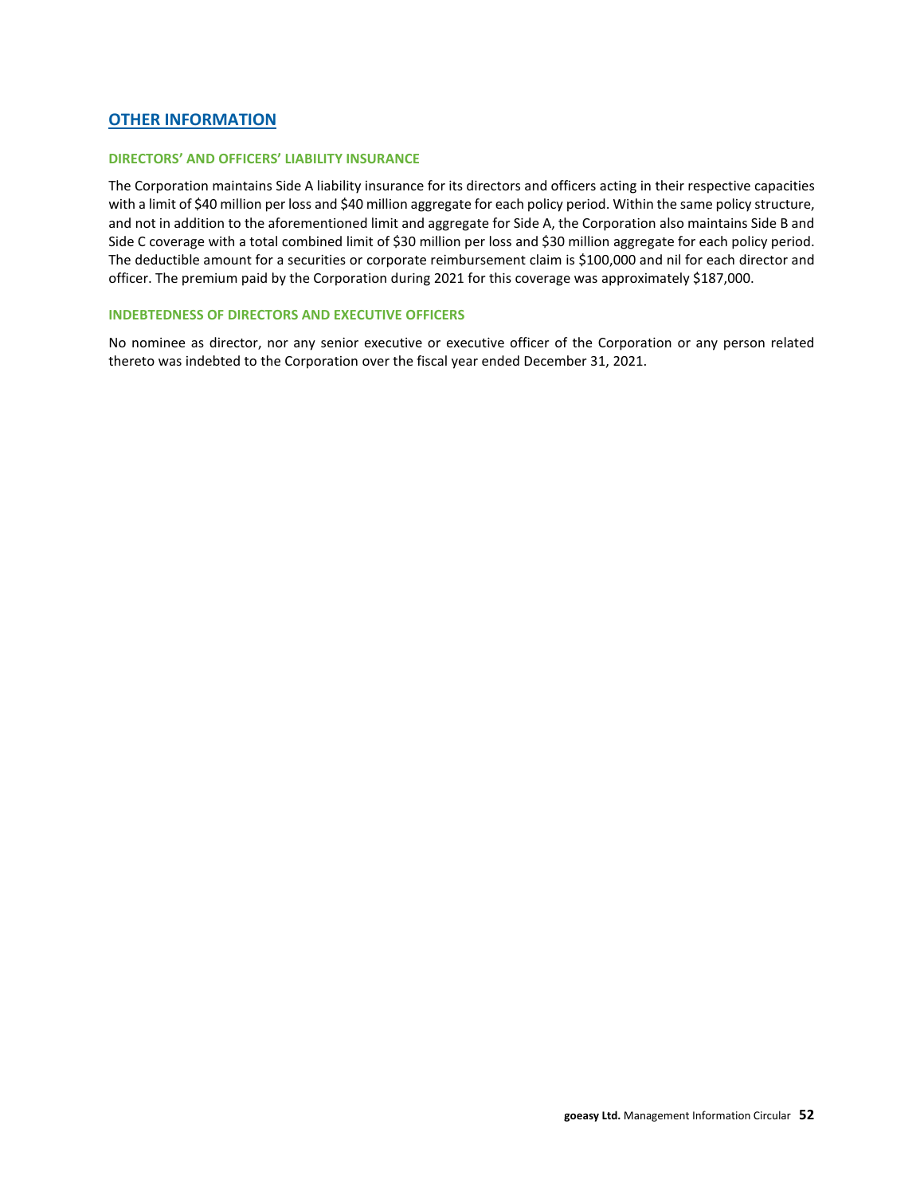## OTHER INFORMATION

### DIRECTORS' AND OFFICERS' LIABILITY INSURANCE

The Corporation maintains Side A liability insurance for its directors and officers acting in their respective capacities with a limit of $40 million per loss and $40 million aggregate for each policy period. Within the same policy structure, and not in addition to the aforementioned limit and aggregate for Side A, the Corporation also maintains Side B and Side C coverage with a total combined limit of $30 million per loss and $30 million aggregate for each policy period. The deductible amount for a securities or corporate reimbursement claim is $100,000 and nil for each director and officer. The premium paid by the Corporation during 2021 for this coverage was approximately $187,000.

### INDEBTEDNESS OF DIRECTORS AND EXECUTIVE OFFICERS

No nominee as director, nor any senior executive or executive officer of the Corporation or any person related thereto was indebted to the Corporation over the fiscal year ended December 31, 2021.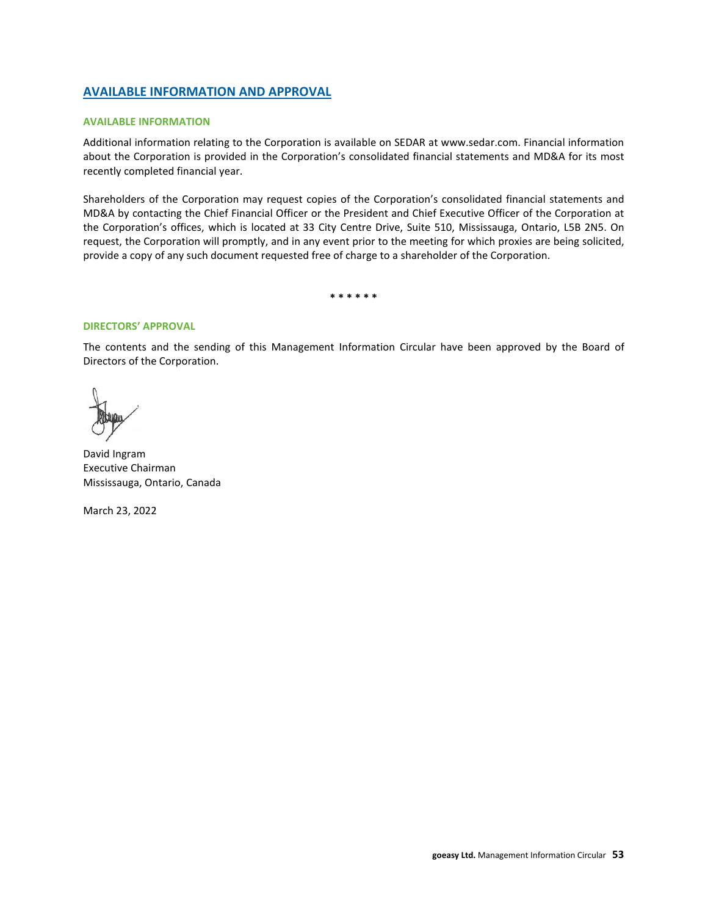## AVAILABLE INFORMATION AND APPROVAL

### AVAILABLE INFORMATION

Additional information relating to the Corporation is available on SEDAR at www.sedar.com. Financial information about the Corporation is provided in the Corporation's consolidated financial statements and MD&A for its most recently completed financial year.

Shareholders of the Corporation may request copies of the Corporation's consolidated financial statements and MD&A by contacting the Chief Financial Officer or the President and Chief Executive Officer of the Corporation at the Corporation's offices, which is located at 33 City Centre Drive, Suite 510, Mississauga, Ontario, L5B 2N5. On request, the Corporation will promptly, and in any event prior to the meeting for which proxies are being solicited, provide a copy of any such document requested free of charge to a shareholder of the Corporation.

\* \* \* \* \* \*

### DIRECTORS' APPROVAL

The contents and the sending of this Management Information Circular have been approved by the Board of Directors of the Corporation.

David Ingram
Executive Chairman
Mississauga, Ontario, Canada

March 23, 2022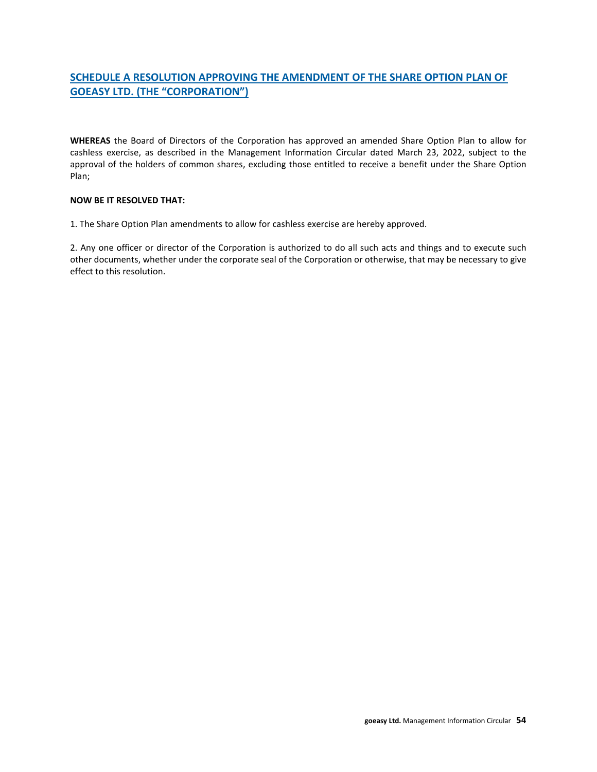## SCHEDULE A RESOLUTION APPROVING THE AMENDMENT OF THE SHARE OPTION PLAN OF GOEASY LTD. (THE "CORPORATION")

**WHEREAS** the Board of Directors of the Corporation has approved an amended Share Option Plan to allow for cashless exercise, as described in the Management Information Circular dated March 23, 2022, subject to the approval of the holders of common shares, excluding those entitled to receive a benefit under the Share Option Plan;

**NOW BE IT RESOLVED THAT:**

1. The Share Option Plan amendments to allow for cashless exercise are hereby approved.

2. Any one officer or director of the Corporation is authorized to do all such acts and things and to execute such other documents, whether under the corporate seal of the Corporation or otherwise, that may be necessary to give effect to this resolution.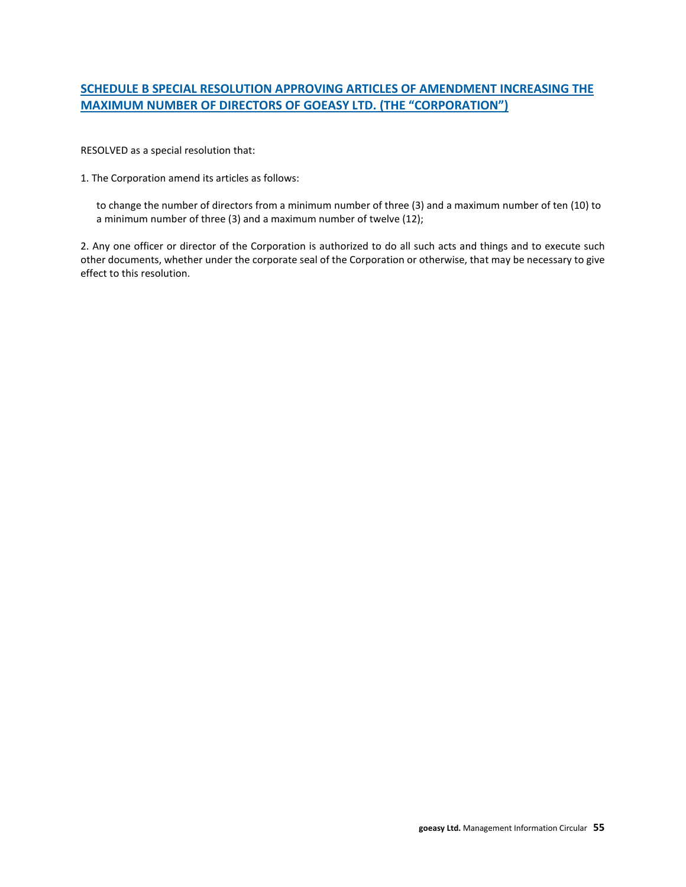## SCHEDULE B SPECIAL RESOLUTION APPROVING ARTICLES OF AMENDMENT INCREASING THE MAXIMUM NUMBER OF DIRECTORS OF GOEASY LTD. (THE “CORPORATION”)

RESOLVED as a special resolution that:

1. The Corporation amend its articles as follows:

   to change the number of directors from a minimum number of three (3) and a maximum number of ten (10) to a minimum number of three (3) and a maximum number of twelve (12);

2. Any one officer or director of the Corporation is authorized to do all such acts and things and to execute such other documents, whether under the corporate seal of the Corporation or otherwise, that may be necessary to give effect to this resolution.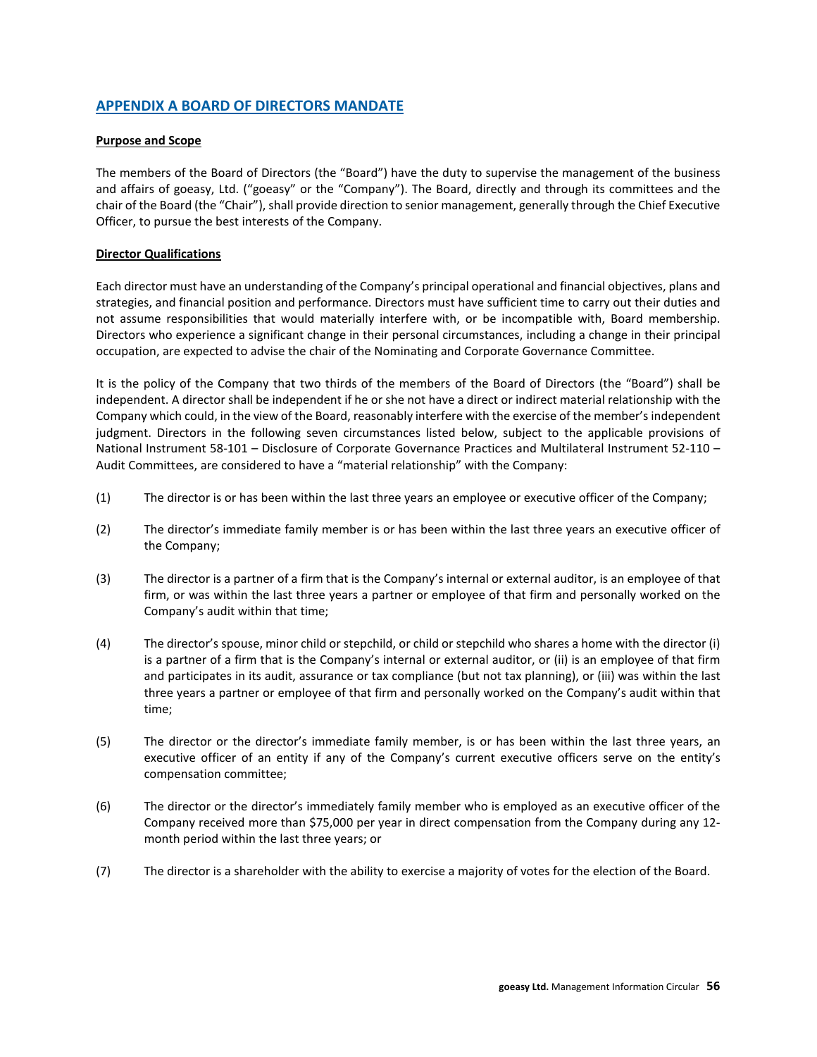## APPENDIX A BOARD OF DIRECTORS MANDATE

**Purpose and Scope**

The members of the Board of Directors (the "Board") have the duty to supervise the management of the business and affairs of goeasy, Ltd. ("goeasy" or the "Company"). The Board, directly and through its committees and the chair of the Board (the "Chair"), shall provide direction to senior management, generally through the Chief Executive Officer, to pursue the best interests of the Company.

**Director Qualifications**

Each director must have an understanding of the Company's principal operational and financial objectives, plans and strategies, and financial position and performance. Directors must have sufficient time to carry out their duties and not assume responsibilities that would materially interfere with, or be incompatible with, Board membership. Directors who experience a significant change in their personal circumstances, including a change in their principal occupation, are expected to advise the chair of the Nominating and Corporate Governance Committee.

It is the policy of the Company that two thirds of the members of the Board of Directors (the "Board") shall be independent. A director shall be independent if he or she not have a direct or indirect material relationship with the Company which could, in the view of the Board, reasonably interfere with the exercise of the member's independent judgment. Directors in the following seven circumstances listed below, subject to the applicable provisions of National Instrument 58-101 – Disclosure of Corporate Governance Practices and Multilateral Instrument 52-110 – Audit Committees, are considered to have a "material relationship" with the Company:

(1) The director is or has been within the last three years an employee or executive officer of the Company;

(2) The director's immediate family member is or has been within the last three years an executive officer of the Company;

(3) The director is a partner of a firm that is the Company's internal or external auditor, is an employee of that firm, or was within the last three years a partner or employee of that firm and personally worked on the Company's audit within that time;

(4) The director's spouse, minor child or stepchild, or child or stepchild who shares a home with the director (i) is a partner of a firm that is the Company's internal or external auditor, or (ii) is an employee of that firm and participates in its audit, assurance or tax compliance (but not tax planning), or (iii) was within the last three years a partner or employee of that firm and personally worked on the Company's audit within that time;

(5) The director or the director's immediate family member, is or has been within the last three years, an executive officer of an entity if any of the Company's current executive officers serve on the entity's compensation committee;

(6) The director or the director's immediately family member who is employed as an executive officer of the Company received more than $75,000 per year in direct compensation from the Company during any 12-month period within the last three years; or

(7) The director is a shareholder with the ability to exercise a majority of votes for the election of the Board.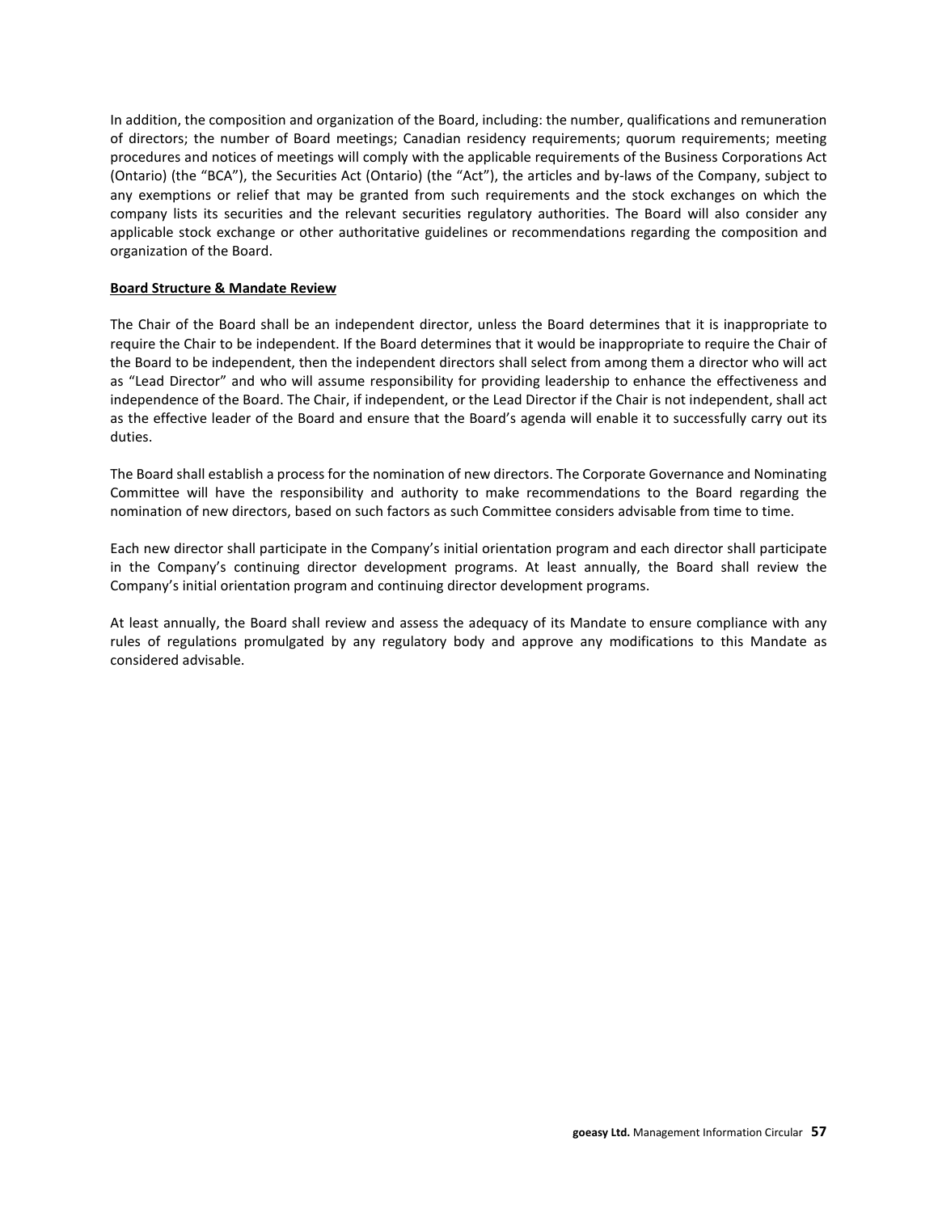In addition, the composition and organization of the Board, including: the number, qualifications and remuneration of directors; the number of Board meetings; Canadian residency requirements; quorum requirements; meeting procedures and notices of meetings will comply with the applicable requirements of the Business Corporations Act (Ontario) (the "BCA"), the Securities Act (Ontario) (the "Act"), the articles and by-laws of the Company, subject to any exemptions or relief that may be granted from such requirements and the stock exchanges on which the company lists its securities and the relevant securities regulatory authorities. The Board will also consider any applicable stock exchange or other authoritative guidelines or recommendations regarding the composition and organization of the Board.

**Board Structure & Mandate Review**

The Chair of the Board shall be an independent director, unless the Board determines that it is inappropriate to require the Chair to be independent. If the Board determines that it would be inappropriate to require the Chair of the Board to be independent, then the independent directors shall select from among them a director who will act as "Lead Director" and who will assume responsibility for providing leadership to enhance the effectiveness and independence of the Board. The Chair, if independent, or the Lead Director if the Chair is not independent, shall act as the effective leader of the Board and ensure that the Board's agenda will enable it to successfully carry out its duties.

The Board shall establish a process for the nomination of new directors. The Corporate Governance and Nominating Committee will have the responsibility and authority to make recommendations to the Board regarding the nomination of new directors, based on such factors as such Committee considers advisable from time to time.

Each new director shall participate in the Company's initial orientation program and each director shall participate in the Company's continuing director development programs. At least annually, the Board shall review the Company's initial orientation program and continuing director development programs.

At least annually, the Board shall review and assess the adequacy of its Mandate to ensure compliance with any rules of regulations promulgated by any regulatory body and approve any modifications to this Mandate as considered advisable.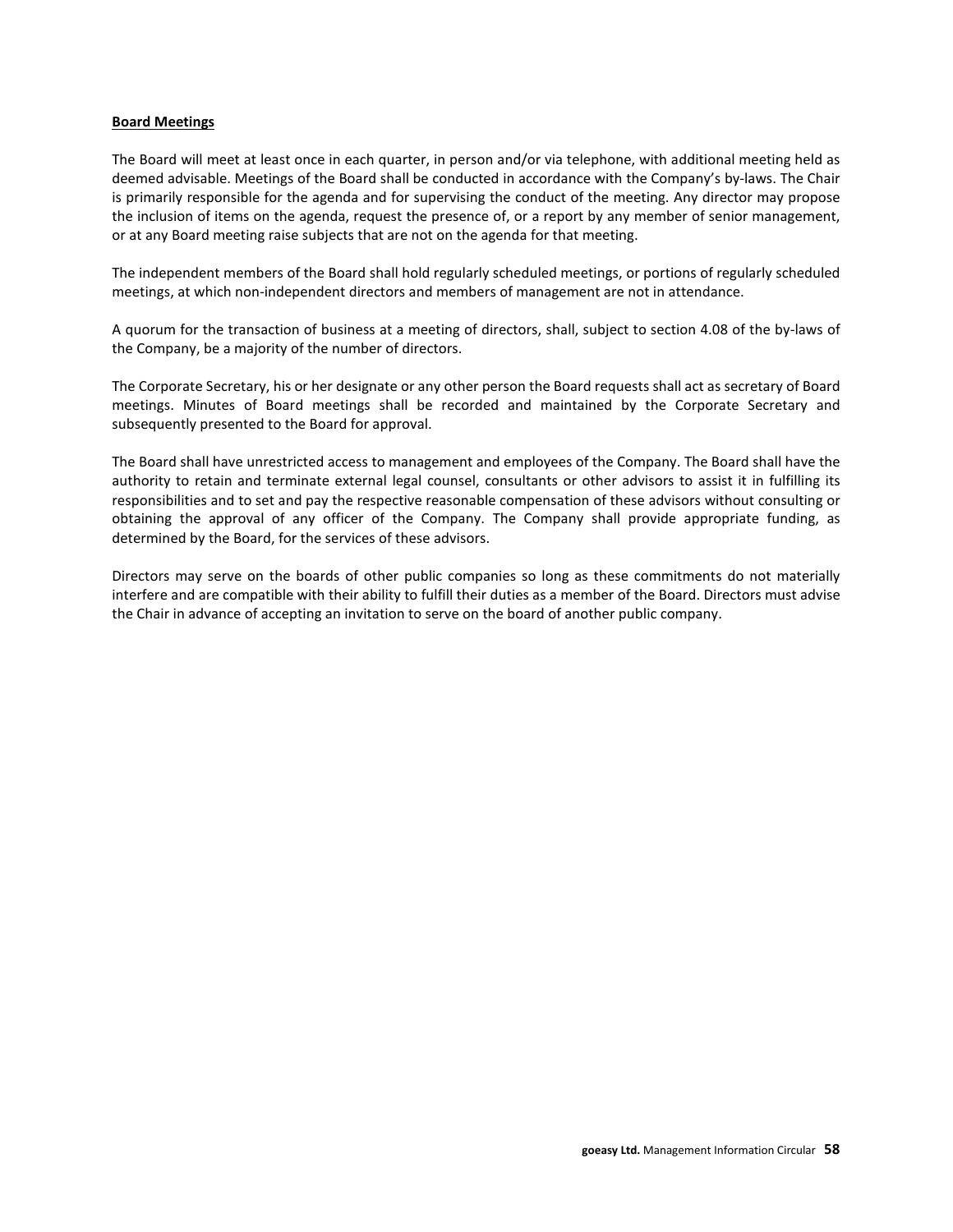## Board Meetings

The Board will meet at least once in each quarter, in person and/or via telephone, with additional meeting held as deemed advisable. Meetings of the Board shall be conducted in accordance with the Company's by-laws. The Chair is primarily responsible for the agenda and for supervising the conduct of the meeting. Any director may propose the inclusion of items on the agenda, request the presence of, or a report by any member of senior management, or at any Board meeting raise subjects that are not on the agenda for that meeting.

The independent members of the Board shall hold regularly scheduled meetings, or portions of regularly scheduled meetings, at which non-independent directors and members of management are not in attendance.

A quorum for the transaction of business at a meeting of directors, shall, subject to section 4.08 of the by-laws of the Company, be a majority of the number of directors.

The Corporate Secretary, his or her designate or any other person the Board requests shall act as secretary of Board meetings. Minutes of Board meetings shall be recorded and maintained by the Corporate Secretary and subsequently presented to the Board for approval.

The Board shall have unrestricted access to management and employees of the Company. The Board shall have the authority to retain and terminate external legal counsel, consultants or other advisors to assist it in fulfilling its responsibilities and to set and pay the respective reasonable compensation of these advisors without consulting or obtaining the approval of any officer of the Company. The Company shall provide appropriate funding, as determined by the Board, for the services of these advisors.

Directors may serve on the boards of other public companies so long as these commitments do not materially interfere and are compatible with their ability to fulfill their duties as a member of the Board. Directors must advise the Chair in advance of accepting an invitation to serve on the board of another public company.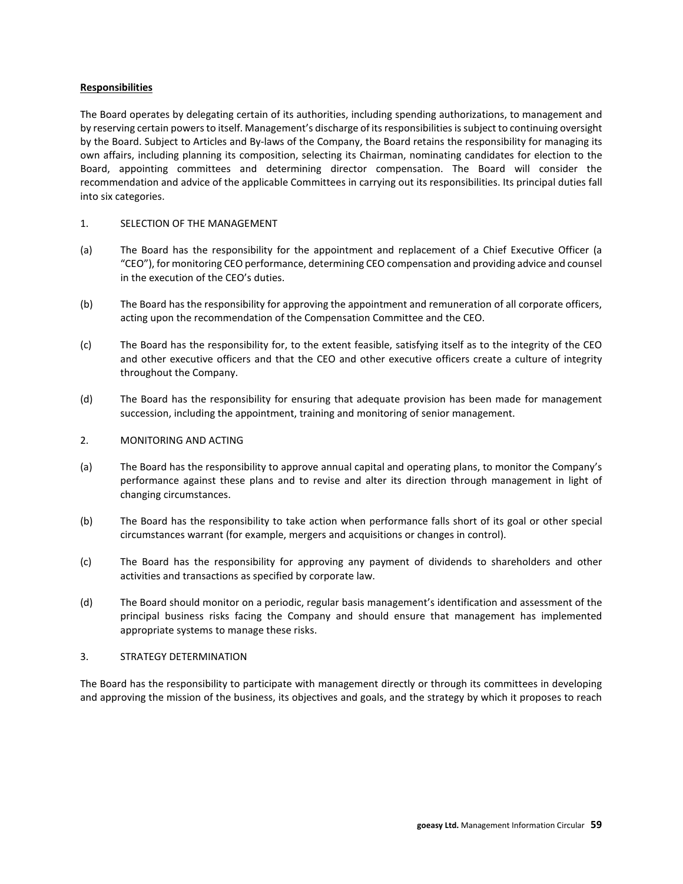**Responsibilities**

The Board operates by delegating certain of its authorities, including spending authorizations, to management and by reserving certain powers to itself. Management's discharge of its responsibilities is subject to continuing oversight by the Board. Subject to Articles and By-laws of the Company, the Board retains the responsibility for managing its own affairs, including planning its composition, selecting its Chairman, nominating candidates for election to the Board, appointing committees and determining director compensation. The Board will consider the recommendation and advice of the applicable Committees in carrying out its responsibilities. Its principal duties fall into six categories.

1. SELECTION OF THE MANAGEMENT

(a) The Board has the responsibility for the appointment and replacement of a Chief Executive Officer (a "CEO"), for monitoring CEO performance, determining CEO compensation and providing advice and counsel in the execution of the CEO's duties.

(b) The Board has the responsibility for approving the appointment and remuneration of all corporate officers, acting upon the recommendation of the Compensation Committee and the CEO.

(c) The Board has the responsibility for, to the extent feasible, satisfying itself as to the integrity of the CEO and other executive officers and that the CEO and other executive officers create a culture of integrity throughout the Company.

(d) The Board has the responsibility for ensuring that adequate provision has been made for management succession, including the appointment, training and monitoring of senior management.

2. MONITORING AND ACTING

(a) The Board has the responsibility to approve annual capital and operating plans, to monitor the Company's performance against these plans and to revise and alter its direction through management in light of changing circumstances.

(b) The Board has the responsibility to take action when performance falls short of its goal or other special circumstances warrant (for example, mergers and acquisitions or changes in control).

(c) The Board has the responsibility for approving any payment of dividends to shareholders and other activities and transactions as specified by corporate law.

(d) The Board should monitor on a periodic, regular basis management's identification and assessment of the principal business risks facing the Company and should ensure that management has implemented appropriate systems to manage these risks.

3. STRATEGY DETERMINATION

The Board has the responsibility to participate with management directly or through its committees in developing and approving the mission of the business, its objectives and goals, and the strategy by which it proposes to reach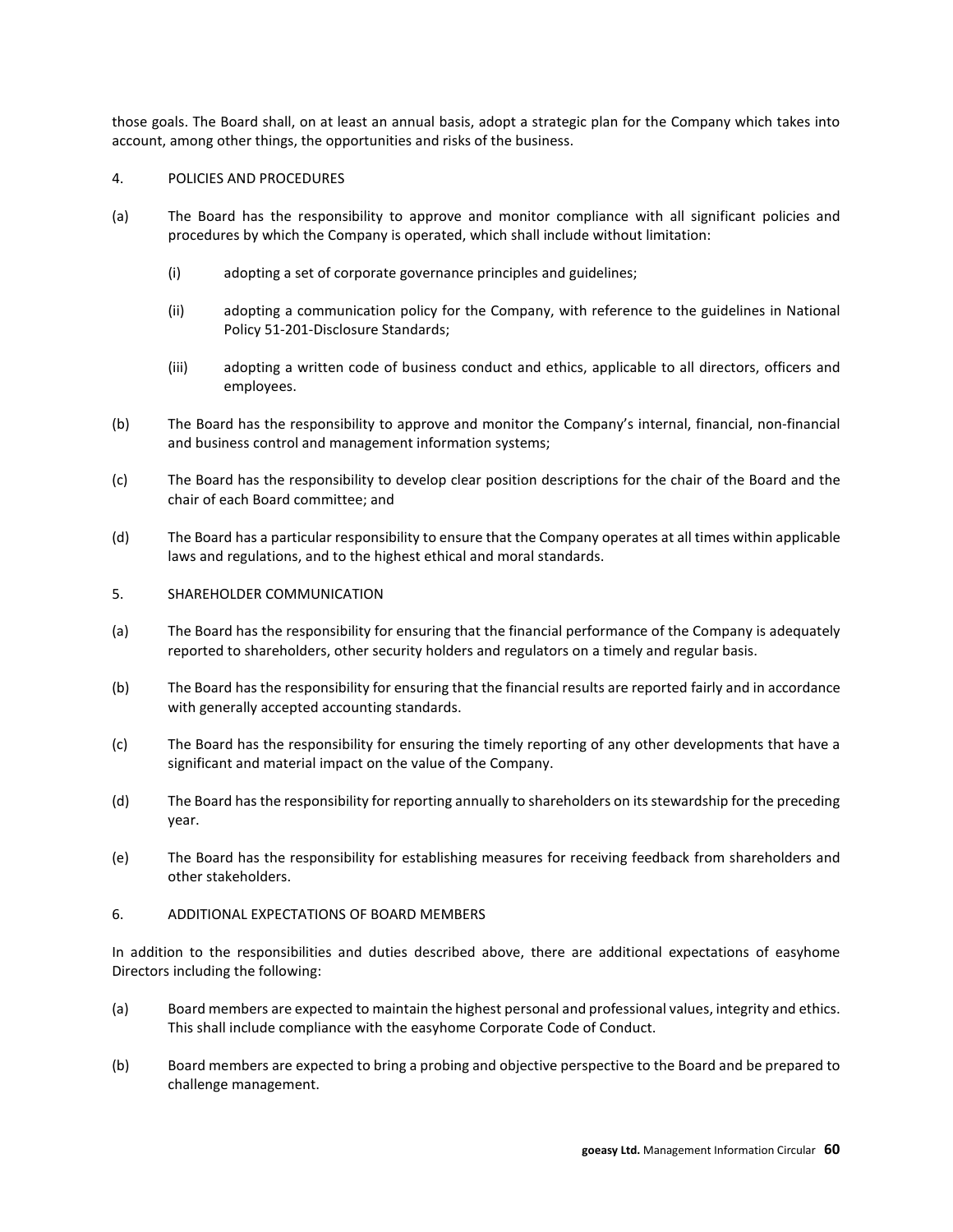those goals. The Board shall, on at least an annual basis, adopt a strategic plan for the Company which takes into account, among other things, the opportunities and risks of the business.

4. POLICIES AND PROCEDURES

(a) The Board has the responsibility to approve and monitor compliance with all significant policies and procedures by which the Company is operated, which shall include without limitation:

 (i) adopting a set of corporate governance principles and guidelines;

 (ii) adopting a communication policy for the Company, with reference to the guidelines in National Policy 51-201-Disclosure Standards;

 (iii) adopting a written code of business conduct and ethics, applicable to all directors, officers and employees.

(b) The Board has the responsibility to approve and monitor the Company's internal, financial, non-financial and business control and management information systems;

(c) The Board has the responsibility to develop clear position descriptions for the chair of the Board and the chair of each Board committee; and

(d) The Board has a particular responsibility to ensure that the Company operates at all times within applicable laws and regulations, and to the highest ethical and moral standards.

5. SHAREHOLDER COMMUNICATION

(a) The Board has the responsibility for ensuring that the financial performance of the Company is adequately reported to shareholders, other security holders and regulators on a timely and regular basis.

(b) The Board has the responsibility for ensuring that the financial results are reported fairly and in accordance with generally accepted accounting standards.

(c) The Board has the responsibility for ensuring the timely reporting of any other developments that have a significant and material impact on the value of the Company.

(d) The Board has the responsibility for reporting annually to shareholders on its stewardship for the preceding year.

(e) The Board has the responsibility for establishing measures for receiving feedback from shareholders and other stakeholders.

6. ADDITIONAL EXPECTATIONS OF BOARD MEMBERS

In addition to the responsibilities and duties described above, there are additional expectations of easyhome Directors including the following:

(a) Board members are expected to maintain the highest personal and professional values, integrity and ethics. This shall include compliance with the easyhome Corporate Code of Conduct.

(b) Board members are expected to bring a probing and objective perspective to the Board and be prepared to challenge management.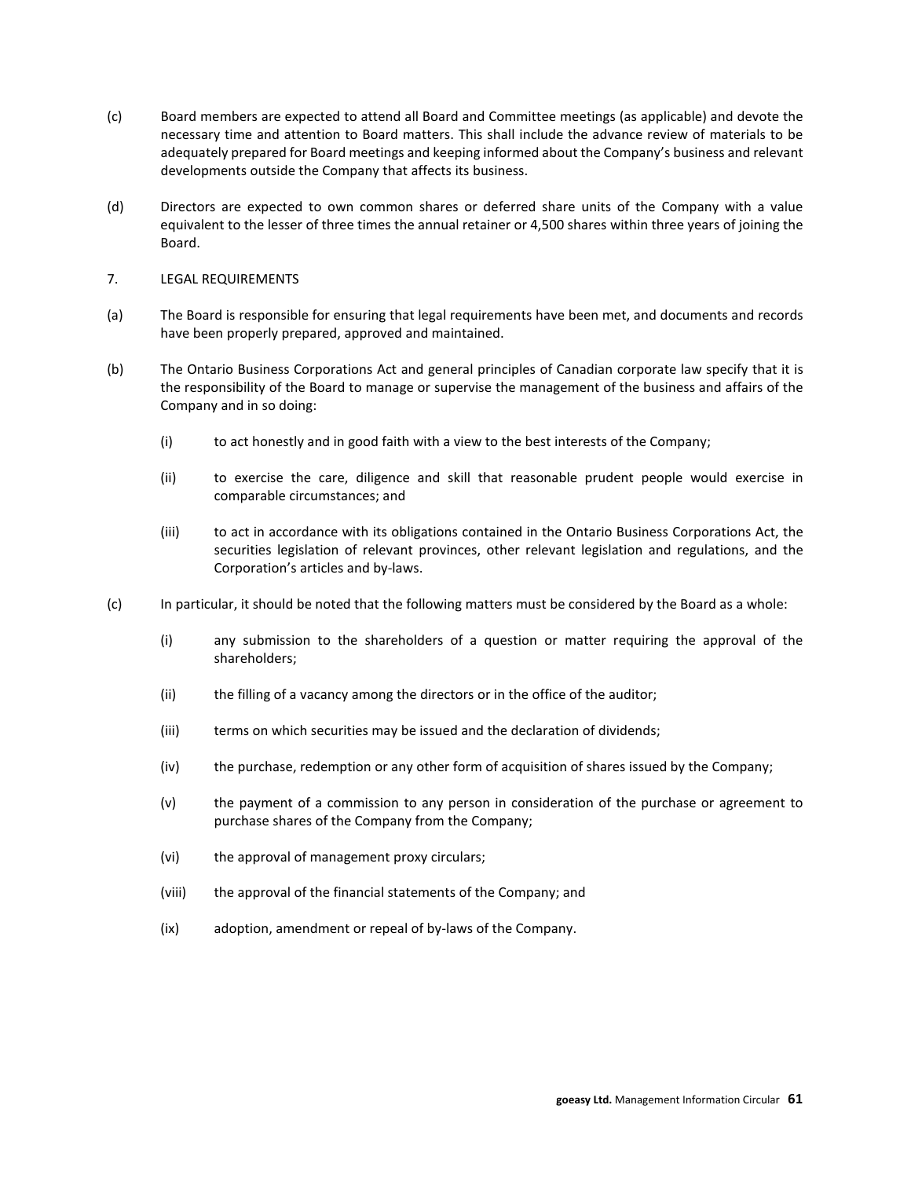(c) Board members are expected to attend all Board and Committee meetings (as applicable) and devote the necessary time and attention to Board matters. This shall include the advance review of materials to be adequately prepared for Board meetings and keeping informed about the Company's business and relevant developments outside the Company that affects its business.

(d) Directors are expected to own common shares or deferred share units of the Company with a value equivalent to the lesser of three times the annual retainer or 4,500 shares within three years of joining the Board.

7. LEGAL REQUIREMENTS

(a) The Board is responsible for ensuring that legal requirements have been met, and documents and records have been properly prepared, approved and maintained.

(b) The Ontario Business Corporations Act and general principles of Canadian corporate law specify that it is the responsibility of the Board to manage or supervise the management of the business and affairs of the Company and in so doing:

- (i) to act honestly and in good faith with a view to the best interests of the Company;
- (ii) to exercise the care, diligence and skill that reasonable prudent people would exercise in comparable circumstances; and
- (iii) to act in accordance with its obligations contained in the Ontario Business Corporations Act, the securities legislation of relevant provinces, other relevant legislation and regulations, and the Corporation's articles and by-laws.

(c) In particular, it should be noted that the following matters must be considered by the Board as a whole:

- (i) any submission to the shareholders of a question or matter requiring the approval of the shareholders;
- (ii) the filling of a vacancy among the directors or in the office of the auditor;
- (iii) terms on which securities may be issued and the declaration of dividends;
- (iv) the purchase, redemption or any other form of acquisition of shares issued by the Company;
- (v) the payment of a commission to any person in consideration of the purchase or agreement to purchase shares of the Company from the Company;
- (vi) the approval of management proxy circulars;
- (viii) the approval of the financial statements of the Company; and
- (ix) adoption, amendment or repeal of by-laws of the Company.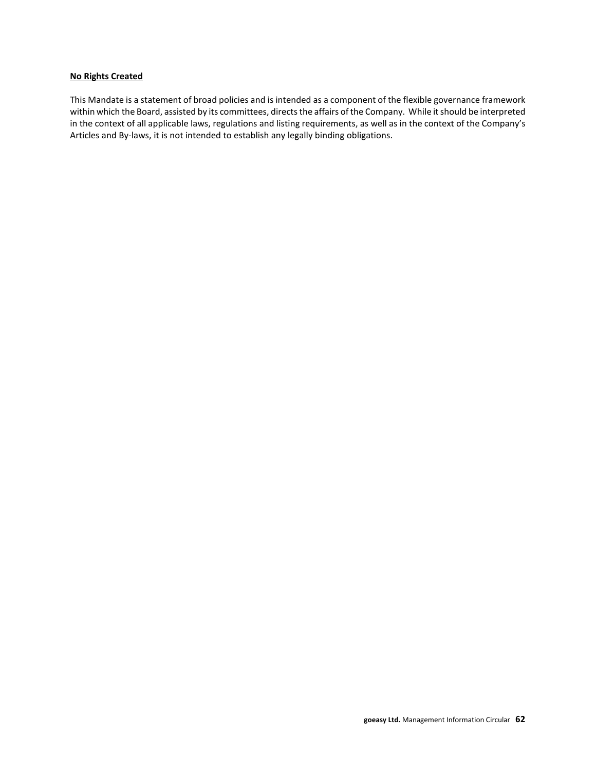**No Rights Created**

This Mandate is a statement of broad policies and is intended as a component of the flexible governance framework within which the Board, assisted by its committees, directs the affairs of the Company. While it should be interpreted in the context of all applicable laws, regulations and listing requirements, as well as in the context of the Company's Articles and By-laws, it is not intended to establish any legally binding obligations.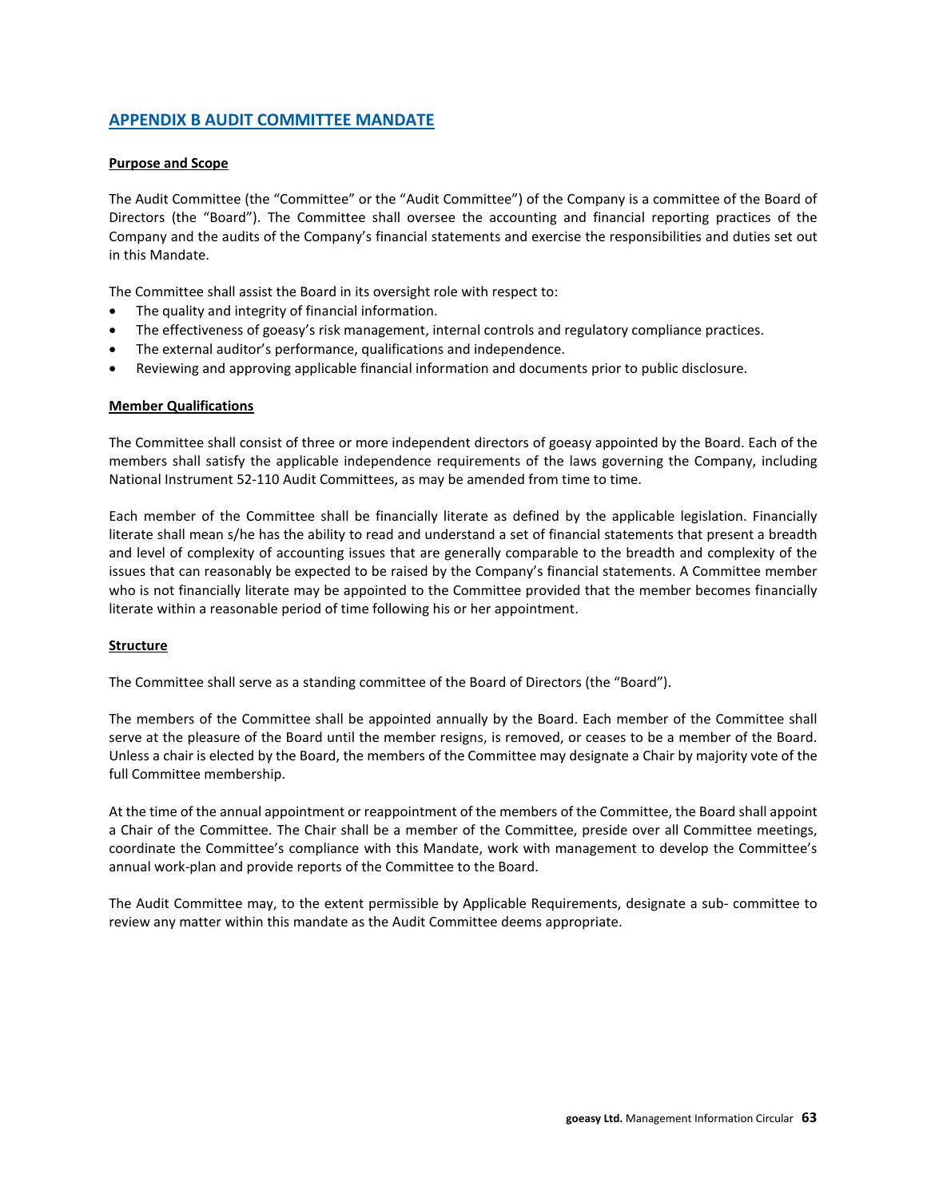## APPENDIX B AUDIT COMMITTEE MANDATE

**Purpose and Scope**

The Audit Committee (the "Committee" or the "Audit Committee") of the Company is a committee of the Board of Directors (the "Board"). The Committee shall oversee the accounting and financial reporting practices of the Company and the audits of the Company's financial statements and exercise the responsibilities and duties set out in this Mandate.

The Committee shall assist the Board in its oversight role with respect to:

- The quality and integrity of financial information.
- The effectiveness of goeasy's risk management, internal controls and regulatory compliance practices.
- The external auditor's performance, qualifications and independence.
- Reviewing and approving applicable financial information and documents prior to public disclosure.

**Member Qualifications**

The Committee shall consist of three or more independent directors of goeasy appointed by the Board. Each of the members shall satisfy the applicable independence requirements of the laws governing the Company, including National Instrument 52-110 Audit Committees, as may be amended from time to time.

Each member of the Committee shall be financially literate as defined by the applicable legislation. Financially literate shall mean s/he has the ability to read and understand a set of financial statements that present a breadth and level of complexity of accounting issues that are generally comparable to the breadth and complexity of the issues that can reasonably be expected to be raised by the Company's financial statements. A Committee member who is not financially literate may be appointed to the Committee provided that the member becomes financially literate within a reasonable period of time following his or her appointment.

**Structure**

The Committee shall serve as a standing committee of the Board of Directors (the "Board").

The members of the Committee shall be appointed annually by the Board. Each member of the Committee shall serve at the pleasure of the Board until the member resigns, is removed, or ceases to be a member of the Board. Unless a chair is elected by the Board, the members of the Committee may designate a Chair by majority vote of the full Committee membership.

At the time of the annual appointment or reappointment of the members of the Committee, the Board shall appoint a Chair of the Committee. The Chair shall be a member of the Committee, preside over all Committee meetings, coordinate the Committee's compliance with this Mandate, work with management to develop the Committee's annual work-plan and provide reports of the Committee to the Board.

The Audit Committee may, to the extent permissible by Applicable Requirements, designate a sub- committee to review any matter within this mandate as the Audit Committee deems appropriate.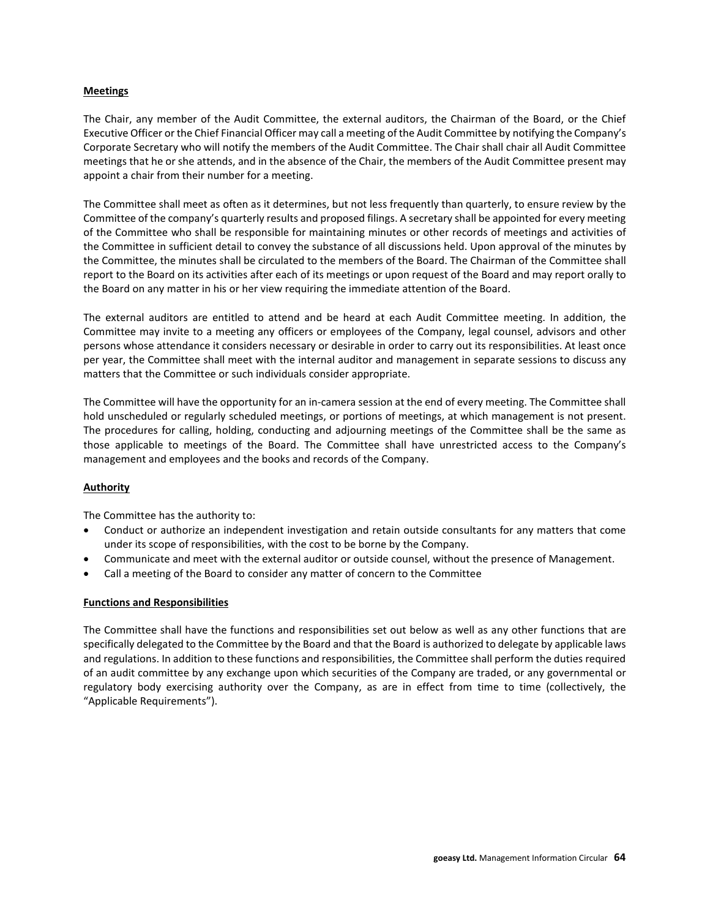**Meetings**

The Chair, any member of the Audit Committee, the external auditors, the Chairman of the Board, or the Chief Executive Officer or the Chief Financial Officer may call a meeting of the Audit Committee by notifying the Company's Corporate Secretary who will notify the members of the Audit Committee. The Chair shall chair all Audit Committee meetings that he or she attends, and in the absence of the Chair, the members of the Audit Committee present may appoint a chair from their number for a meeting.

The Committee shall meet as often as it determines, but not less frequently than quarterly, to ensure review by the Committee of the company's quarterly results and proposed filings. A secretary shall be appointed for every meeting of the Committee who shall be responsible for maintaining minutes or other records of meetings and activities of the Committee in sufficient detail to convey the substance of all discussions held. Upon approval of the minutes by the Committee, the minutes shall be circulated to the members of the Board. The Chairman of the Committee shall report to the Board on its activities after each of its meetings or upon request of the Board and may report orally to the Board on any matter in his or her view requiring the immediate attention of the Board.

The external auditors are entitled to attend and be heard at each Audit Committee meeting. In addition, the Committee may invite to a meeting any officers or employees of the Company, legal counsel, advisors and other persons whose attendance it considers necessary or desirable in order to carry out its responsibilities. At least once per year, the Committee shall meet with the internal auditor and management in separate sessions to discuss any matters that the Committee or such individuals consider appropriate.

The Committee will have the opportunity for an in-camera session at the end of every meeting. The Committee shall hold unscheduled or regularly scheduled meetings, or portions of meetings, at which management is not present. The procedures for calling, holding, conducting and adjourning meetings of the Committee shall be the same as those applicable to meetings of the Board. The Committee shall have unrestricted access to the Company's management and employees and the books and records of the Company.

**Authority**

The Committee has the authority to:

- Conduct or authorize an independent investigation and retain outside consultants for any matters that come under its scope of responsibilities, with the cost to be borne by the Company.
- Communicate and meet with the external auditor or outside counsel, without the presence of Management.
- Call a meeting of the Board to consider any matter of concern to the Committee

**Functions and Responsibilities**

The Committee shall have the functions and responsibilities set out below as well as any other functions that are specifically delegated to the Committee by the Board and that the Board is authorized to delegate by applicable laws and regulations. In addition to these functions and responsibilities, the Committee shall perform the duties required of an audit committee by any exchange upon which securities of the Company are traded, or any governmental or regulatory body exercising authority over the Company, as are in effect from time to time (collectively, the "Applicable Requirements").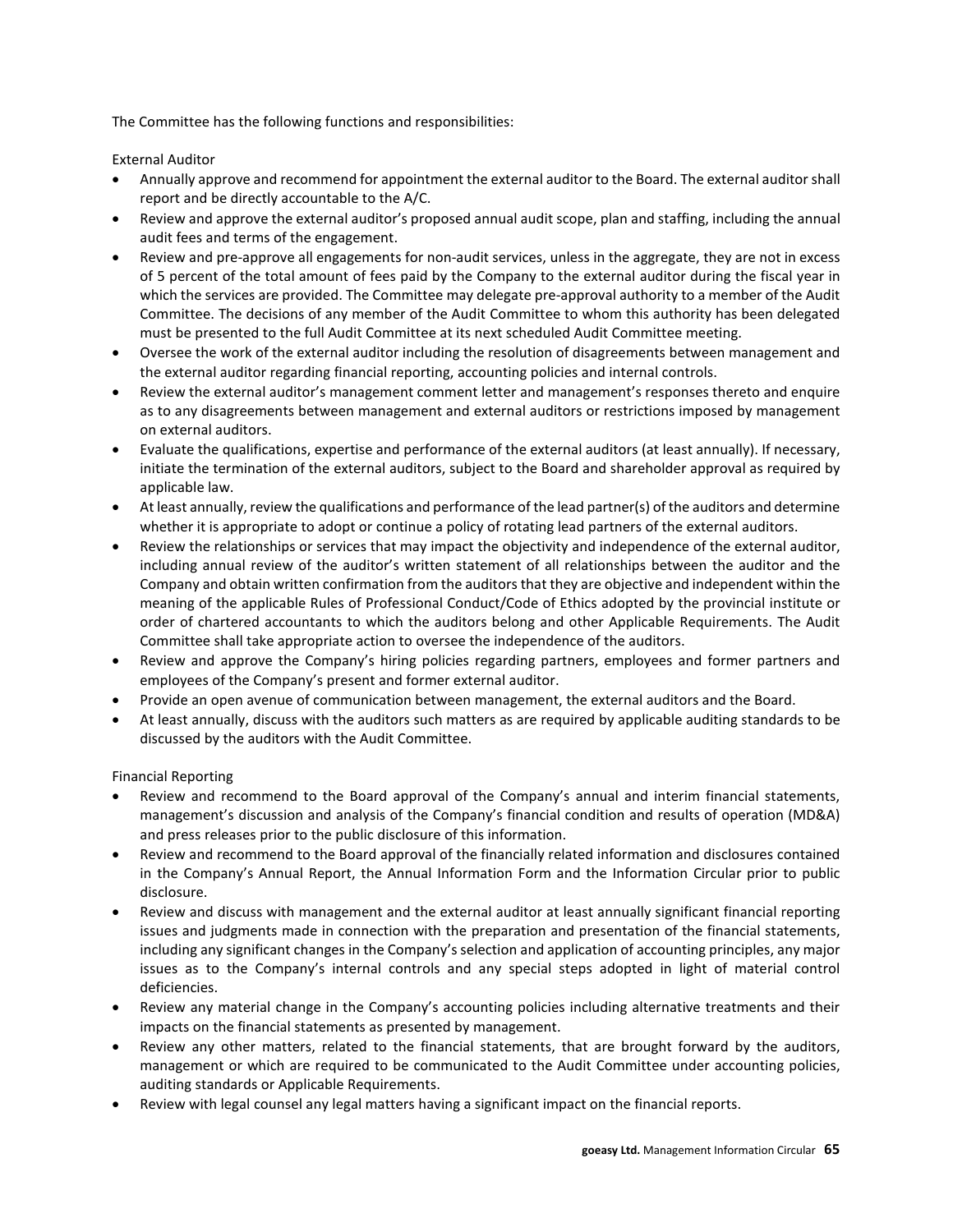The Committee has the following functions and responsibilities:

External Auditor

- Annually approve and recommend for appointment the external auditor to the Board. The external auditor shall report and be directly accountable to the A/C.
- Review and approve the external auditor's proposed annual audit scope, plan and staffing, including the annual audit fees and terms of the engagement.
- Review and pre-approve all engagements for non-audit services, unless in the aggregate, they are not in excess of 5 percent of the total amount of fees paid by the Company to the external auditor during the fiscal year in which the services are provided. The Committee may delegate pre-approval authority to a member of the Audit Committee. The decisions of any member of the Audit Committee to whom this authority has been delegated must be presented to the full Audit Committee at its next scheduled Audit Committee meeting.
- Oversee the work of the external auditor including the resolution of disagreements between management and the external auditor regarding financial reporting, accounting policies and internal controls.
- Review the external auditor's management comment letter and management's responses thereto and enquire as to any disagreements between management and external auditors or restrictions imposed by management on external auditors.
- Evaluate the qualifications, expertise and performance of the external auditors (at least annually). If necessary, initiate the termination of the external auditors, subject to the Board and shareholder approval as required by applicable law.
- At least annually, review the qualifications and performance of the lead partner(s) of the auditors and determine whether it is appropriate to adopt or continue a policy of rotating lead partners of the external auditors.
- Review the relationships or services that may impact the objectivity and independence of the external auditor, including annual review of the auditor's written statement of all relationships between the auditor and the Company and obtain written confirmation from the auditors that they are objective and independent within the meaning of the applicable Rules of Professional Conduct/Code of Ethics adopted by the provincial institute or order of chartered accountants to which the auditors belong and other Applicable Requirements. The Audit Committee shall take appropriate action to oversee the independence of the auditors.
- Review and approve the Company's hiring policies regarding partners, employees and former partners and employees of the Company's present and former external auditor.
- Provide an open avenue of communication between management, the external auditors and the Board.
- At least annually, discuss with the auditors such matters as are required by applicable auditing standards to be discussed by the auditors with the Audit Committee.

Financial Reporting

- Review and recommend to the Board approval of the Company's annual and interim financial statements, management's discussion and analysis of the Company's financial condition and results of operation (MD&A) and press releases prior to the public disclosure of this information.
- Review and recommend to the Board approval of the financially related information and disclosures contained in the Company's Annual Report, the Annual Information Form and the Information Circular prior to public disclosure.
- Review and discuss with management and the external auditor at least annually significant financial reporting issues and judgments made in connection with the preparation and presentation of the financial statements, including any significant changes in the Company's selection and application of accounting principles, any major issues as to the Company's internal controls and any special steps adopted in light of material control deficiencies.
- Review any material change in the Company's accounting policies including alternative treatments and their impacts on the financial statements as presented by management.
- Review any other matters, related to the financial statements, that are brought forward by the auditors, management or which are required to be communicated to the Audit Committee under accounting policies, auditing standards or Applicable Requirements.
- Review with legal counsel any legal matters having a significant impact on the financial reports.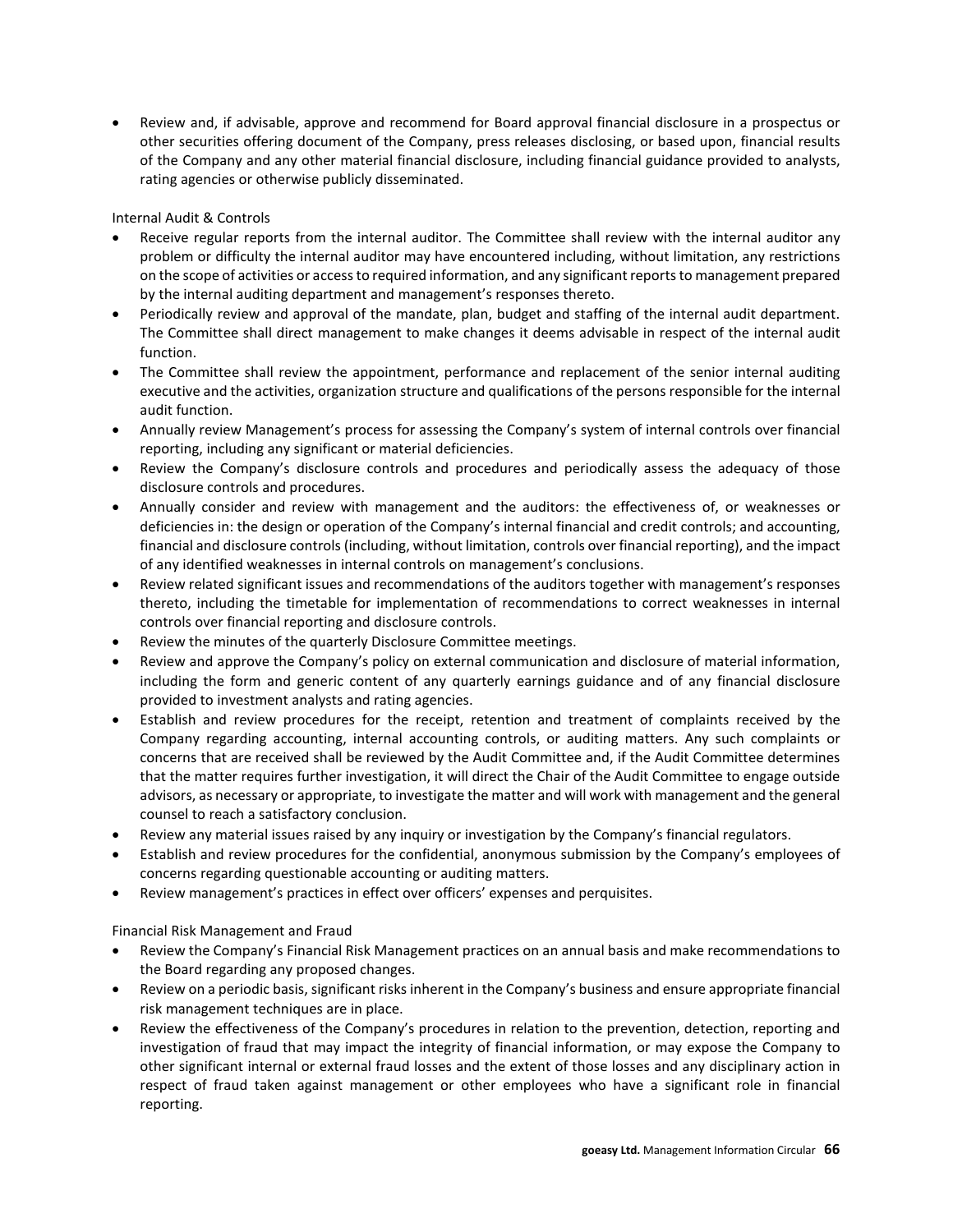- Review and, if advisable, approve and recommend for Board approval financial disclosure in a prospectus or other securities offering document of the Company, press releases disclosing, or based upon, financial results of the Company and any other material financial disclosure, including financial guidance provided to analysts, rating agencies or otherwise publicly disseminated.

Internal Audit & Controls

- Receive regular reports from the internal auditor. The Committee shall review with the internal auditor any problem or difficulty the internal auditor may have encountered including, without limitation, any restrictions on the scope of activities or access to required information, and any significant reports to management prepared by the internal auditing department and management's responses thereto.
- Periodically review and approval of the mandate, plan, budget and staffing of the internal audit department. The Committee shall direct management to make changes it deems advisable in respect of the internal audit function.
- The Committee shall review the appointment, performance and replacement of the senior internal auditing executive and the activities, organization structure and qualifications of the persons responsible for the internal audit function.
- Annually review Management's process for assessing the Company's system of internal controls over financial reporting, including any significant or material deficiencies.
- Review the Company's disclosure controls and procedures and periodically assess the adequacy of those disclosure controls and procedures.
- Annually consider and review with management and the auditors: the effectiveness of, or weaknesses or deficiencies in: the design or operation of the Company's internal financial and credit controls; and accounting, financial and disclosure controls (including, without limitation, controls over financial reporting), and the impact of any identified weaknesses in internal controls on management's conclusions.
- Review related significant issues and recommendations of the auditors together with management's responses thereto, including the timetable for implementation of recommendations to correct weaknesses in internal controls over financial reporting and disclosure controls.
- Review the minutes of the quarterly Disclosure Committee meetings.
- Review and approve the Company's policy on external communication and disclosure of material information, including the form and generic content of any quarterly earnings guidance and of any financial disclosure provided to investment analysts and rating agencies.
- Establish and review procedures for the receipt, retention and treatment of complaints received by the Company regarding accounting, internal accounting controls, or auditing matters. Any such complaints or concerns that are received shall be reviewed by the Audit Committee and, if the Audit Committee determines that the matter requires further investigation, it will direct the Chair of the Audit Committee to engage outside advisors, as necessary or appropriate, to investigate the matter and will work with management and the general counsel to reach a satisfactory conclusion.
- Review any material issues raised by any inquiry or investigation by the Company's financial regulators.
- Establish and review procedures for the confidential, anonymous submission by the Company's employees of concerns regarding questionable accounting or auditing matters.
- Review management's practices in effect over officers' expenses and perquisites.

Financial Risk Management and Fraud

- Review the Company's Financial Risk Management practices on an annual basis and make recommendations to the Board regarding any proposed changes.
- Review on a periodic basis, significant risks inherent in the Company's business and ensure appropriate financial risk management techniques are in place.
- Review the effectiveness of the Company's procedures in relation to the prevention, detection, reporting and investigation of fraud that may impact the integrity of financial information, or may expose the Company to other significant internal or external fraud losses and the extent of those losses and any disciplinary action in respect of fraud taken against management or other employees who have a significant role in financial reporting.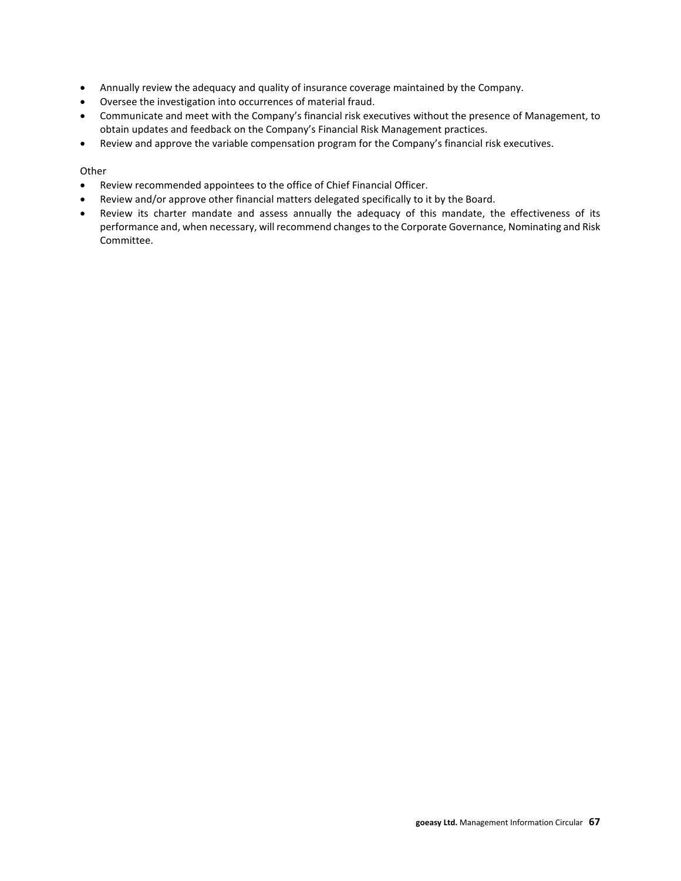- Annually review the adequacy and quality of insurance coverage maintained by the Company.
- Oversee the investigation into occurrences of material fraud.
- Communicate and meet with the Company's financial risk executives without the presence of Management, to obtain updates and feedback on the Company's Financial Risk Management practices.
- Review and approve the variable compensation program for the Company's financial risk executives.

Other

- Review recommended appointees to the office of Chief Financial Officer.
- Review and/or approve other financial matters delegated specifically to it by the Board.
- Review its charter mandate and assess annually the adequacy of this mandate, the effectiveness of its performance and, when necessary, will recommend changes to the Corporate Governance, Nominating and Risk Committee.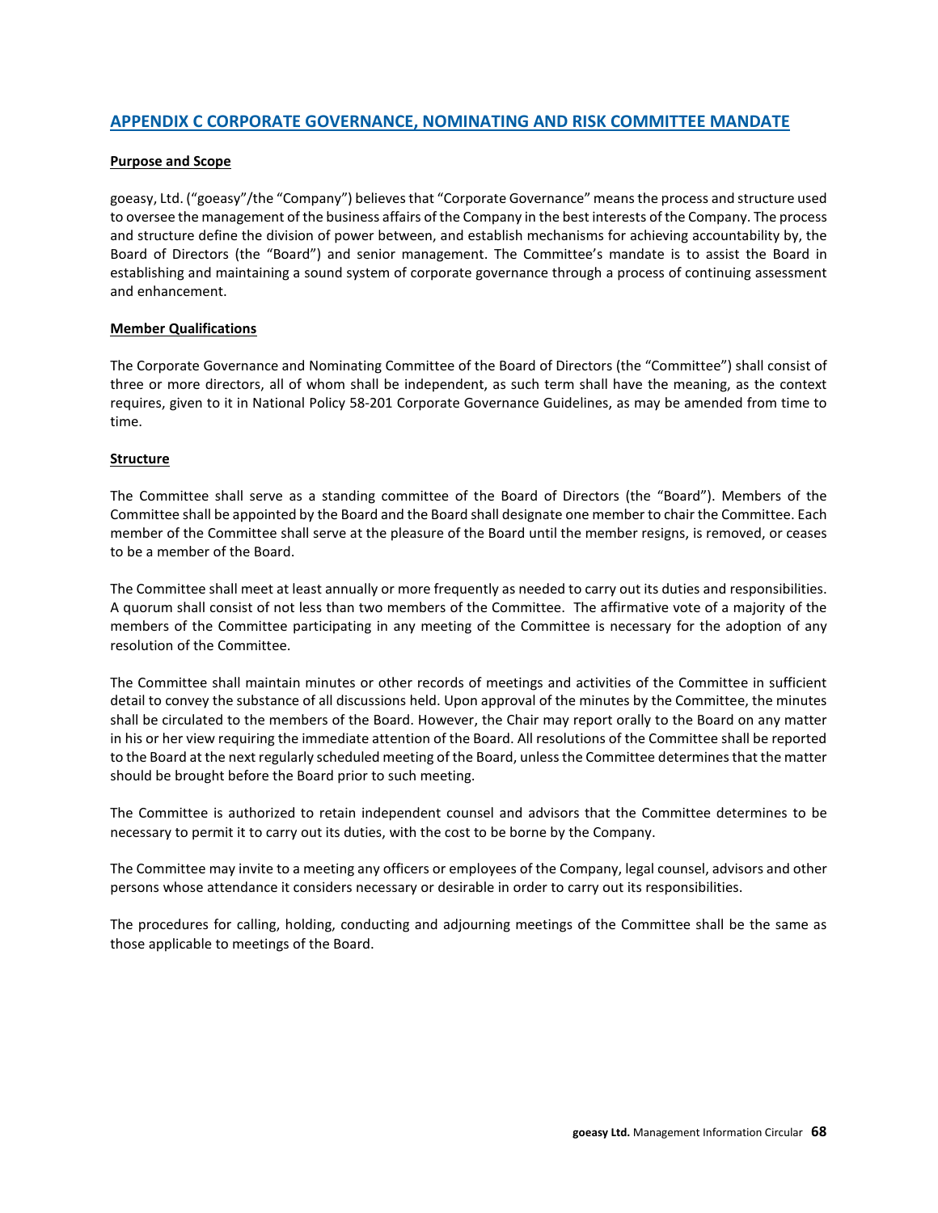## APPENDIX C CORPORATE GOVERNANCE, NOMINATING AND RISK COMMITTEE MANDATE

**Purpose and Scope**

goeasy, Ltd. ("goeasy"/the "Company") believes that "Corporate Governance" means the process and structure used to oversee the management of the business affairs of the Company in the best interests of the Company. The process and structure define the division of power between, and establish mechanisms for achieving accountability by, the Board of Directors (the "Board") and senior management. The Committee's mandate is to assist the Board in establishing and maintaining a sound system of corporate governance through a process of continuing assessment and enhancement.

**Member Qualifications**

The Corporate Governance and Nominating Committee of the Board of Directors (the "Committee") shall consist of three or more directors, all of whom shall be independent, as such term shall have the meaning, as the context requires, given to it in National Policy 58-201 Corporate Governance Guidelines, as may be amended from time to time.

**Structure**

The Committee shall serve as a standing committee of the Board of Directors (the "Board"). Members of the Committee shall be appointed by the Board and the Board shall designate one member to chair the Committee. Each member of the Committee shall serve at the pleasure of the Board until the member resigns, is removed, or ceases to be a member of the Board.

The Committee shall meet at least annually or more frequently as needed to carry out its duties and responsibilities. A quorum shall consist of not less than two members of the Committee. The affirmative vote of a majority of the members of the Committee participating in any meeting of the Committee is necessary for the adoption of any resolution of the Committee.

The Committee shall maintain minutes or other records of meetings and activities of the Committee in sufficient detail to convey the substance of all discussions held. Upon approval of the minutes by the Committee, the minutes shall be circulated to the members of the Board. However, the Chair may report orally to the Board on any matter in his or her view requiring the immediate attention of the Board. All resolutions of the Committee shall be reported to the Board at the next regularly scheduled meeting of the Board, unless the Committee determines that the matter should be brought before the Board prior to such meeting.

The Committee is authorized to retain independent counsel and advisors that the Committee determines to be necessary to permit it to carry out its duties, with the cost to be borne by the Company.

The Committee may invite to a meeting any officers or employees of the Company, legal counsel, advisors and other persons whose attendance it considers necessary or desirable in order to carry out its responsibilities.

The procedures for calling, holding, conducting and adjourning meetings of the Committee shall be the same as those applicable to meetings of the Board.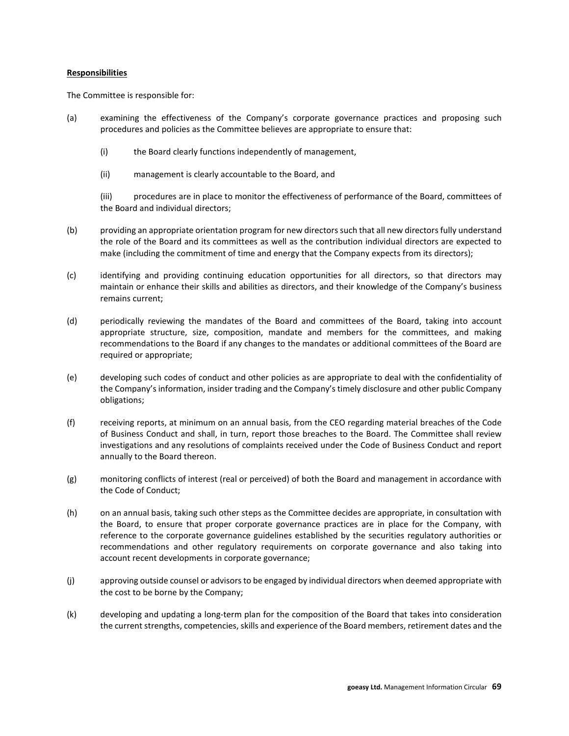**Responsibilities**

The Committee is responsible for:

(a) examining the effectiveness of the Company's corporate governance practices and proposing such procedures and policies as the Committee believes are appropriate to ensure that:

   (i) the Board clearly functions independently of management,

   (ii) management is clearly accountable to the Board, and

   (iii) procedures are in place to monitor the effectiveness of performance of the Board, committees of the Board and individual directors;

(b) providing an appropriate orientation program for new directors such that all new directors fully understand the role of the Board and its committees as well as the contribution individual directors are expected to make (including the commitment of time and energy that the Company expects from its directors);

(c) identifying and providing continuing education opportunities for all directors, so that directors may maintain or enhance their skills and abilities as directors, and their knowledge of the Company's business remains current;

(d) periodically reviewing the mandates of the Board and committees of the Board, taking into account appropriate structure, size, composition, mandate and members for the committees, and making recommendations to the Board if any changes to the mandates or additional committees of the Board are required or appropriate;

(e) developing such codes of conduct and other policies as are appropriate to deal with the confidentiality of the Company's information, insider trading and the Company's timely disclosure and other public Company obligations;

(f) receiving reports, at minimum on an annual basis, from the CEO regarding material breaches of the Code of Business Conduct and shall, in turn, report those breaches to the Board. The Committee shall review investigations and any resolutions of complaints received under the Code of Business Conduct and report annually to the Board thereon.

(g) monitoring conflicts of interest (real or perceived) of both the Board and management in accordance with the Code of Conduct;

(h) on an annual basis, taking such other steps as the Committee decides are appropriate, in consultation with the Board, to ensure that proper corporate governance practices are in place for the Company, with reference to the corporate governance guidelines established by the securities regulatory authorities or recommendations and other regulatory requirements on corporate governance and also taking into account recent developments in corporate governance;

(j) approving outside counsel or advisors to be engaged by individual directors when deemed appropriate with the cost to be borne by the Company;

(k) developing and updating a long-term plan for the composition of the Board that takes into consideration the current strengths, competencies, skills and experience of the Board members, retirement dates and the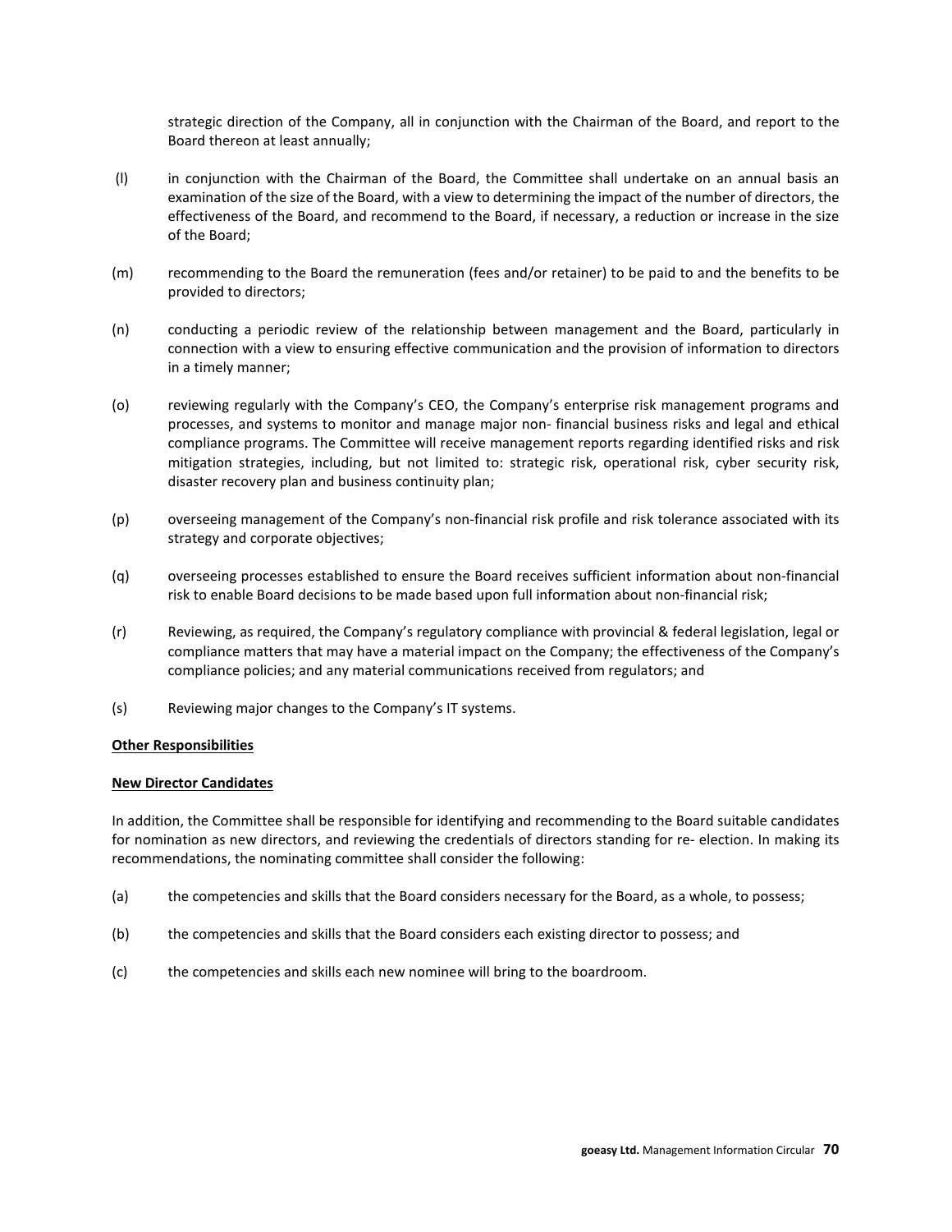strategic direction of the Company, all in conjunction with the Chairman of the Board, and report to the Board thereon at least annually;

(l) in conjunction with the Chairman of the Board, the Committee shall undertake on an annual basis an examination of the size of the Board, with a view to determining the impact of the number of directors, the effectiveness of the Board, and recommend to the Board, if necessary, a reduction or increase in the size of the Board;

(m) recommending to the Board the remuneration (fees and/or retainer) to be paid to and the benefits to be provided to directors;

(n) conducting a periodic review of the relationship between management and the Board, particularly in connection with a view to ensuring effective communication and the provision of information to directors in a timely manner;

(o) reviewing regularly with the Company's CEO, the Company's enterprise risk management programs and processes, and systems to monitor and manage major non- financial business risks and legal and ethical compliance programs. The Committee will receive management reports regarding identified risks and risk mitigation strategies, including, but not limited to: strategic risk, operational risk, cyber security risk, disaster recovery plan and business continuity plan;

(p) overseeing management of the Company's non-financial risk profile and risk tolerance associated with its strategy and corporate objectives;

(q) overseeing processes established to ensure the Board receives sufficient information about non-financial risk to enable Board decisions to be made based upon full information about non-financial risk;

(r) Reviewing, as required, the Company's regulatory compliance with provincial & federal legislation, legal or compliance matters that may have a material impact on the Company; the effectiveness of the Company's compliance policies; and any material communications received from regulators; and

(s) Reviewing major changes to the Company's IT systems.

**Other Responsibilities**

**New Director Candidates**

In addition, the Committee shall be responsible for identifying and recommending to the Board suitable candidates for nomination as new directors, and reviewing the credentials of directors standing for re- election. In making its recommendations, the nominating committee shall consider the following:

(a) the competencies and skills that the Board considers necessary for the Board, as a whole, to possess;

(b) the competencies and skills that the Board considers each existing director to possess; and

(c) the competencies and skills each new nominee will bring to the boardroom.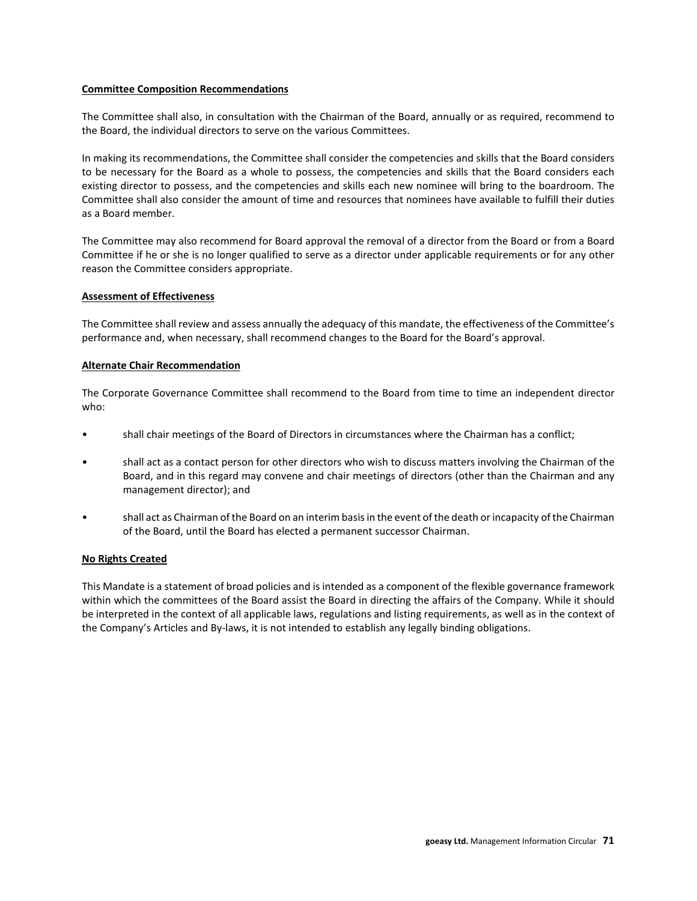**Committee Composition Recommendations**

The Committee shall also, in consultation with the Chairman of the Board, annually or as required, recommend to the Board, the individual directors to serve on the various Committees.

In making its recommendations, the Committee shall consider the competencies and skills that the Board considers to be necessary for the Board as a whole to possess, the competencies and skills that the Board considers each existing director to possess, and the competencies and skills each new nominee will bring to the boardroom. The Committee shall also consider the amount of time and resources that nominees have available to fulfill their duties as a Board member.

The Committee may also recommend for Board approval the removal of a director from the Board or from a Board Committee if he or she is no longer qualified to serve as a director under applicable requirements or for any other reason the Committee considers appropriate.

**Assessment of Effectiveness**

The Committee shall review and assess annually the adequacy of this mandate, the effectiveness of the Committee's performance and, when necessary, shall recommend changes to the Board for the Board's approval.

**Alternate Chair Recommendation**

The Corporate Governance Committee shall recommend to the Board from time to time an independent director who:

- shall chair meetings of the Board of Directors in circumstances where the Chairman has a conflict;
- shall act as a contact person for other directors who wish to discuss matters involving the Chairman of the Board, and in this regard may convene and chair meetings of directors (other than the Chairman and any management director); and
- shall act as Chairman of the Board on an interim basis in the event of the death or incapacity of the Chairman of the Board, until the Board has elected a permanent successor Chairman.

**No Rights Created**

This Mandate is a statement of broad policies and is intended as a component of the flexible governance framework within which the committees of the Board assist the Board in directing the affairs of the Company. While it should be interpreted in the context of all applicable laws, regulations and listing requirements, as well as in the context of the Company's Articles and By-laws, it is not intended to establish any legally binding obligations.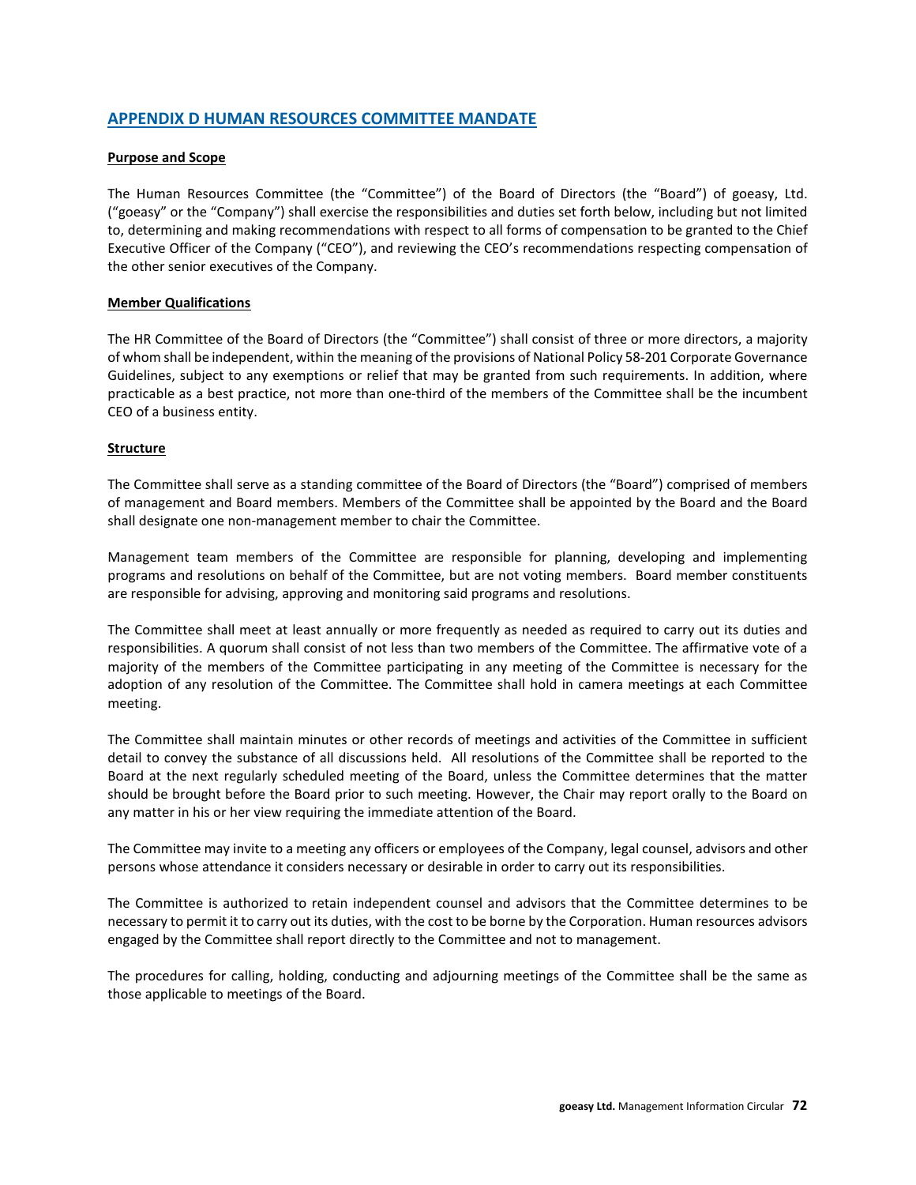## APPENDIX D HUMAN RESOURCES COMMITTEE MANDATE

**Purpose and Scope**

The Human Resources Committee (the "Committee") of the Board of Directors (the "Board") of goeasy, Ltd. ("goeasy" or the "Company") shall exercise the responsibilities and duties set forth below, including but not limited to, determining and making recommendations with respect to all forms of compensation to be granted to the Chief Executive Officer of the Company ("CEO"), and reviewing the CEO's recommendations respecting compensation of the other senior executives of the Company.

**Member Qualifications**

The HR Committee of the Board of Directors (the "Committee") shall consist of three or more directors, a majority of whom shall be independent, within the meaning of the provisions of National Policy 58-201 Corporate Governance Guidelines, subject to any exemptions or relief that may be granted from such requirements. In addition, where practicable as a best practice, not more than one-third of the members of the Committee shall be the incumbent CEO of a business entity.

**Structure**

The Committee shall serve as a standing committee of the Board of Directors (the "Board") comprised of members of management and Board members. Members of the Committee shall be appointed by the Board and the Board shall designate one non-management member to chair the Committee.

Management team members of the Committee are responsible for planning, developing and implementing programs and resolutions on behalf of the Committee, but are not voting members. Board member constituents are responsible for advising, approving and monitoring said programs and resolutions.

The Committee shall meet at least annually or more frequently as needed as required to carry out its duties and responsibilities. A quorum shall consist of not less than two members of the Committee. The affirmative vote of a majority of the members of the Committee participating in any meeting of the Committee is necessary for the adoption of any resolution of the Committee. The Committee shall hold in camera meetings at each Committee meeting.

The Committee shall maintain minutes or other records of meetings and activities of the Committee in sufficient detail to convey the substance of all discussions held. All resolutions of the Committee shall be reported to the Board at the next regularly scheduled meeting of the Board, unless the Committee determines that the matter should be brought before the Board prior to such meeting. However, the Chair may report orally to the Board on any matter in his or her view requiring the immediate attention of the Board.

The Committee may invite to a meeting any officers or employees of the Company, legal counsel, advisors and other persons whose attendance it considers necessary or desirable in order to carry out its responsibilities.

The Committee is authorized to retain independent counsel and advisors that the Committee determines to be necessary to permit it to carry out its duties, with the cost to be borne by the Corporation. Human resources advisors engaged by the Committee shall report directly to the Committee and not to management.

The procedures for calling, holding, conducting and adjourning meetings of the Committee shall be the same as those applicable to meetings of the Board.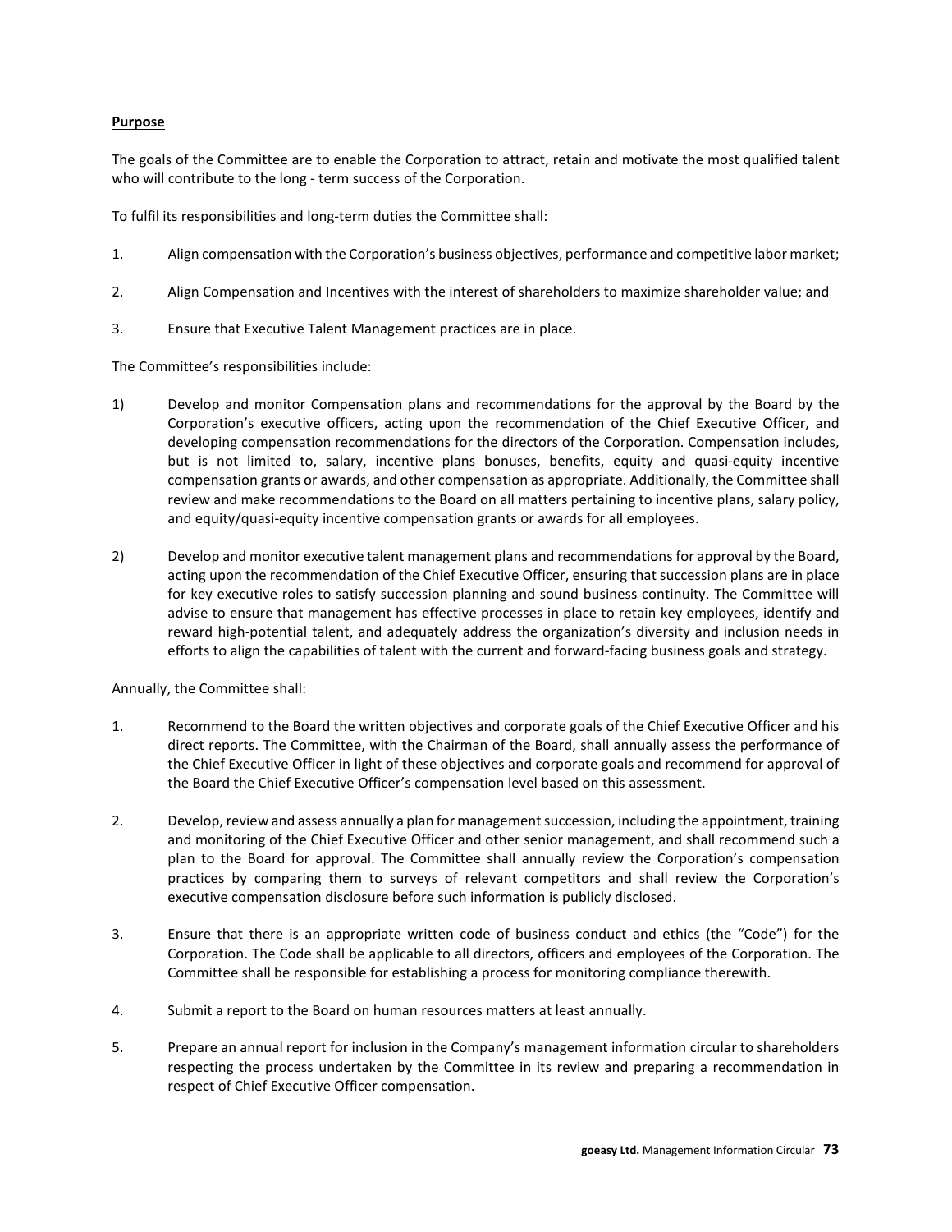**Purpose**

The goals of the Committee are to enable the Corporation to attract, retain and motivate the most qualified talent who will contribute to the long - term success of the Corporation.

To fulfil its responsibilities and long-term duties the Committee shall:

1. Align compensation with the Corporation's business objectives, performance and competitive labor market;

2. Align Compensation and Incentives with the interest of shareholders to maximize shareholder value; and

3. Ensure that Executive Talent Management practices are in place.

The Committee's responsibilities include:

1) Develop and monitor Compensation plans and recommendations for the approval by the Board by the Corporation's executive officers, acting upon the recommendation of the Chief Executive Officer, and developing compensation recommendations for the directors of the Corporation. Compensation includes, but is not limited to, salary, incentive plans bonuses, benefits, equity and quasi-equity incentive compensation grants or awards, and other compensation as appropriate. Additionally, the Committee shall review and make recommendations to the Board on all matters pertaining to incentive plans, salary policy, and equity/quasi-equity incentive compensation grants or awards for all employees.

2) Develop and monitor executive talent management plans and recommendations for approval by the Board, acting upon the recommendation of the Chief Executive Officer, ensuring that succession plans are in place for key executive roles to satisfy succession planning and sound business continuity. The Committee will advise to ensure that management has effective processes in place to retain key employees, identify and reward high-potential talent, and adequately address the organization's diversity and inclusion needs in efforts to align the capabilities of talent with the current and forward-facing business goals and strategy.

Annually, the Committee shall:

1. Recommend to the Board the written objectives and corporate goals of the Chief Executive Officer and his direct reports. The Committee, with the Chairman of the Board, shall annually assess the performance of the Chief Executive Officer in light of these objectives and corporate goals and recommend for approval of the Board the Chief Executive Officer's compensation level based on this assessment.

2. Develop, review and assess annually a plan for management succession, including the appointment, training and monitoring of the Chief Executive Officer and other senior management, and shall recommend such a plan to the Board for approval. The Committee shall annually review the Corporation's compensation practices by comparing them to surveys of relevant competitors and shall review the Corporation's executive compensation disclosure before such information is publicly disclosed.

3. Ensure that there is an appropriate written code of business conduct and ethics (the "Code") for the Corporation. The Code shall be applicable to all directors, officers and employees of the Corporation. The Committee shall be responsible for establishing a process for monitoring compliance therewith.

4. Submit a report to the Board on human resources matters at least annually.

5. Prepare an annual report for inclusion in the Company's management information circular to shareholders respecting the process undertaken by the Committee in its review and preparing a recommendation in respect of Chief Executive Officer compensation.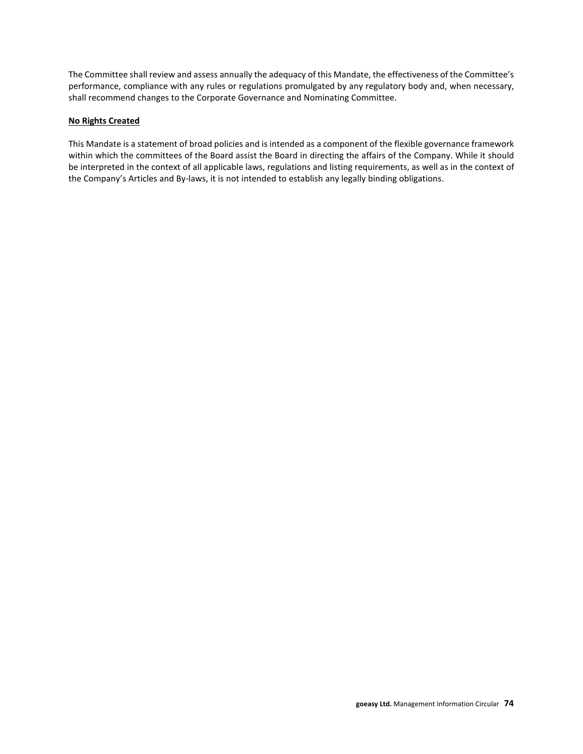The Committee shall review and assess annually the adequacy of this Mandate, the effectiveness of the Committee's performance, compliance with any rules or regulations promulgated by any regulatory body and, when necessary, shall recommend changes to the Corporate Governance and Nominating Committee.

**No Rights Created**

This Mandate is a statement of broad policies and is intended as a component of the flexible governance framework within which the committees of the Board assist the Board in directing the affairs of the Company. While it should be interpreted in the context of all applicable laws, regulations and listing requirements, as well as in the context of the Company's Articles and By-laws, it is not intended to establish any legally binding obligations.